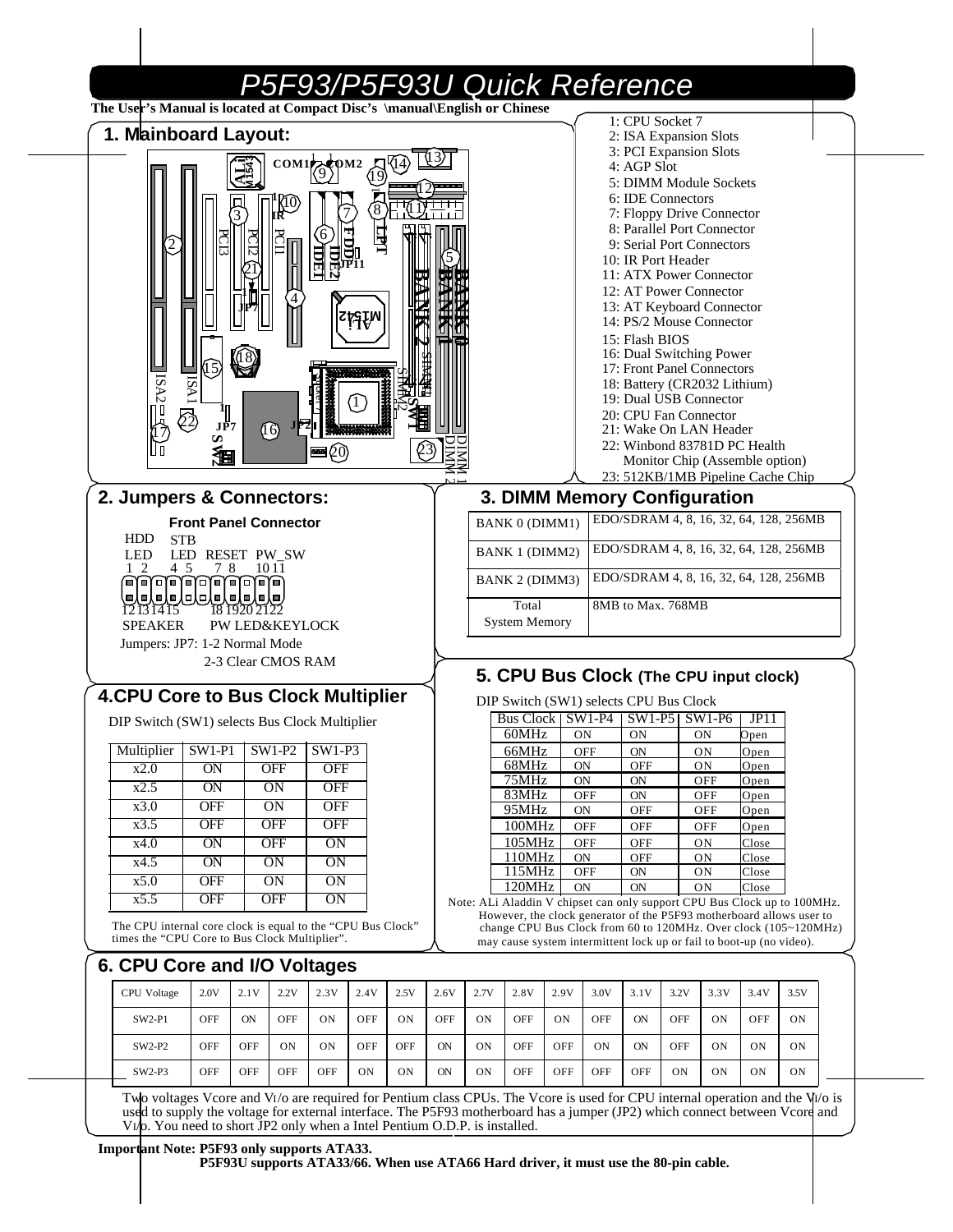# P5F93/P5F93U Quick Reference

**The User's Manual is located at Compact Disc's \manual\English or Chinese**

## 1. Mainboard Layout:

1: CPU Socket 7
2: ISA Expansion Slots
3: PCI Expansion Slots
4: AGP Slot
5: DIMM Module Sockets
6: IDE Connectors
7: Floppy Drive Connector
8: Parallel Port Connector
9: Serial Port Connectors
10: IR Port Header
11: ATX Power Connector
12: AT Power Connector
13: AT Keyboard Connector
14: PS/2 Mouse Connector
15: Flash BIOS
16: Dual Switching Power
17: Front Panel Connectors
18: Battery (CR2032 Lithium)
19: Dual USB Connector
20: CPU Fan Connector
21: Wake On LAN Header
22: Winbond 83781D PC Health Monitor Chip (Assemble option)
23: 512KB/1MB Pipeline Cache Chip

## 2. Jumpers & Connectors:

**Front Panel Connector**

HDD LED (1 2), STB LED (4 5), RESET (7 8), PW_SW (10 11)

SPEAKER (12 13 14 15), PW LED&KEYLOCK (18 19 20 21 22)

Jumpers: JP7: 1-2 Normal Mode
2-3 Clear CMOS RAM

## 3. DIMM Memory Configuration

| | |
|---|---|
| BANK 0 (DIMM1) | EDO/SDRAM 4, 8, 16, 32, 64, 128, 256MB |
| BANK 1 (DIMM2) | EDO/SDRAM 4, 8, 16, 32, 64, 128, 256MB |
| BANK 2 (DIMM3) | EDO/SDRAM 4, 8, 16, 32, 64, 128, 256MB |
| Total System Memory | 8MB to Max. 768MB |

## 4.CPU Core to Bus Clock Multiplier

DIP Switch (SW1) selects Bus Clock Multiplier

| Multiplier | SW1-P1 | SW1-P2 | SW1-P3 |
|---|---|---|---|
| x2.0 | ON | OFF | OFF |
| x2.5 | ON | ON | OFF |
| x3.0 | OFF | ON | OFF |
| x3.5 | OFF | OFF | OFF |
| x4.0 | ON | OFF | ON |
| x4.5 | ON | ON | ON |
| x5.0 | OFF | ON | ON |
| x5.5 | OFF | OFF | ON |

The CPU internal core clock is equal to the "CPU Bus Clock" times the "CPU Core to Bus Clock Multiplier".

## 5. CPU Bus Clock (The CPU input clock)

DIP Switch (SW1) selects CPU Bus Clock

| Bus Clock | SW1-P4 | SW1-P5 | SW1-P6 | JP11 |
|---|---|---|---|---|
| 60MHz | ON | ON | ON | Open |
| 66MHz | OFF | ON | ON | Open |
| 68MHz | ON | OFF | ON | Open |
| 75MHz | ON | ON | OFF | Open |
| 83MHz | OFF | ON | OFF | Open |
| 95MHz | ON | OFF | OFF | Open |
| 100MHz | OFF | OFF | OFF | Open |
| 105MHz | OFF | OFF | ON | Close |
| 110MHz | ON | OFF | ON | Close |
| 115MHz | OFF | ON | ON | Close |
| 120MHz | ON | ON | ON | Close |

Note: ALi Aladdin V chipset can only support CPU Bus Clock up to 100MHz. However, the clock generator of the P5F93 motherboard allows user to change CPU Bus Clock from 60 to 120MHz. Over clock (105~120MHz) may cause system intermittent lock up or fail to boot-up (no video).

## 6. CPU Core and I/O Voltages

| CPU Voltage | 2.0V | 2.1V | 2.2V | 2.3V | 2.4V | 2.5V | 2.6V | 2.7V | 2.8V | 2.9V | 3.0V | 3.1V | 3.2V | 3.3V | 3.4V | 3.5V |
|---|---|---|---|---|---|---|---|---|---|---|---|---|---|---|---|---|
| SW2-P1 | OFF | ON | OFF | ON | OFF | ON | OFF | ON | OFF | ON | OFF | ON | OFF | ON | OFF | ON |
| SW2-P2 | OFF | OFF | ON | ON | OFF | OFF | ON | ON | OFF | OFF | ON | ON | OFF | ON | ON | ON |
| SW2-P3 | OFF | OFF | OFF | OFF | ON | ON | ON | ON | OFF | OFF | OFF | OFF | ON | ON | ON | ON |

Two voltages Vcore and $V_{I/O}$ are required for Pentium class CPUs. The Vcore is used for CPU internal operation and the $V_{I/O}$ is used to supply the voltage for external interface. The P5F93 motherboard has a jumper (JP2) which connect between Vcore and $V_{I/O}$. You need to short JP2 only when a Intel Pentium O.D.P. is installed.

**Important Note: P5F93 only supports ATA33.**
**P5F93U supports ATA33/66. When use ATA66 Hard driver, it must use the 80-pin cable.**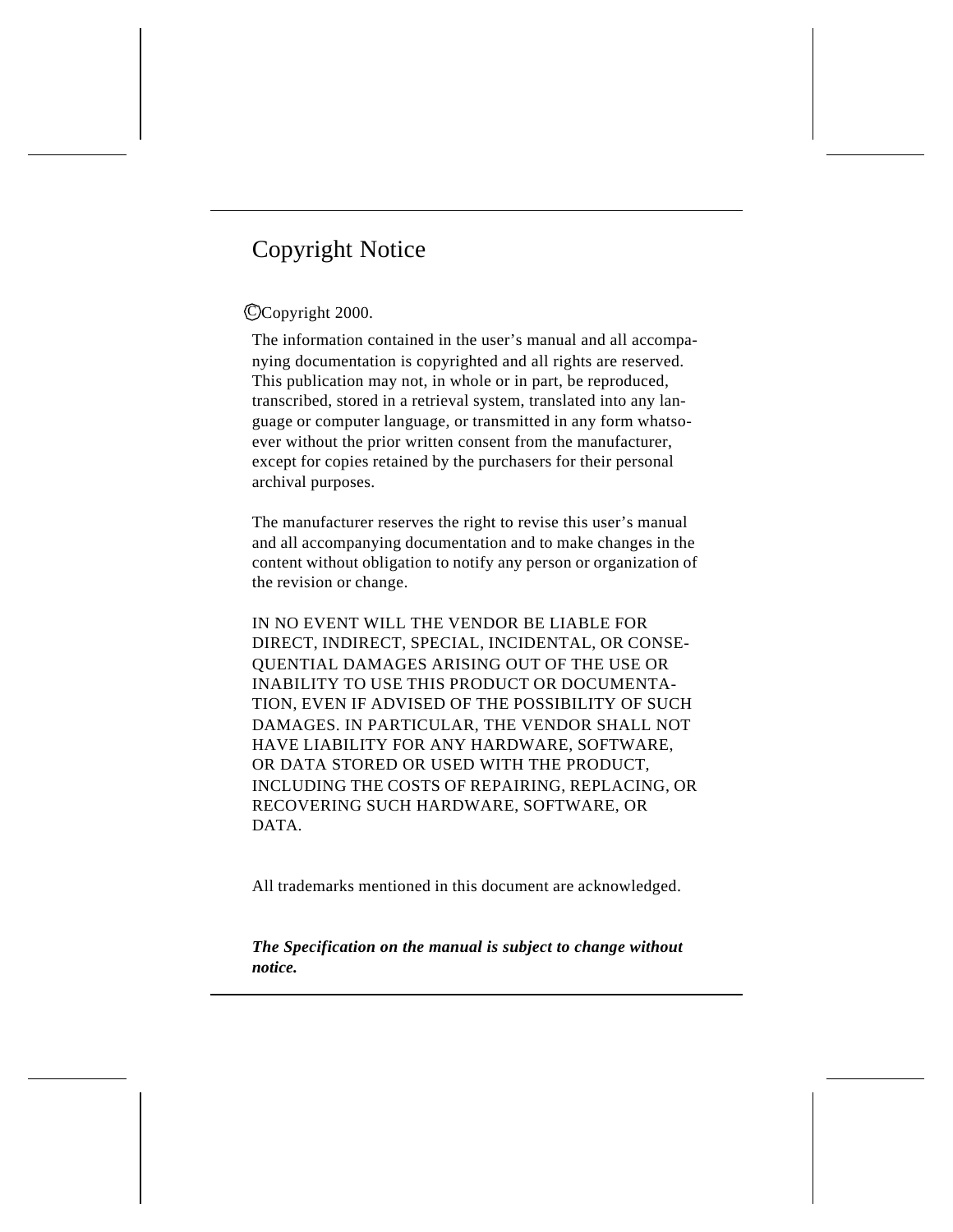# Copyright Notice

©Copyright 2000.

The information contained in the user's manual and all accompanying documentation is copyrighted and all rights are reserved. This publication may not, in whole or in part, be reproduced, transcribed, stored in a retrieval system, translated into any language or computer language, or transmitted in any form whatsoever without the prior written consent from the manufacturer, except for copies retained by the purchasers for their personal archival purposes.

The manufacturer reserves the right to revise this user's manual and all accompanying documentation and to make changes in the content without obligation to notify any person or organization of the revision or change.

IN NO EVENT WILL THE VENDOR BE LIABLE FOR DIRECT, INDIRECT, SPECIAL, INCIDENTAL, OR CONSEQUENTIAL DAMAGES ARISING OUT OF THE USE OR INABILITY TO USE THIS PRODUCT OR DOCUMENTATION, EVEN IF ADVISED OF THE POSSIBILITY OF SUCH DAMAGES. IN PARTICULAR, THE VENDOR SHALL NOT HAVE LIABILITY FOR ANY HARDWARE, SOFTWARE, OR DATA STORED OR USED WITH THE PRODUCT, INCLUDING THE COSTS OF REPAIRING, REPLACING, OR RECOVERING SUCH HARDWARE, SOFTWARE, OR DATA.

All trademarks mentioned in this document are acknowledged.

***The Specification on the manual is subject to change without notice.***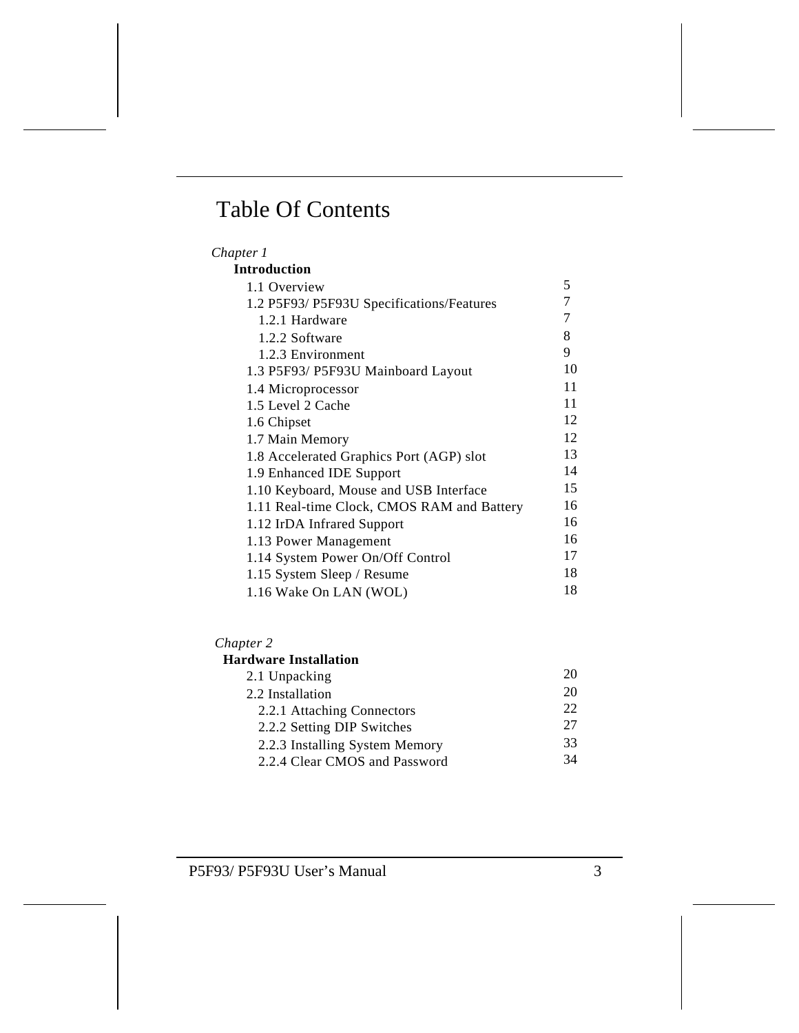# Table Of Contents

*Chapter 1*

**Introduction**

| | |
|---|---|
| 1.1 Overview | 5 |
| 1.2 P5F93/ P5F93U Specifications/Features | 7 |
| 1.2.1 Hardware | 7 |
| 1.2.2 Software | 8 |
| 1.2.3 Environment | 9 |
| 1.3 P5F93/ P5F93U Mainboard Layout | 10 |
| 1.4 Microprocessor | 11 |
| 1.5 Level 2 Cache | 11 |
| 1.6 Chipset | 12 |
| 1.7 Main Memory | 12 |
| 1.8 Accelerated Graphics Port (AGP) slot | 13 |
| 1.9 Enhanced IDE Support | 14 |
| 1.10 Keyboard, Mouse and USB Interface | 15 |
| 1.11 Real-time Clock, CMOS RAM and Battery | 16 |
| 1.12 IrDA Infrared Support | 16 |
| 1.13 Power Management | 16 |
| 1.14 System Power On/Off Control | 17 |
| 1.15 System Sleep / Resume | 18 |
| 1.16 Wake On LAN (WOL) | 18 |

*Chapter 2*

**Hardware Installation**

| | |
|---|---|
| 2.1 Unpacking | 20 |
| 2.2 Installation | 20 |
| 2.2.1 Attaching Connectors | 22 |
| 2.2.2 Setting DIP Switches | 27 |
| 2.2.3 Installing System Memory | 33 |
| 2.2.4 Clear CMOS and Password | 34 |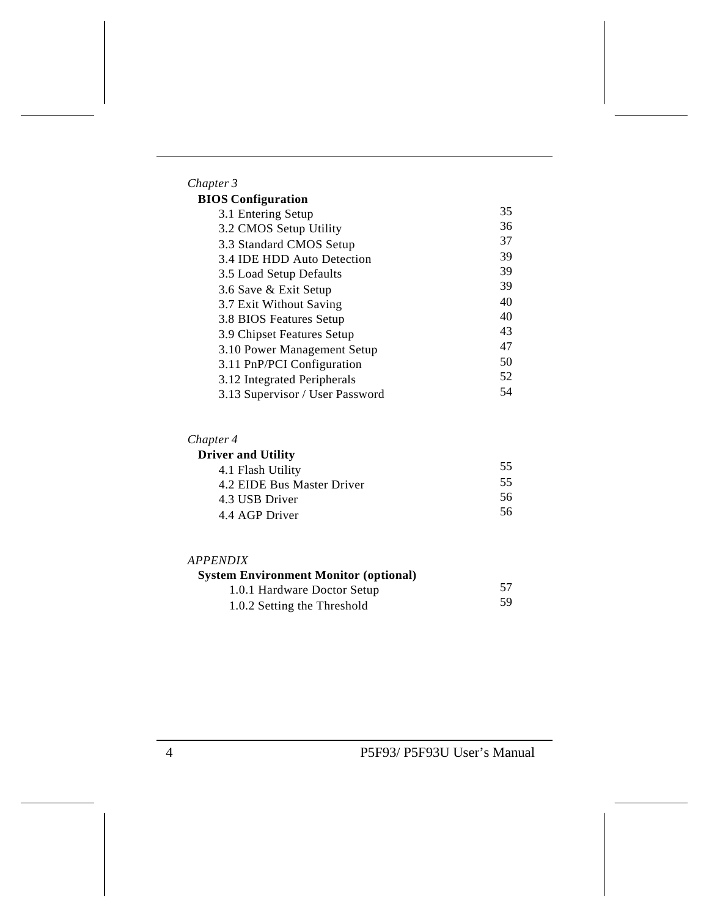*Chapter 3*

**BIOS Configuration**

| | |
|---|---|
| 3.1 Entering Setup | 35 |
| 3.2 CMOS Setup Utility | 36 |
| 3.3 Standard CMOS Setup | 37 |
| 3.4 IDE HDD Auto Detection | 39 |
| 3.5 Load Setup Defaults | 39 |
| 3.6 Save & Exit Setup | 39 |
| 3.7 Exit Without Saving | 40 |
| 3.8 BIOS Features Setup | 40 |
| 3.9 Chipset Features Setup | 43 |
| 3.10 Power Management Setup | 47 |
| 3.11 PnP/PCI Configuration | 50 |
| 3.12 Integrated Peripherals | 52 |
| 3.13 Supervisor / User Password | 54 |

*Chapter 4*

**Driver and Utility**

| | |
|---|---|
| 4.1 Flash Utility | 55 |
| 4.2 EIDE Bus Master Driver | 55 |
| 4.3 USB Driver | 56 |
| 4.4 AGP Driver | 56 |

*APPENDIX*

**System Environment Monitor (optional)**

| | |
|---|---|
| 1.0.1 Hardware Doctor Setup | 57 |
| 1.0.2 Setting the Threshold | 59 |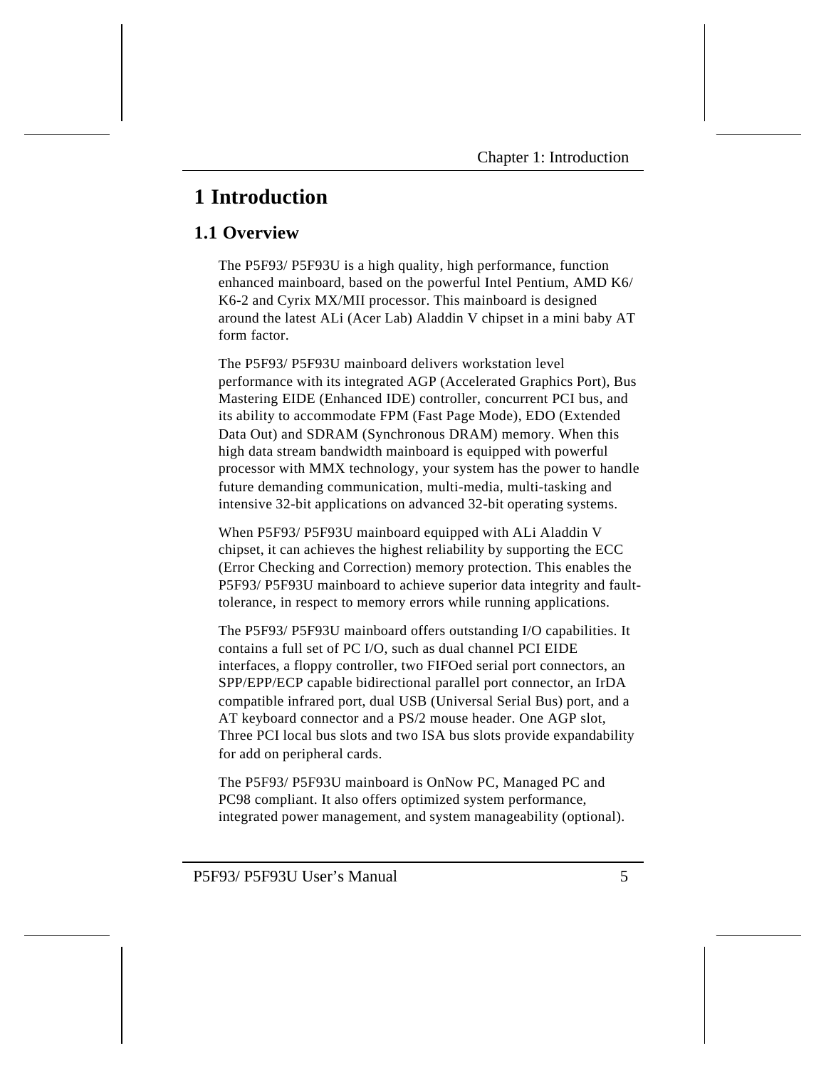# 1 Introduction

## 1.1 Overview

The P5F93/ P5F93U is a high quality, high performance, function enhanced mainboard, based on the powerful Intel Pentium, AMD K6/ K6-2 and Cyrix MX/MII processor. This mainboard is designed around the latest ALi (Acer Lab) Aladdin V chipset in a mini baby AT form factor.

The P5F93/ P5F93U mainboard delivers workstation level performance with its integrated AGP (Accelerated Graphics Port), Bus Mastering EIDE (Enhanced IDE) controller, concurrent PCI bus, and its ability to accommodate FPM (Fast Page Mode), EDO (Extended Data Out) and SDRAM (Synchronous DRAM) memory. When this high data stream bandwidth mainboard is equipped with powerful processor with MMX technology, your system has the power to handle future demanding communication, multi-media, multi-tasking and intensive 32-bit applications on advanced 32-bit operating systems.

When P5F93/ P5F93U mainboard equipped with ALi Aladdin V chipset, it can achieves the highest reliability by supporting the ECC (Error Checking and Correction) memory protection. This enables the P5F93/ P5F93U mainboard to achieve superior data integrity and fault-tolerance, in respect to memory errors while running applications.

The P5F93/ P5F93U mainboard offers outstanding I/O capabilities. It contains a full set of PC I/O, such as dual channel PCI EIDE interfaces, a floppy controller, two FIFOed serial port connectors, an SPP/EPP/ECP capable bidirectional parallel port connector, an IrDA compatible infrared port, dual USB (Universal Serial Bus) port, and a AT keyboard connector and a PS/2 mouse header. One AGP slot, Three PCI local bus slots and two ISA bus slots provide expandability for add on peripheral cards.

The P5F93/ P5F93U mainboard is OnNow PC, Managed PC and PC98 compliant. It also offers optimized system performance, integrated power management, and system manageability (optional).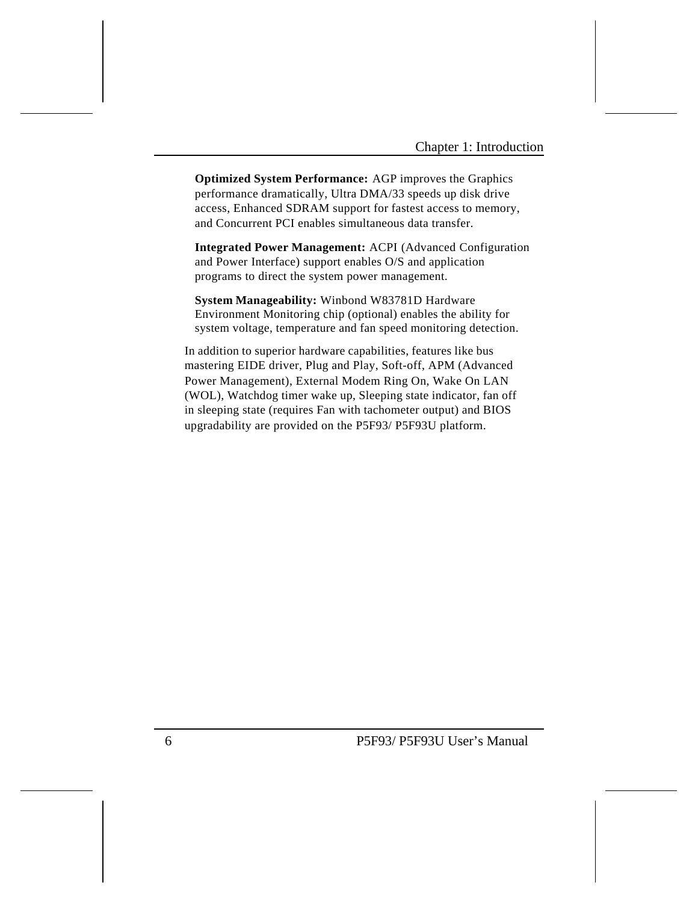**Optimized System Performance:** AGP improves the Graphics performance dramatically, Ultra DMA/33 speeds up disk drive access, Enhanced SDRAM support for fastest access to memory, and Concurrent PCI enables simultaneous data transfer.

**Integrated Power Management:** ACPI (Advanced Configuration and Power Interface) support enables O/S and application programs to direct the system power management.

**System Manageability:** Winbond W83781D Hardware Environment Monitoring chip (optional) enables the ability for system voltage, temperature and fan speed monitoring detection.

In addition to superior hardware capabilities, features like bus mastering EIDE driver, Plug and Play, Soft-off, APM (Advanced Power Management), External Modem Ring On, Wake On LAN (WOL), Watchdog timer wake up, Sleeping state indicator, fan off in sleeping state (requires Fan with tachometer output) and BIOS upgradability are provided on the P5F93/ P5F93U platform.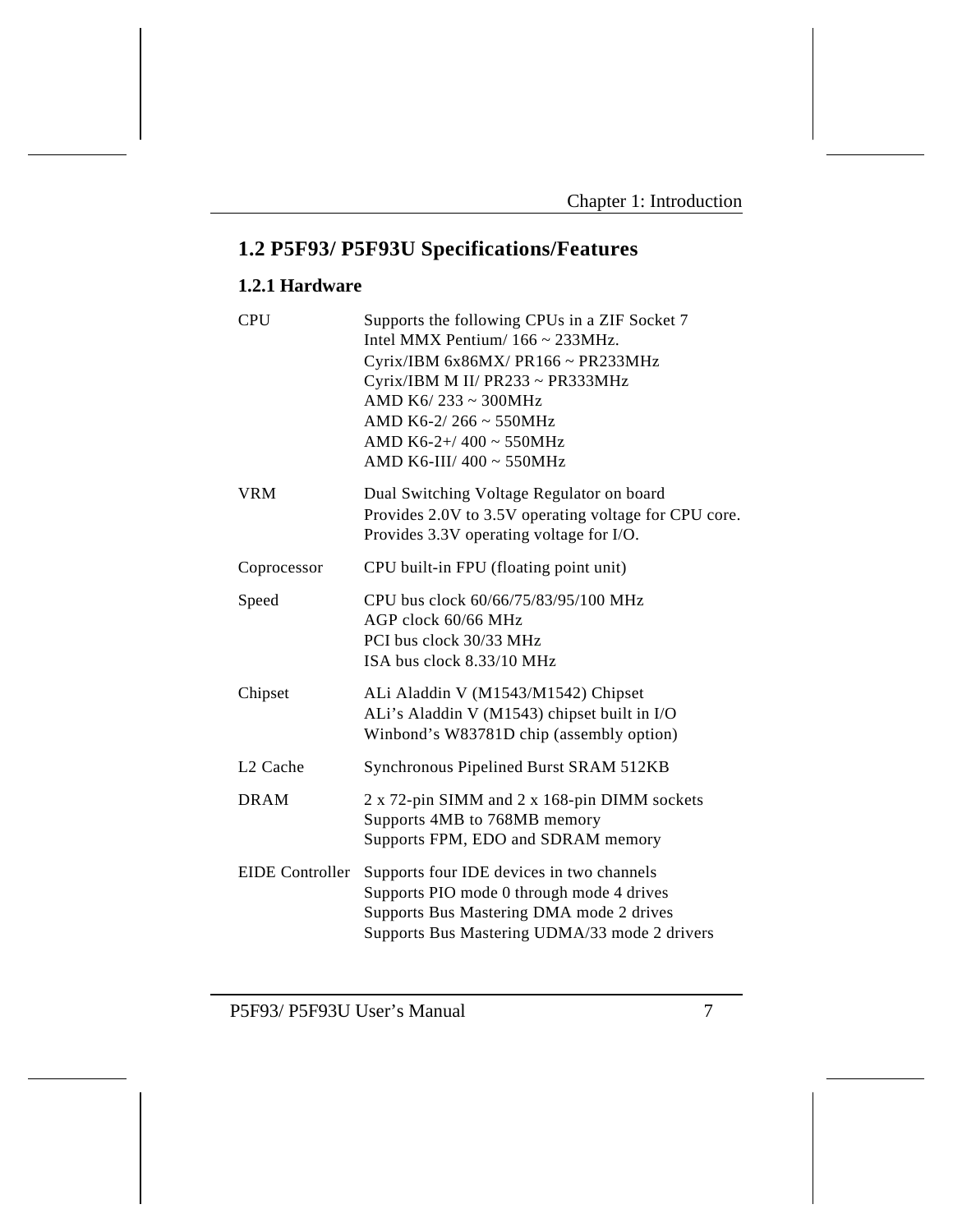## 1.2 P5F93/ P5F93U Specifications/Features

### 1.2.1 Hardware

| | |
|---|---|
| CPU | Supports the following CPUs in a ZIF Socket 7<br>Intel MMX Pentium/ 166 ~ 233MHz.<br>Cyrix/IBM 6x86MX/ PR166 ~ PR233MHz<br>Cyrix/IBM M II/ PR233 ~ PR333MHz<br>AMD K6/ 233 ~ 300MHz<br>AMD K6-2/ 266 ~ 550MHz<br>AMD K6-2+/ 400 ~ 550MHz<br>AMD K6-III/ 400 ~ 550MHz |
| VRM | Dual Switching Voltage Regulator on board<br>Provides 2.0V to 3.5V operating voltage for CPU core.<br>Provides 3.3V operating voltage for I/O. |
| Coprocessor | CPU built-in FPU (floating point unit) |
| Speed | CPU bus clock 60/66/75/83/95/100 MHz<br>AGP clock 60/66 MHz<br>PCI bus clock 30/33 MHz<br>ISA bus clock 8.33/10 MHz |
| Chipset | ALi Aladdin V (M1543/M1542) Chipset<br>ALi's Aladdin V (M1543) chipset built in I/O<br>Winbond's W83781D chip (assembly option) |
| L2 Cache | Synchronous Pipelined Burst SRAM 512KB |
| DRAM | 2 x 72-pin SIMM and 2 x 168-pin DIMM sockets<br>Supports 4MB to 768MB memory<br>Supports FPM, EDO and SDRAM memory |
| EIDE Controller | Supports four IDE devices in two channels<br>Supports PIO mode 0 through mode 4 drives<br>Supports Bus Mastering DMA mode 2 drives<br>Supports Bus Mastering UDMA/33 mode 2 drivers |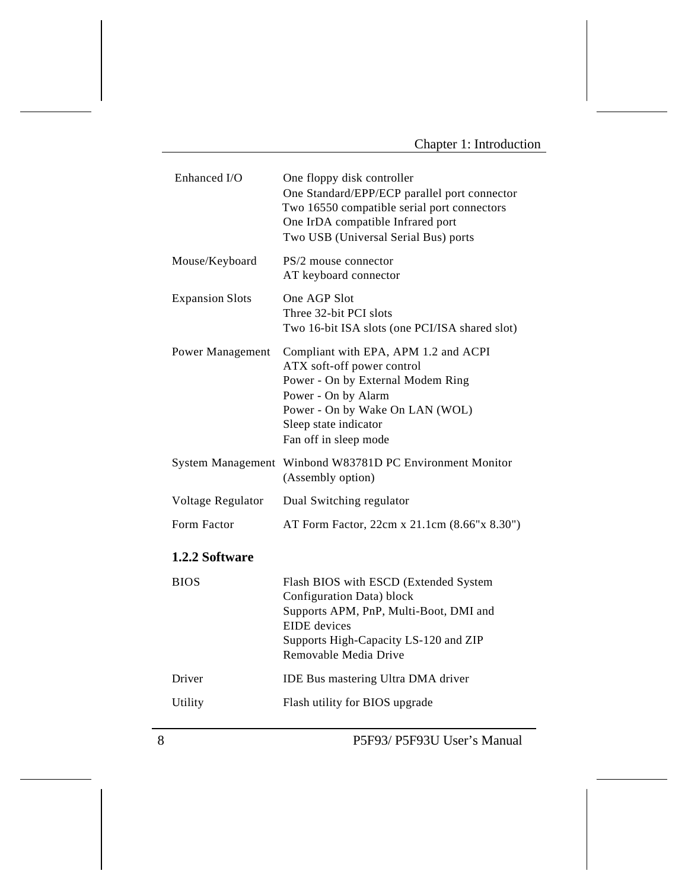| | |
|---|---|
| Enhanced I/O | One floppy disk controller<br>One Standard/EPP/ECP parallel port connector<br>Two 16550 compatible serial port connectors<br>One IrDA compatible Infrared port<br>Two USB (Universal Serial Bus) ports |
| Mouse/Keyboard | PS/2 mouse connector<br>AT keyboard connector |
| Expansion Slots | One AGP Slot<br>Three 32-bit PCI slots<br>Two 16-bit ISA slots (one PCI/ISA shared slot) |
| Power Management | Compliant with EPA, APM 1.2 and ACPI<br>ATX soft-off power control<br>Power - On by External Modem Ring<br>Power - On by Alarm<br>Power - On by Wake On LAN (WOL)<br>Sleep state indicator<br>Fan off in sleep mode |
| System Management | Winbond W83781D PC Environment Monitor (Assembly option) |
| Voltage Regulator | Dual Switching regulator |
| Form Factor | AT Form Factor, 22cm x 21.1cm (8.66"x 8.30") |

### 1.2.2 Software

| | |
|---|---|
| BIOS | Flash BIOS with ESCD (Extended System Configuration Data) block<br>Supports APM, PnP, Multi-Boot, DMI and EIDE devices<br>Supports High-Capacity LS-120 and ZIP Removable Media Drive |
| Driver | IDE Bus mastering Ultra DMA driver |
| Utility | Flash utility for BIOS upgrade |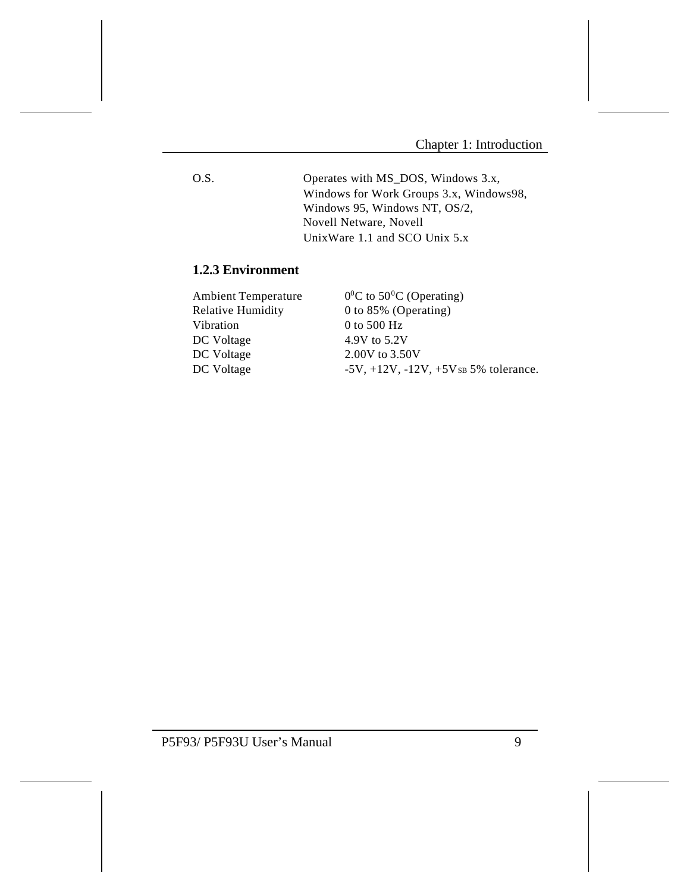| | |
|---|---|
| O.S. | Operates with MS_DOS, Windows 3.x, Windows for Work Groups 3.x, Windows98, Windows 95, Windows NT, OS/2, Novell Netware, Novell UnixWare 1.1 and SCO Unix 5.x |

### 1.2.3 Environment

| | |
|---|---|
| Ambient Temperature | $0^0$C to $50^0$C (Operating) |
| Relative Humidity | 0 to 85% (Operating) |
| Vibration | 0 to 500 Hz |
| DC Voltage | 4.9V to 5.2V |
| DC Voltage | 2.00V to 3.50V |
| DC Voltage | -5V, +12V, -12V, $+5V_{SB}$ 5% tolerance. |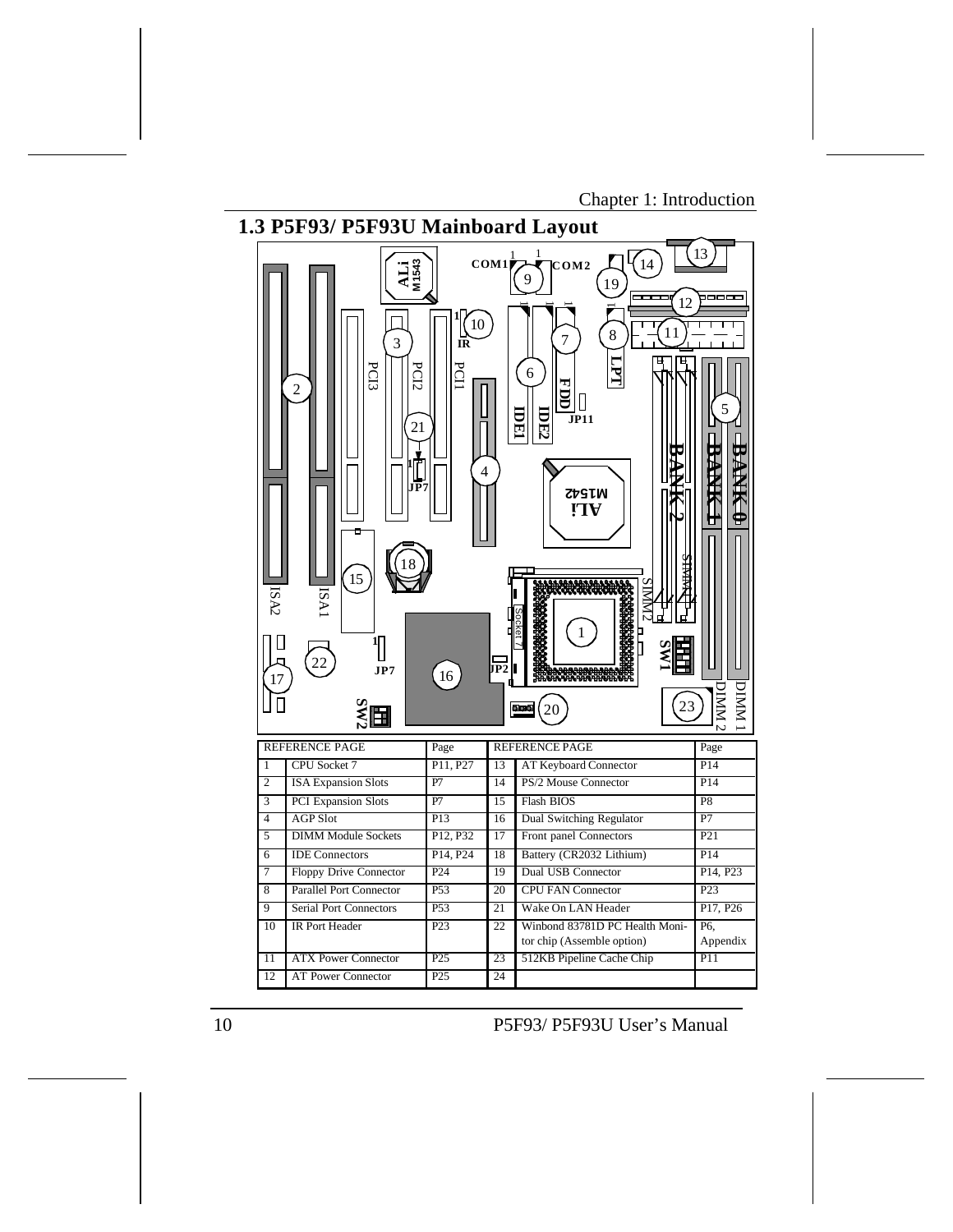## 1.3 P5F93/ P5F93U Mainboard Layout

| REFERENCE PAGE | | Page | REFERENCE PAGE | | Page |
|---|---|---|---|---|---|
| 1 | CPU Socket 7 | P11, P27 | 13 | AT Keyboard Connector | P14 |
| 2 | ISA Expansion Slots | P7 | 14 | PS/2 Mouse Connector | P14 |
| 3 | PCI Expansion Slots | P7 | 15 | Flash BIOS | P8 |
| 4 | AGP Slot | P13 | 16 | Dual Switching Regulator | P7 |
| 5 | DIMM Module Sockets | P12, P32 | 17 | Front panel Connectors | P21 |
| 6 | IDE Connectors | P14, P24 | 18 | Battery (CR2032 Lithium) | P14 |
| 7 | Floppy Drive Connector | P24 | 19 | Dual USB Connector | P14, P23 |
| 8 | Parallel Port Connector | P53 | 20 | CPU FAN Connector | P23 |
| 9 | Serial Port Connectors | P53 | 21 | Wake On LAN Header | P17, P26 |
| 10 | IR Port Header | P23 | 22 | Winbond 83781D PC Health Monitor chip (Assemble option) | P6, Appendix |
| 11 | ATX Power Connector | P25 | 23 | 512KB Pipeline Cache Chip | P11 |
| 12 | AT Power Connector | P25 | 24 | | |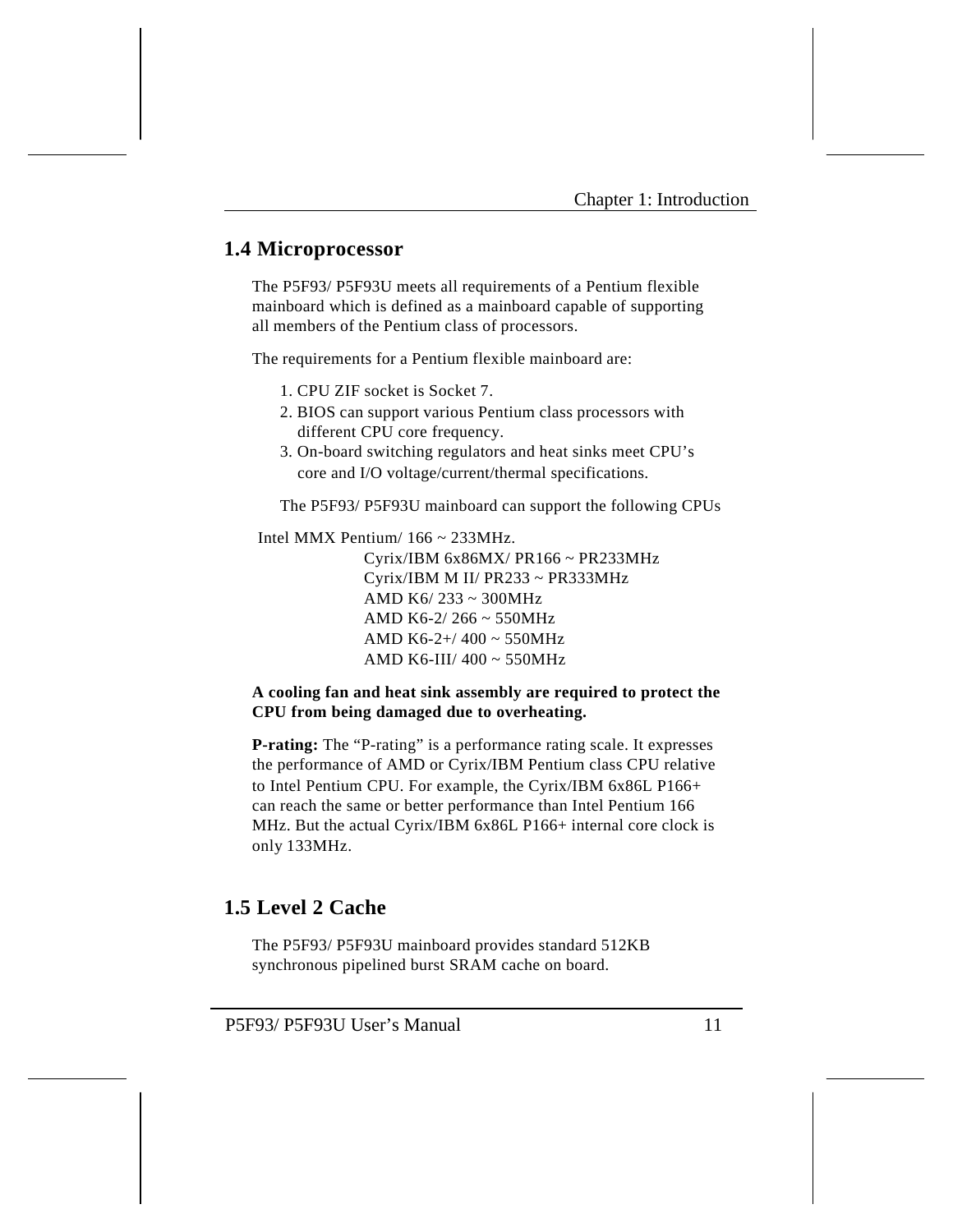## 1.4 Microprocessor

The P5F93/ P5F93U meets all requirements of a Pentium flexible mainboard which is defined as a mainboard capable of supporting all members of the Pentium class of processors.

The requirements for a Pentium flexible mainboard are:

1. CPU ZIF socket is Socket 7.
2. BIOS can support various Pentium class processors with different CPU core frequency.
3. On-board switching regulators and heat sinks meet CPU's core and I/O voltage/current/thermal specifications.

The P5F93/ P5F93U mainboard can support the following CPUs

Intel MMX Pentium/ 166 ~ 233MHz.
Cyrix/IBM 6x86MX/ PR166 ~ PR233MHz
Cyrix/IBM M II/ PR233 ~ PR333MHz
AMD K6/ 233 ~ 300MHz
AMD K6-2/ 266 ~ 550MHz
AMD K6-2+/ 400 ~ 550MHz
AMD K6-III/ 400 ~ 550MHz

**A cooling fan and heat sink assembly are required to protect the CPU from being damaged due to overheating.**

**P-rating:** The "P-rating" is a performance rating scale. It expresses the performance of AMD or Cyrix/IBM Pentium class CPU relative to Intel Pentium CPU. For example, the Cyrix/IBM 6x86L P166+ can reach the same or better performance than Intel Pentium 166 MHz. But the actual Cyrix/IBM 6x86L P166+ internal core clock is only 133MHz.

## 1.5 Level 2 Cache

The P5F93/ P5F93U mainboard provides standard 512KB synchronous pipelined burst SRAM cache on board.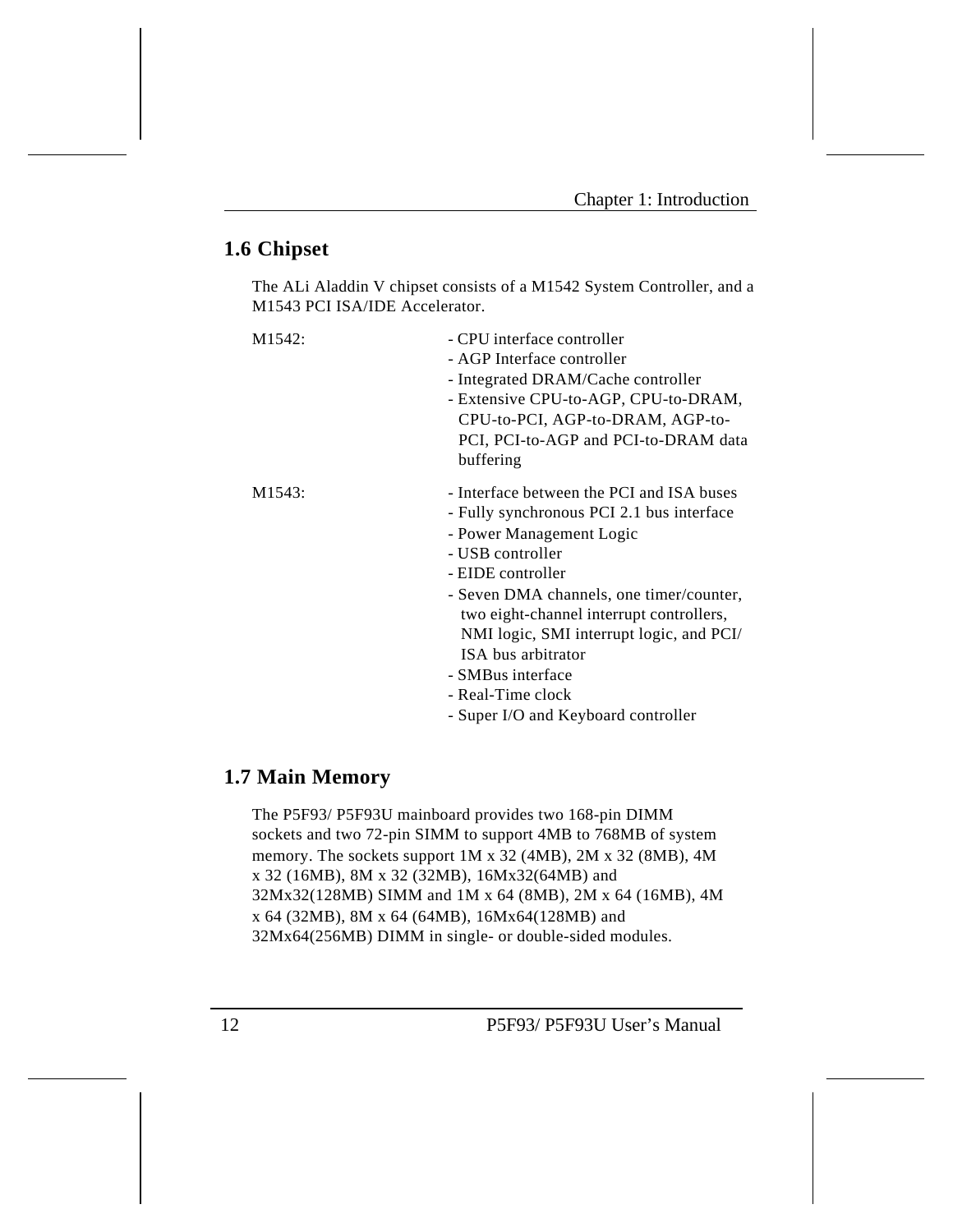## 1.6 Chipset

The ALi Aladdin V chipset consists of a M1542 System Controller, and a M1543 PCI ISA/IDE Accelerator.

M1542:

- CPU interface controller
- AGP Interface controller
- Integrated DRAM/Cache controller
- Extensive CPU-to-AGP, CPU-to-DRAM, CPU-to-PCI, AGP-to-DRAM, AGP-to-PCI, PCI-to-AGP and PCI-to-DRAM data buffering

M1543:

- Interface between the PCI and ISA buses
- Fully synchronous PCI 2.1 bus interface
- Power Management Logic
- USB controller
- EIDE controller
- Seven DMA channels, one timer/counter, two eight-channel interrupt controllers, NMI logic, SMI interrupt logic, and PCI/ ISA bus arbitrator
- SMBus interface
- Real-Time clock
- Super I/O and Keyboard controller

## 1.7 Main Memory

The P5F93/ P5F93U mainboard provides two 168-pin DIMM sockets and two 72-pin SIMM to support 4MB to 768MB of system memory. The sockets support 1M x 32 (4MB), 2M x 32 (8MB), 4M x 32 (16MB), 8M x 32 (32MB), 16Mx32(64MB) and 32Mx32(128MB) SIMM and 1M x 64 (8MB), 2M x 64 (16MB), 4M x 64 (32MB), 8M x 64 (64MB), 16Mx64(128MB) and 32Mx64(256MB) DIMM in single- or double-sided modules.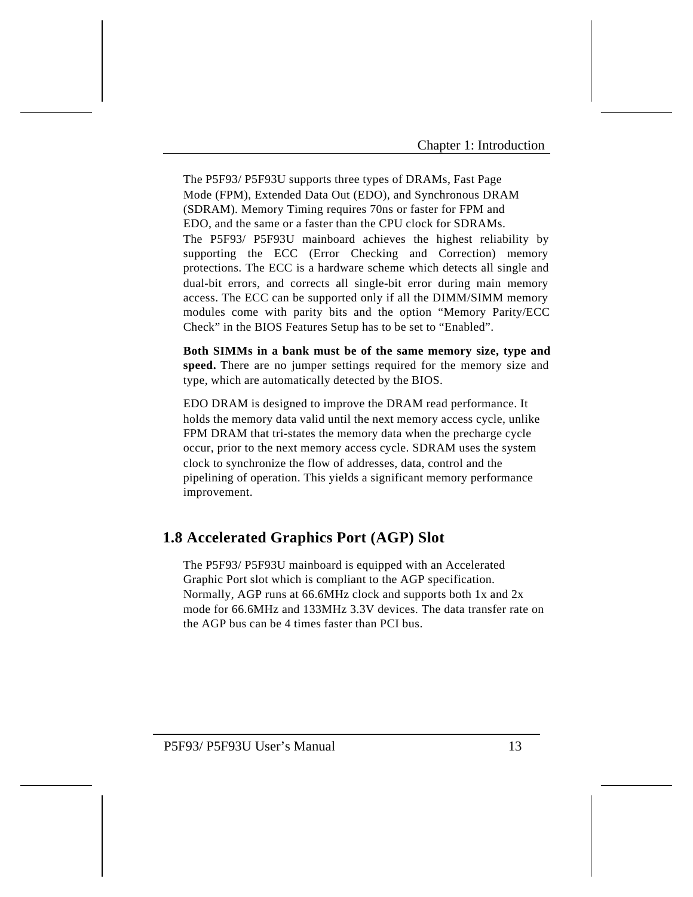The P5F93/ P5F93U supports three types of DRAMs, Fast Page Mode (FPM), Extended Data Out (EDO), and Synchronous DRAM (SDRAM). Memory Timing requires 70ns or faster for FPM and EDO, and the same or a faster than the CPU clock for SDRAMs.

The P5F93/ P5F93U mainboard achieves the highest reliability by supporting the ECC (Error Checking and Correction) memory protections. The ECC is a hardware scheme which detects all single and dual-bit errors, and corrects all single-bit error during main memory access. The ECC can be supported only if all the DIMM/SIMM memory modules come with parity bits and the option "Memory Parity/ECC Check" in the BIOS Features Setup has to be set to "Enabled".

**Both SIMMs in a bank must be of the same memory size, type and speed.** There are no jumper settings required for the memory size and type, which are automatically detected by the BIOS.

EDO DRAM is designed to improve the DRAM read performance. It holds the memory data valid until the next memory access cycle, unlike FPM DRAM that tri-states the memory data when the precharge cycle occur, prior to the next memory access cycle. SDRAM uses the system clock to synchronize the flow of addresses, data, control and the pipelining of operation. This yields a significant memory performance improvement.

## 1.8 Accelerated Graphics Port (AGP) Slot

The P5F93/ P5F93U mainboard is equipped with an Accelerated Graphic Port slot which is compliant to the AGP specification. Normally, AGP runs at 66.6MHz clock and supports both 1x and 2x mode for 66.6MHz and 133MHz 3.3V devices. The data transfer rate on the AGP bus can be 4 times faster than PCI bus.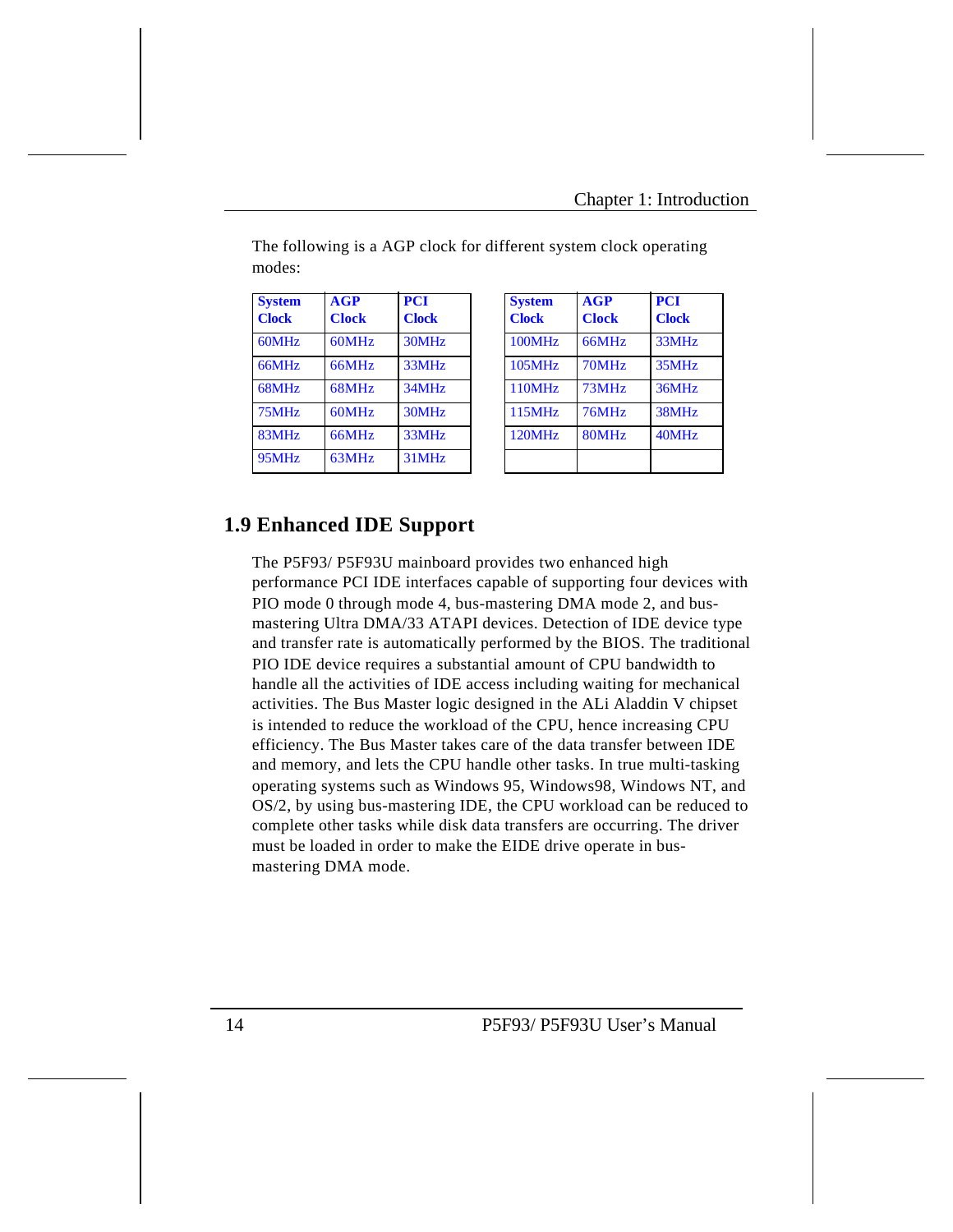The following is a AGP clock for different system clock operating modes:

| System Clock | AGP Clock | PCI Clock |
|---|---|---|
| 60MHz | 60MHz | 30MHz |
| 66MHz | 66MHz | 33MHz |
| 68MHz | 68MHz | 34MHz |
| 75MHz | 60MHz | 30MHz |
| 83MHz | 66MHz | 33MHz |
| 95MHz | 63MHz | 31MHz |

| System Clock | AGP Clock | PCI Clock |
|---|---|---|
| 100MHz | 66MHz | 33MHz |
| 105MHz | 70MHz | 35MHz |
| 110MHz | 73MHz | 36MHz |
| 115MHz | 76MHz | 38MHz |
| 120MHz | 80MHz | 40MHz |
| | | |

## 1.9 Enhanced IDE Support

The P5F93/ P5F93U mainboard provides two enhanced high performance PCI IDE interfaces capable of supporting four devices with PIO mode 0 through mode 4, bus-mastering DMA mode 2, and bus-mastering Ultra DMA/33 ATAPI devices. Detection of IDE device type and transfer rate is automatically performed by the BIOS. The traditional PIO IDE device requires a substantial amount of CPU bandwidth to handle all the activities of IDE access including waiting for mechanical activities. The Bus Master logic designed in the ALi Aladdin V chipset is intended to reduce the workload of the CPU, hence increasing CPU efficiency. The Bus Master takes care of the data transfer between IDE and memory, and lets the CPU handle other tasks. In true multi-tasking operating systems such as Windows 95, Windows98, Windows NT, and OS/2, by using bus-mastering IDE, the CPU workload can be reduced to complete other tasks while disk data transfers are occurring. The driver must be loaded in order to make the EIDE drive operate in bus-mastering DMA mode.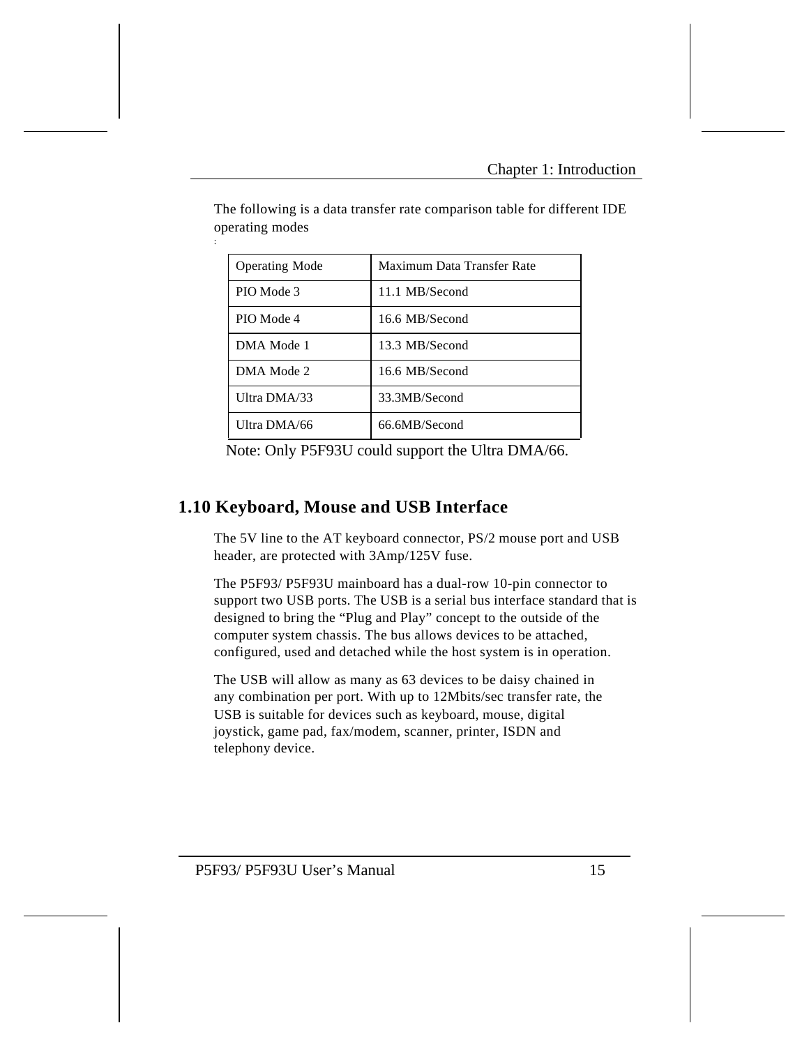The following is a data transfer rate comparison table for different IDE operating modes
:

| Operating Mode | Maximum Data Transfer Rate |
|---|---|
| PIO Mode 3 | 11.1 MB/Second |
| PIO Mode 4 | 16.6 MB/Second |
| DMA Mode 1 | 13.3 MB/Second |
| DMA Mode 2 | 16.6 MB/Second |
| Ultra DMA/33 | 33.3MB/Second |
| Ultra DMA/66 | 66.6MB/Second |

Note: Only P5F93U could support the Ultra DMA/66.

## 1.10 Keyboard, Mouse and USB Interface

The 5V line to the AT keyboard connector, PS/2 mouse port and USB header, are protected with 3Amp/125V fuse.

The P5F93/ P5F93U mainboard has a dual-row 10-pin connector to support two USB ports. The USB is a serial bus interface standard that is designed to bring the "Plug and Play" concept to the outside of the computer system chassis. The bus allows devices to be attached, configured, used and detached while the host system is in operation.

The USB will allow as many as 63 devices to be daisy chained in any combination per port. With up to 12Mbits/sec transfer rate, the USB is suitable for devices such as keyboard, mouse, digital joystick, game pad, fax/modem, scanner, printer, ISDN and telephony device.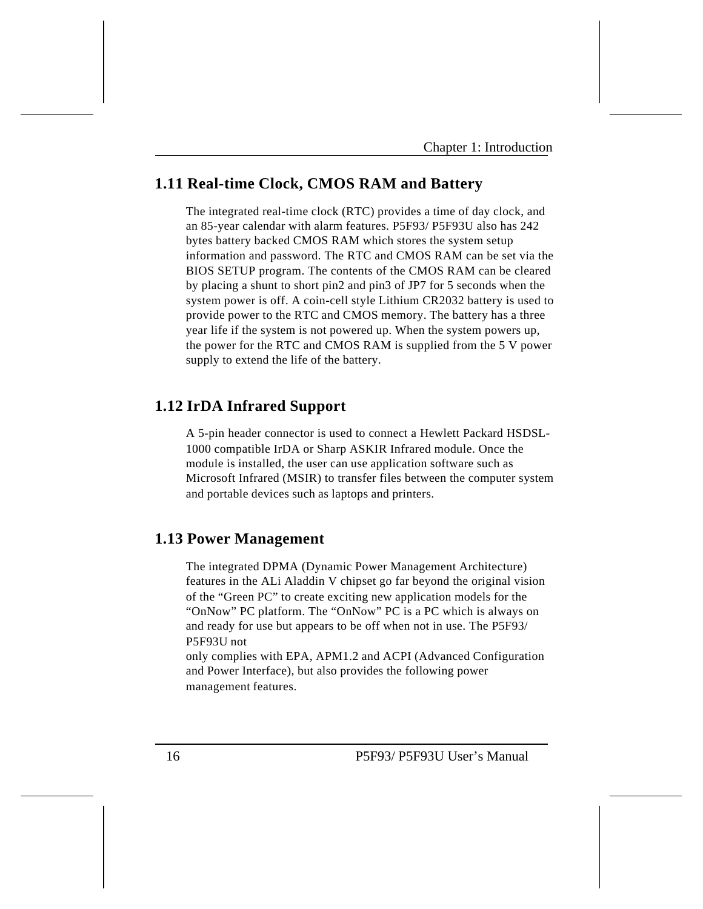## 1.11 Real-time Clock, CMOS RAM and Battery

The integrated real-time clock (RTC) provides a time of day clock, and an 85-year calendar with alarm features. P5F93/ P5F93U also has 242 bytes battery backed CMOS RAM which stores the system setup information and password. The RTC and CMOS RAM can be set via the BIOS SETUP program. The contents of the CMOS RAM can be cleared by placing a shunt to short pin2 and pin3 of JP7 for 5 seconds when the system power is off. A coin-cell style Lithium CR2032 battery is used to provide power to the RTC and CMOS memory. The battery has a three year life if the system is not powered up. When the system powers up, the power for the RTC and CMOS RAM is supplied from the 5 V power supply to extend the life of the battery.

## 1.12 IrDA Infrared Support

A 5-pin header connector is used to connect a Hewlett Packard HSDSL-1000 compatible IrDA or Sharp ASKIR Infrared module. Once the module is installed, the user can use application software such as Microsoft Infrared (MSIR) to transfer files between the computer system and portable devices such as laptops and printers.

## 1.13 Power Management

The integrated DPMA (Dynamic Power Management Architecture) features in the ALi Aladdin V chipset go far beyond the original vision of the "Green PC" to create exciting new application models for the "OnNow" PC platform. The "OnNow" PC is a PC which is always on and ready for use but appears to be off when not in use. The P5F93/ P5F93U not only complies with EPA, APM1.2 and ACPI (Advanced Configuration and Power Interface), but also provides the following power management features.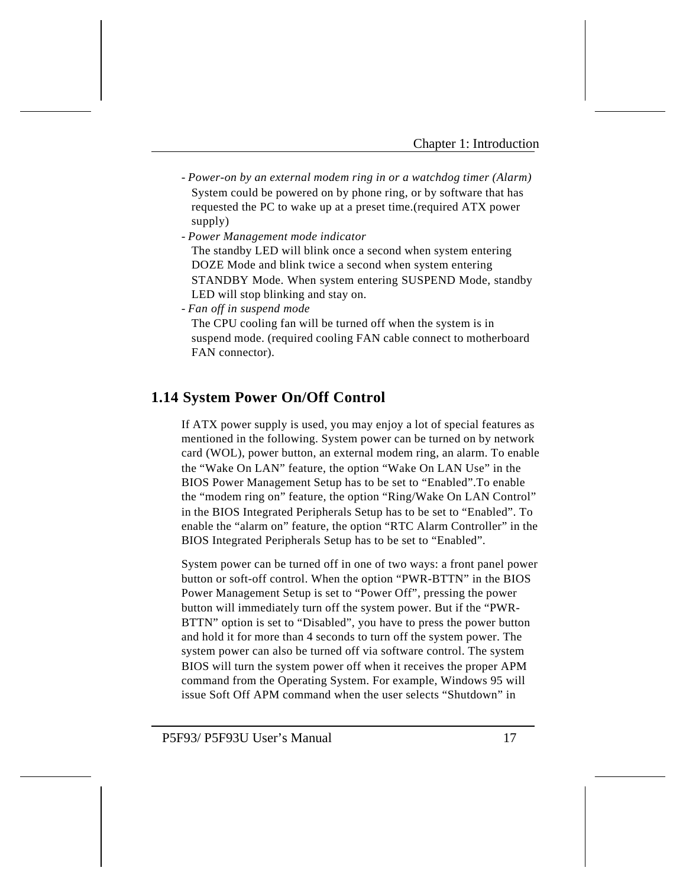- *Power-on by an external modem ring in or a watchdog timer (Alarm)*
  System could be powered on by phone ring, or by software that has requested the PC to wake up at a preset time.(required ATX power supply)
- *Power Management mode indicator*
  The standby LED will blink once a second when system entering DOZE Mode and blink twice a second when system entering STANDBY Mode. When system entering SUSPEND Mode, standby LED will stop blinking and stay on.
- *Fan off in suspend mode*
  The CPU cooling fan will be turned off when the system is in suspend mode. (required cooling FAN cable connect to motherboard FAN connector).

## 1.14 System Power On/Off Control

If ATX power supply is used, you may enjoy a lot of special features as mentioned in the following. System power can be turned on by network card (WOL), power button, an external modem ring, an alarm. To enable the "Wake On LAN" feature, the option "Wake On LAN Use" in the BIOS Power Management Setup has to be set to "Enabled".To enable the "modem ring on" feature, the option "Ring/Wake On LAN Control" in the BIOS Integrated Peripherals Setup has to be set to "Enabled". To enable the "alarm on" feature, the option "RTC Alarm Controller" in the BIOS Integrated Peripherals Setup has to be set to "Enabled".

System power can be turned off in one of two ways: a front panel power button or soft-off control. When the option "PWR-BTTN" in the BIOS Power Management Setup is set to "Power Off", pressing the power button will immediately turn off the system power. But if the "PWR-BTTN" option is set to "Disabled", you have to press the power button and hold it for more than 4 seconds to turn off the system power. The system power can also be turned off via software control. The system BIOS will turn the system power off when it receives the proper APM command from the Operating System. For example, Windows 95 will issue Soft Off APM command when the user selects "Shutdown" in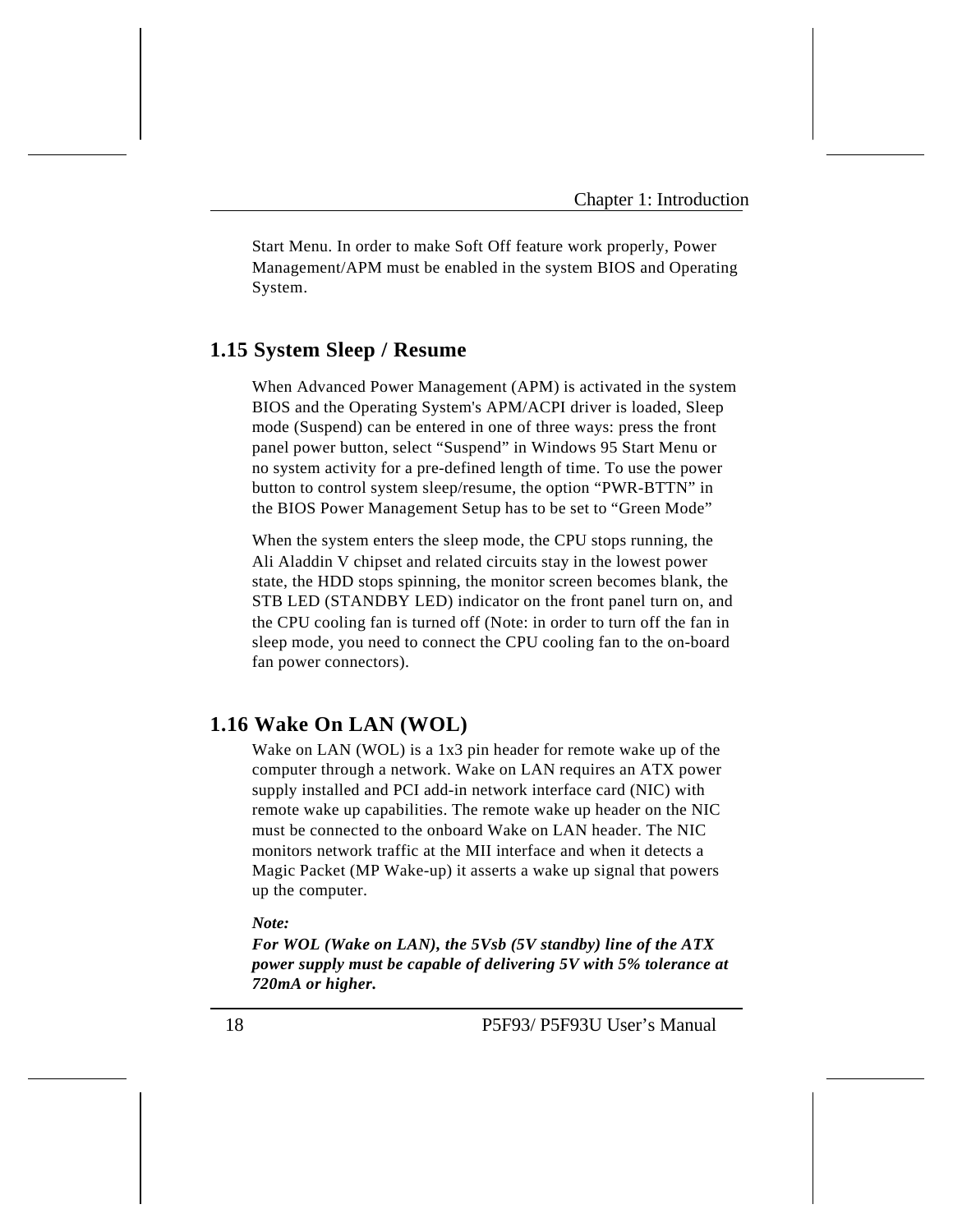Start Menu. In order to make Soft Off feature work properly, Power Management/APM must be enabled in the system BIOS and Operating System.

## 1.15 System Sleep / Resume

When Advanced Power Management (APM) is activated in the system BIOS and the Operating System's APM/ACPI driver is loaded, Sleep mode (Suspend) can be entered in one of three ways: press the front panel power button, select “Suspend” in Windows 95 Start Menu or no system activity for a pre-defined length of time. To use the power button to control system sleep/resume, the option “PWR-BTTN” in the BIOS Power Management Setup has to be set to “Green Mode”

When the system enters the sleep mode, the CPU stops running, the Ali Aladdin V chipset and related circuits stay in the lowest power state, the HDD stops spinning, the monitor screen becomes blank, the STB LED (STANDBY LED) indicator on the front panel turn on, and the CPU cooling fan is turned off (Note: in order to turn off the fan in sleep mode, you need to connect the CPU cooling fan to the on-board fan power connectors).

## 1.16 Wake On LAN (WOL)

Wake on LAN (WOL) is a 1x3 pin header for remote wake up of the computer through a network. Wake on LAN requires an ATX power supply installed and PCI add-in network interface card (NIC) with remote wake up capabilities. The remote wake up header on the NIC must be connected to the onboard Wake on LAN header. The NIC monitors network traffic at the MII interface and when it detects a Magic Packet (MP Wake-up) it asserts a wake up signal that powers up the computer.

***Note:***
***For WOL (Wake on LAN), the 5Vsb (5V standby) line of the ATX power supply must be capable of delivering 5V with 5% tolerance at 720mA or higher.***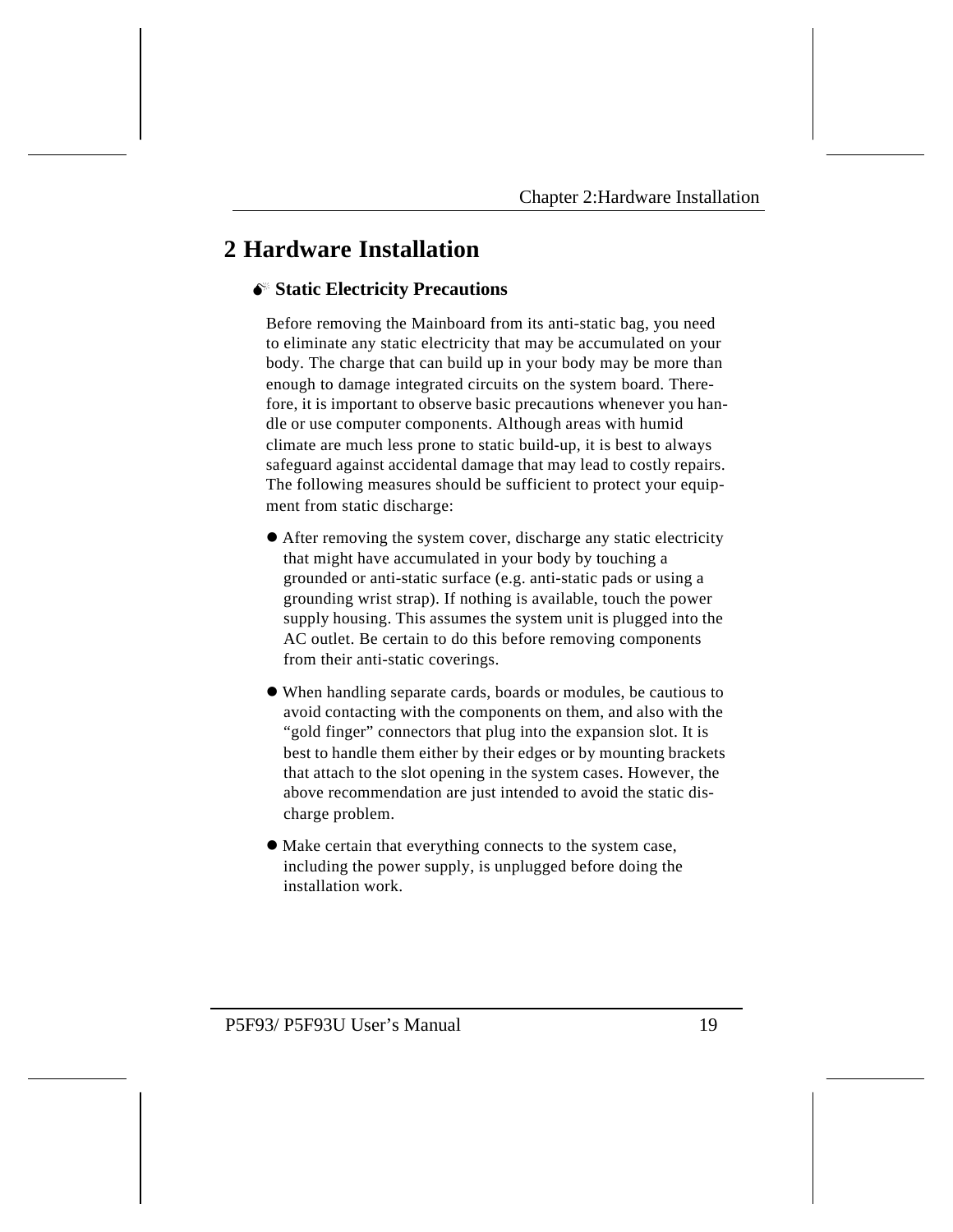# 2 Hardware Installation

### Static Electricity Precautions

Before removing the Mainboard from its anti-static bag, you need to eliminate any static electricity that may be accumulated on your body. The charge that can build up in your body may be more than enough to damage integrated circuits on the system board. Therefore, it is important to observe basic precautions whenever you handle or use computer components. Although areas with humid climate are much less prone to static build-up, it is best to always safeguard against accidental damage that may lead to costly repairs. The following measures should be sufficient to protect your equipment from static discharge:

- After removing the system cover, discharge any static electricity that might have accumulated in your body by touching a grounded or anti-static surface (e.g. anti-static pads or using a grounding wrist strap). If nothing is available, touch the power supply housing. This assumes the system unit is plugged into the AC outlet. Be certain to do this before removing components from their anti-static coverings.
- When handling separate cards, boards or modules, be cautious to avoid contacting with the components on them, and also with the "gold finger" connectors that plug into the expansion slot. It is best to handle them either by their edges or by mounting brackets that attach to the slot opening in the system cases. However, the above recommendation are just intended to avoid the static discharge problem.
- Make certain that everything connects to the system case, including the power supply, is unplugged before doing the installation work.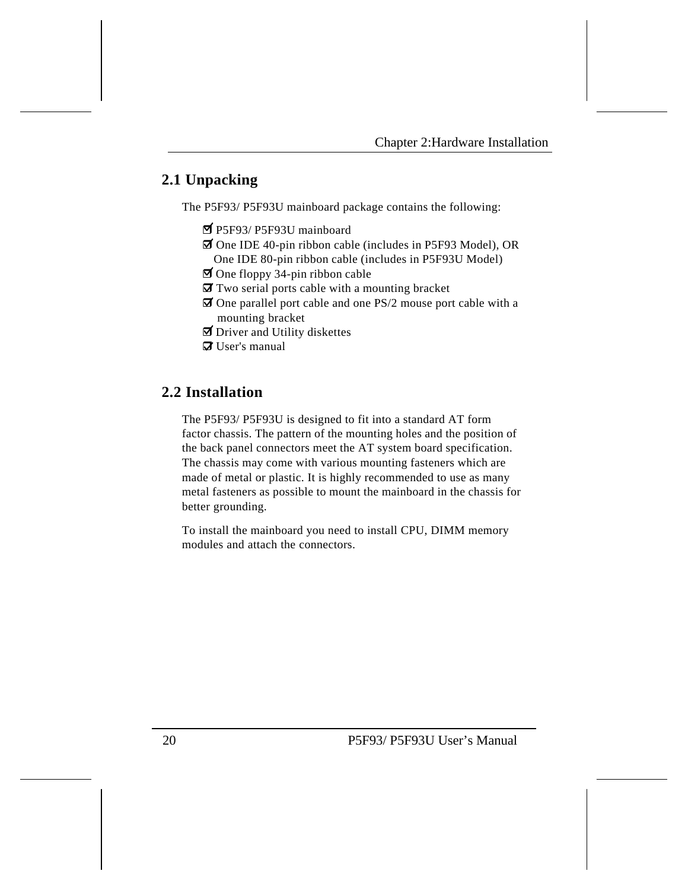## 2.1 Unpacking

The P5F93/ P5F93U mainboard package contains the following:

- ☑ P5F93/ P5F93U mainboard
- ☑ One IDE 40-pin ribbon cable (includes in P5F93 Model), OR One IDE 80-pin ribbon cable (includes in P5F93U Model)
- ☑ One floppy 34-pin ribbon cable
- ☑ Two serial ports cable with a mounting bracket
- ☑ One parallel port cable and one PS/2 mouse port cable with a mounting bracket
- ☑ Driver and Utility diskettes
- ☑ User's manual

## 2.2 Installation

The P5F93/ P5F93U is designed to fit into a standard AT form factor chassis. The pattern of the mounting holes and the position of the back panel connectors meet the AT system board specification. The chassis may come with various mounting fasteners which are made of metal or plastic. It is highly recommended to use as many metal fasteners as possible to mount the mainboard in the chassis for better grounding.

To install the mainboard you need to install CPU, DIMM memory modules and attach the connectors.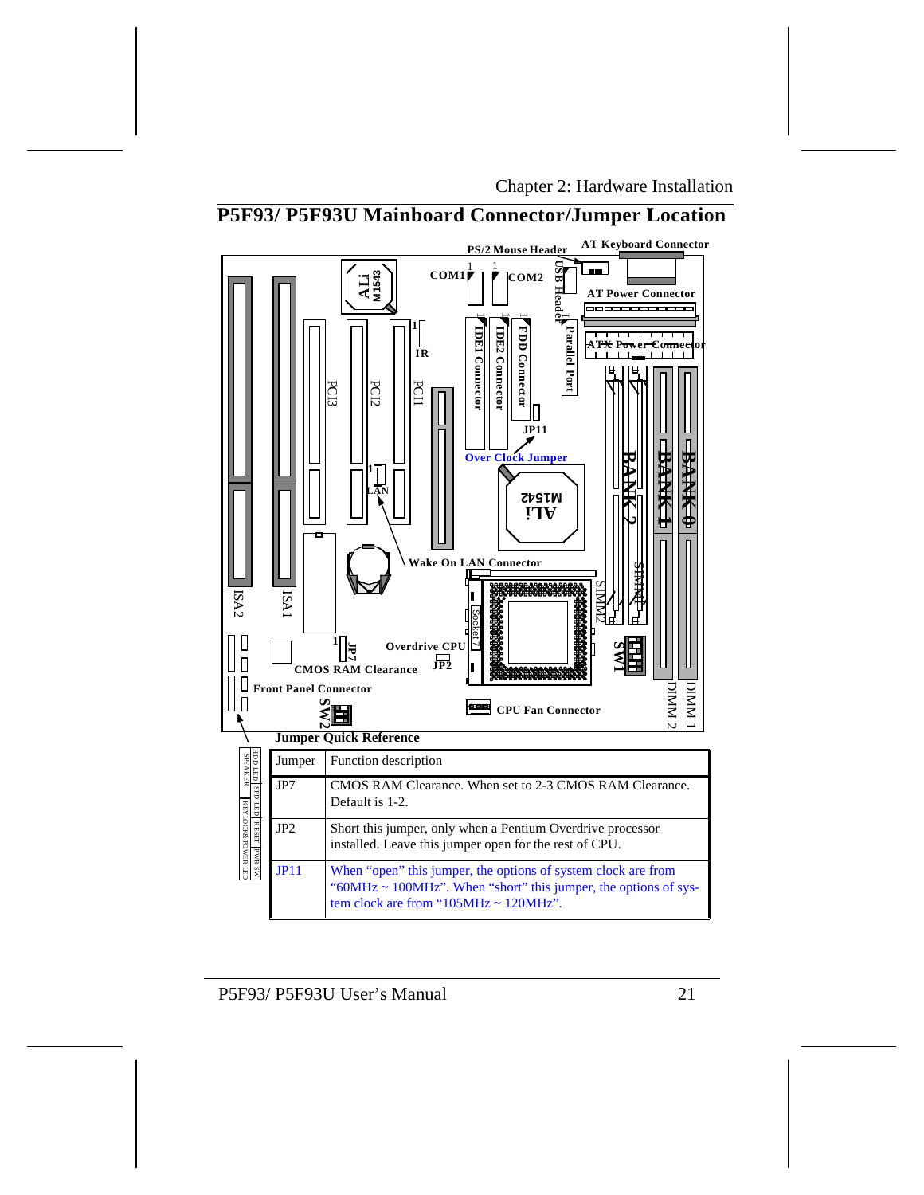## P5F93/ P5F93U Mainboard Connector/Jumper Location

PS/2 Mouse Header | AT Keyboard Connector | COM1 | COM2 | USB Header | AT Power Connector | ATX Power Connector | IR | PCI3 | PCI2 | PCI1 | IDE1 Connector | IDE2 Connector | FDD Connector | Parallel Port | JP11 | Over Clock Jumper | LAN | BANK 2 | BANK 1 | BANK 0 | Wake On LAN Connector | ISA2 | ISA1 | SIMM2 | SIMM1 | Socket 7 | SW1 | JP7 | Overdrive CPU | JP2 | CMOS RAM Clearance | Front Panel Connector | SW2 | CPU Fan Connector | DIMM 2 | DIMM 1

HDD LED | SPEAKER | SPD LED | KEYLOCK& POWER LED | RESET | PWR SW

**Jumper Quick Reference**

| Jumper | Function description |
|---|---|
| JP7 | CMOS RAM Clearance. When set to 2-3 CMOS RAM Clearance. Default is 1-2. |
| JP2 | Short this jumper, only when a Pentium Overdrive processor installed. Leave this jumper open for the rest of CPU. |
| JP11 | When "open" this jumper, the options of system clock are from "60MHz ~ 100MHz". When "short" this jumper, the options of system clock are from "105MHz ~ 120MHz". |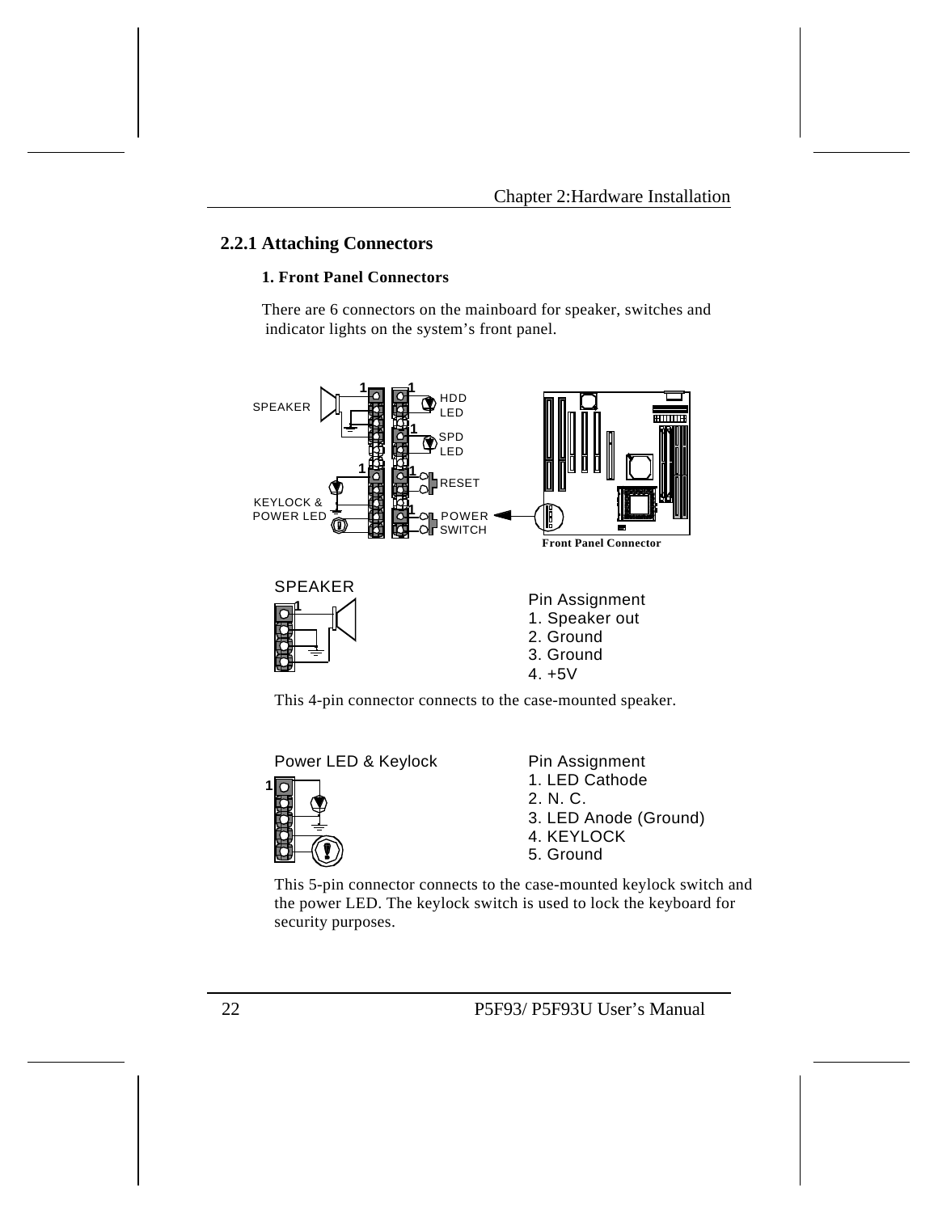## 2.2.1 Attaching Connectors

### 1. Front Panel Connectors

There are 6 connectors on the mainboard for speaker, switches and indicator lights on the system's front panel.

SPEAKER

HDD LED

SPD LED

RESET

KEYLOCK & POWER LED

POWER SWITCH

**Front Panel Connector**

SPEAKER

Pin Assignment
1. Speaker out
2. Ground
3. Ground
4. +5V

This 4-pin connector connects to the case-mounted speaker.

Power LED & Keylock

Pin Assignment
1. LED Cathode
2. N. C.
3. LED Anode (Ground)
4. KEYLOCK
5. Ground

This 5-pin connector connects to the case-mounted keylock switch and the power LED. The keylock switch is used to lock the keyboard for security purposes.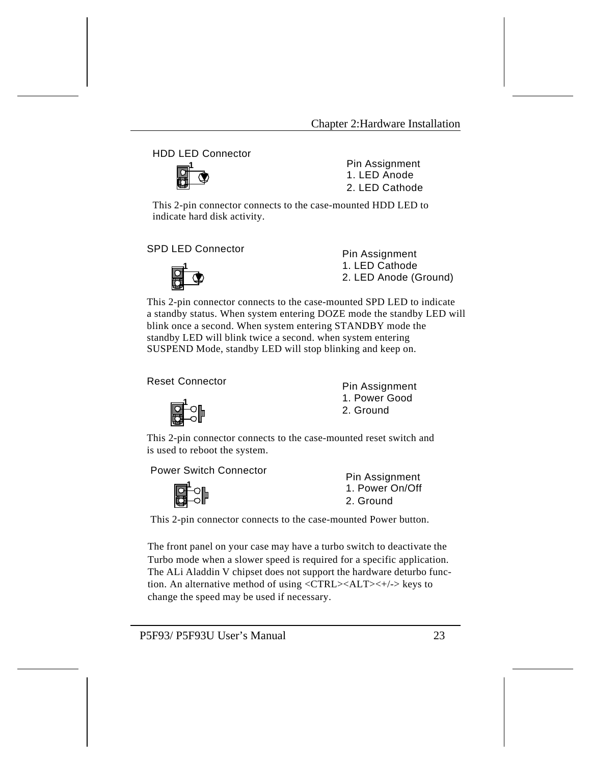### HDD LED Connector

Pin Assignment
1. LED Anode
2. LED Cathode

This 2-pin connector connects to the case-mounted HDD LED to indicate hard disk activity.

### SPD LED Connector

Pin Assignment
1. LED Cathode
2. LED Anode (Ground)

This 2-pin connector connects to the case-mounted SPD LED to indicate a standby status. When system entering DOZE mode the standby LED will blink once a second. When system entering STANDBY mode the standby LED will blink twice a second. when system entering SUSPEND Mode, standby LED will stop blinking and keep on.

### Reset Connector

Pin Assignment
1. Power Good
2. Ground

This 2-pin connector connects to the case-mounted reset switch and is used to reboot the system.

### Power Switch Connector

Pin Assignment
1. Power On/Off
2. Ground

This 2-pin connector connects to the case-mounted Power button.

The front panel on your case may have a turbo switch to deactivate the Turbo mode when a slower speed is required for a specific application. The ALi Aladdin V chipset does not support the hardware deturbo function. An alternative method of using <CTRL><ALT><+/-> keys to change the speed may be used if necessary.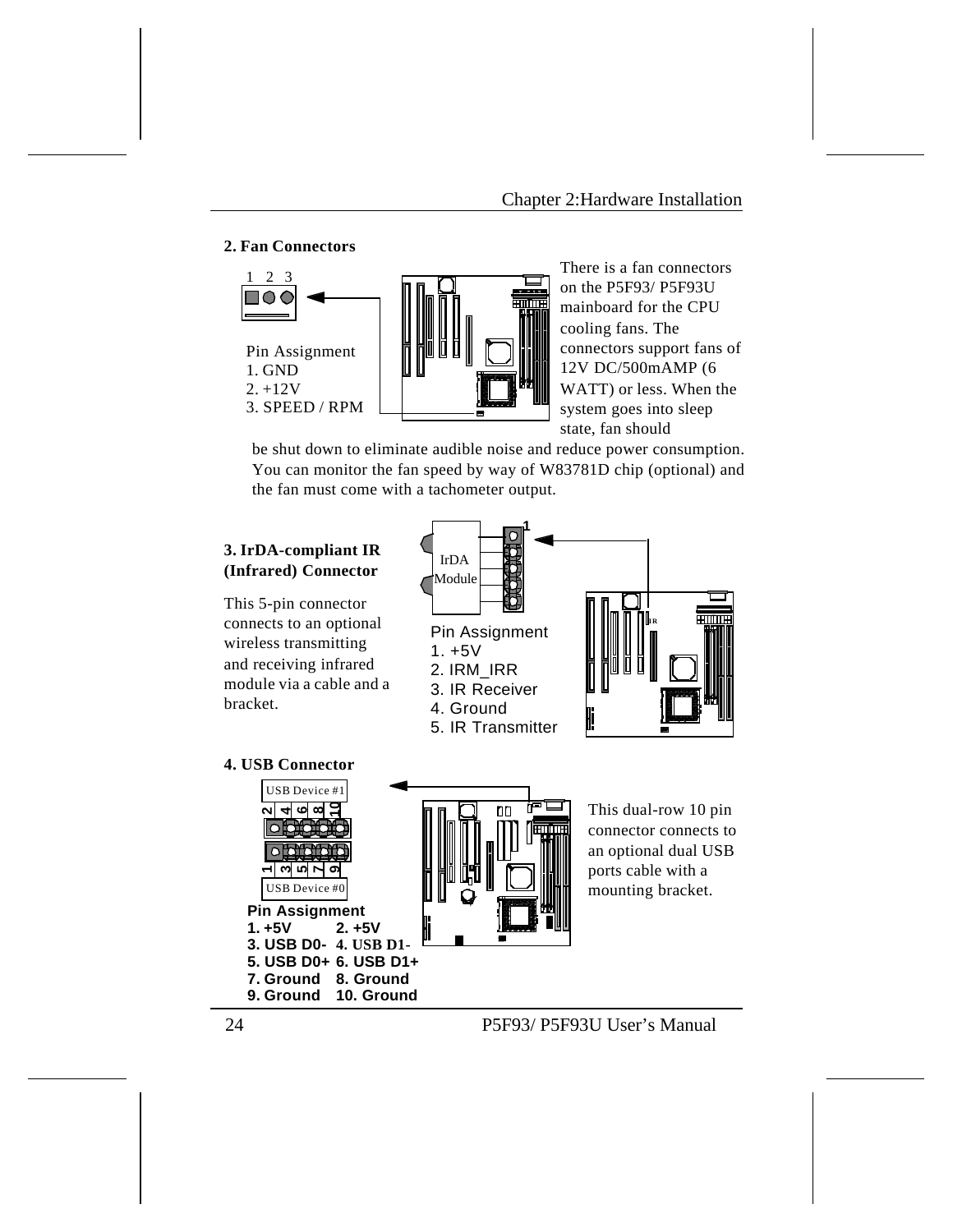**2. Fan Connectors**

1 2 3

Pin Assignment
1. GND
2. +12V
3. SPEED / RPM

There is a fan connectors on the P5F93/ P5F93U mainboard for the CPU cooling fans. The connectors support fans of 12V DC/500mAMP (6 WATT) or less. When the system goes into sleep state, fan should be shut down to eliminate audible noise and reduce power consumption. You can monitor the fan speed by way of W83781D chip (optional) and the fan must come with a tachometer output.

**3. IrDA-compliant IR (Infrared) Connector**

This 5-pin connector connects to an optional wireless transmitting and receiving infrared module via a cable and a bracket.

IrDA Module

Pin Assignment
1. +5V
2. IRM_IRR
3. IR Receiver
4. Ground
5. IR Transmitter

**4. USB Connector**

USB Device #1

2 4 6 8 10

1 3 5 7 9

USB Device #0

This dual-row 10 pin connector connects to an optional dual USB ports cable with a mounting bracket.

**Pin Assignment**

| | |
|---|---|
| 1. +5V | 2. +5V |
| 3. USB D0- | 4. USB D1- |
| 5. USB D0+ | 6. USB D1+ |
| 7. Ground | 8. Ground |
| 9. Ground | 10. Ground |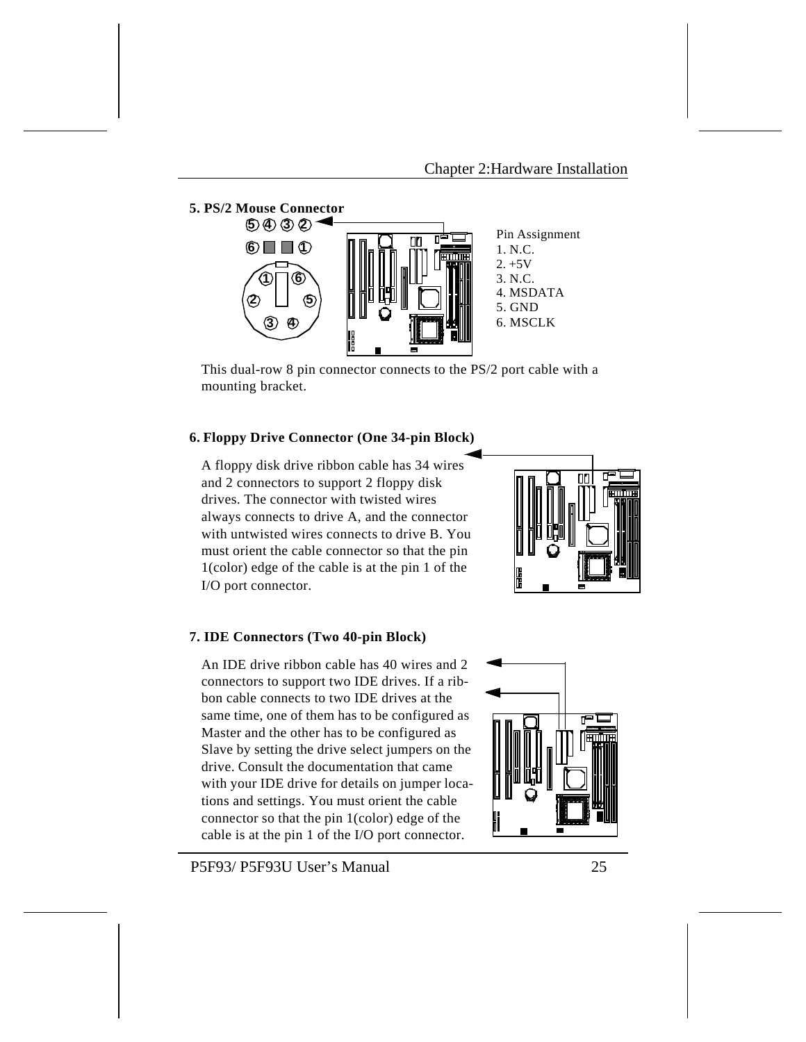### 5. PS/2 Mouse Connector

Pin Assignment
1. N.C.
2. +5V
3. N.C.
4. MSDATA
5. GND
6. MSCLK

This dual-row 8 pin connector connects to the PS/2 port cable with a mounting bracket.

### 6. Floppy Drive Connector (One 34-pin Block)

A floppy disk drive ribbon cable has 34 wires and 2 connectors to support 2 floppy disk drives. The connector with twisted wires always connects to drive A, and the connector with untwisted wires connects to drive B. You must orient the cable connector so that the pin 1(color) edge of the cable is at the pin 1 of the I/O port connector.

### 7. IDE Connectors (Two 40-pin Block)

An IDE drive ribbon cable has 40 wires and 2 connectors to support two IDE drives. If a ribbon cable connects to two IDE drives at the same time, one of them has to be configured as Master and the other has to be configured as Slave by setting the drive select jumpers on the drive. Consult the documentation that came with your IDE drive for details on jumper locations and settings. You must orient the cable connector so that the pin 1(color) edge of the cable is at the pin 1 of the I/O port connector.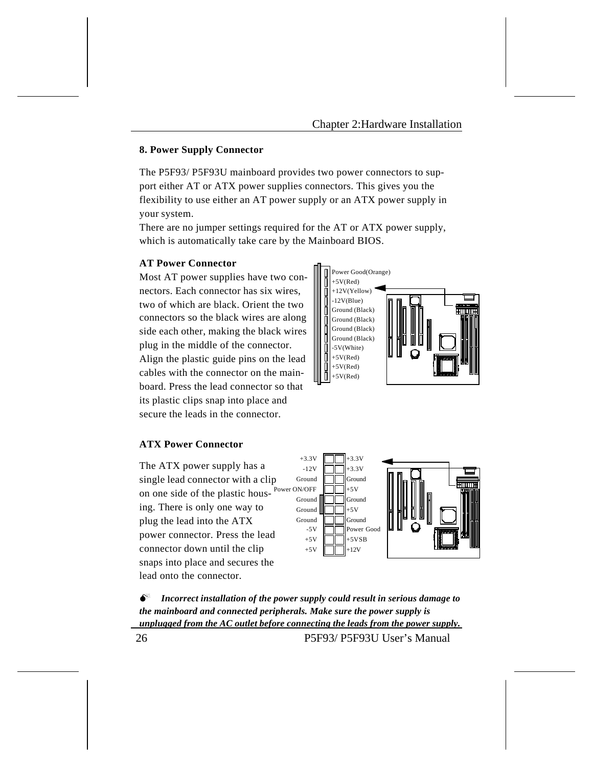## 8. Power Supply Connector

The P5F93/ P5F93U mainboard provides two power connectors to support either AT or ATX power supplies connectors. This gives you the flexibility to use either an AT power supply or an ATX power supply in your system.
There are no jumper settings required for the AT or ATX power supply, which is automatically take care by the Mainboard BIOS.

### AT Power Connector

Most AT power supplies have two connectors. Each connector has six wires, two of which are black. Orient the two connectors so the black wires are along side each other, making the black wires plug in the middle of the connector. Align the plastic guide pins on the lead cables with the connector on the mainboard. Press the lead connector so that its plastic clips snap into place and secure the leads in the connector.

Power Good(Orange)
+5V(Red)
+12V(Yellow)
-12V(Blue)
Ground (Black)
Ground (Black)
Ground (Black)
Ground (Black)
-5V(White)
+5V(Red)
+5V(Red)
+5V(Red)

### ATX Power Connector

The ATX power supply has a single lead connector with a clip on one side of the plastic housing. There is only one way to plug the lead into the ATX power connector. Press the lead connector down until the clip snaps into place and secures the lead onto the connector.

| | |
|---|---|
| +3.3V | +3.3V |
| -12V | +3.3V |
| Ground | Ground |
| Power ON/OFF | +5V |
| Ground | Ground |
| Ground | +5V |
| Ground | Ground |
| -5V | Power Good |
| +5V | +5VSB |
| +5V | +12V |

***Incorrect installation of the power supply could result in serious damage to the mainboard and connected peripherals. Make sure the power supply is unplugged from the AC outlet before connecting the leads from the power supply.***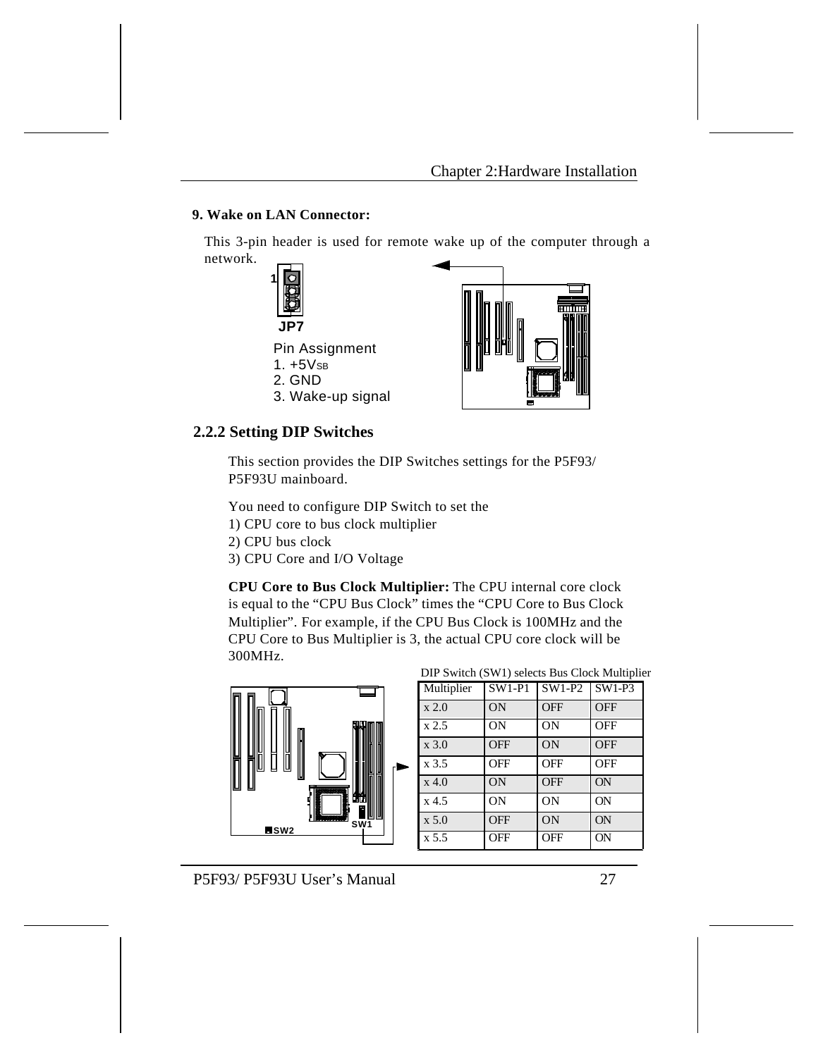**9. Wake on LAN Connector:**

This 3-pin header is used for remote wake up of the computer through a network.

JP7

Pin Assignment
1. +5VSB
2. GND
3. Wake-up signal

## 2.2.2 Setting DIP Switches

This section provides the DIP Switches settings for the P5F93/ P5F93U mainboard.

You need to configure DIP Switch to set the
1) CPU core to bus clock multiplier
2) CPU bus clock
3) CPU Core and I/O Voltage

**CPU Core to Bus Clock Multiplier:** The CPU internal core clock is equal to the “CPU Bus Clock” times the “CPU Core to Bus Clock Multiplier”. For example, if the CPU Bus Clock is 100MHz and the CPU Core to Bus Multiplier is 3, the actual CPU core clock will be 300MHz.

DIP Switch (SW1) selects Bus Clock Multiplier

| Multiplier | SW1-P1 | SW1-P2 | SW1-P3 |
|---|---|---|---|
| x 2.0 | ON | OFF | OFF |
| x 2.5 | ON | ON | OFF |
| x 3.0 | OFF | ON | OFF |
| x 3.5 | OFF | OFF | OFF |
| x 4.0 | ON | OFF | ON |
| x 4.5 | ON | ON | ON |
| x 5.0 | OFF | ON | ON |
| x 5.5 | OFF | OFF | ON |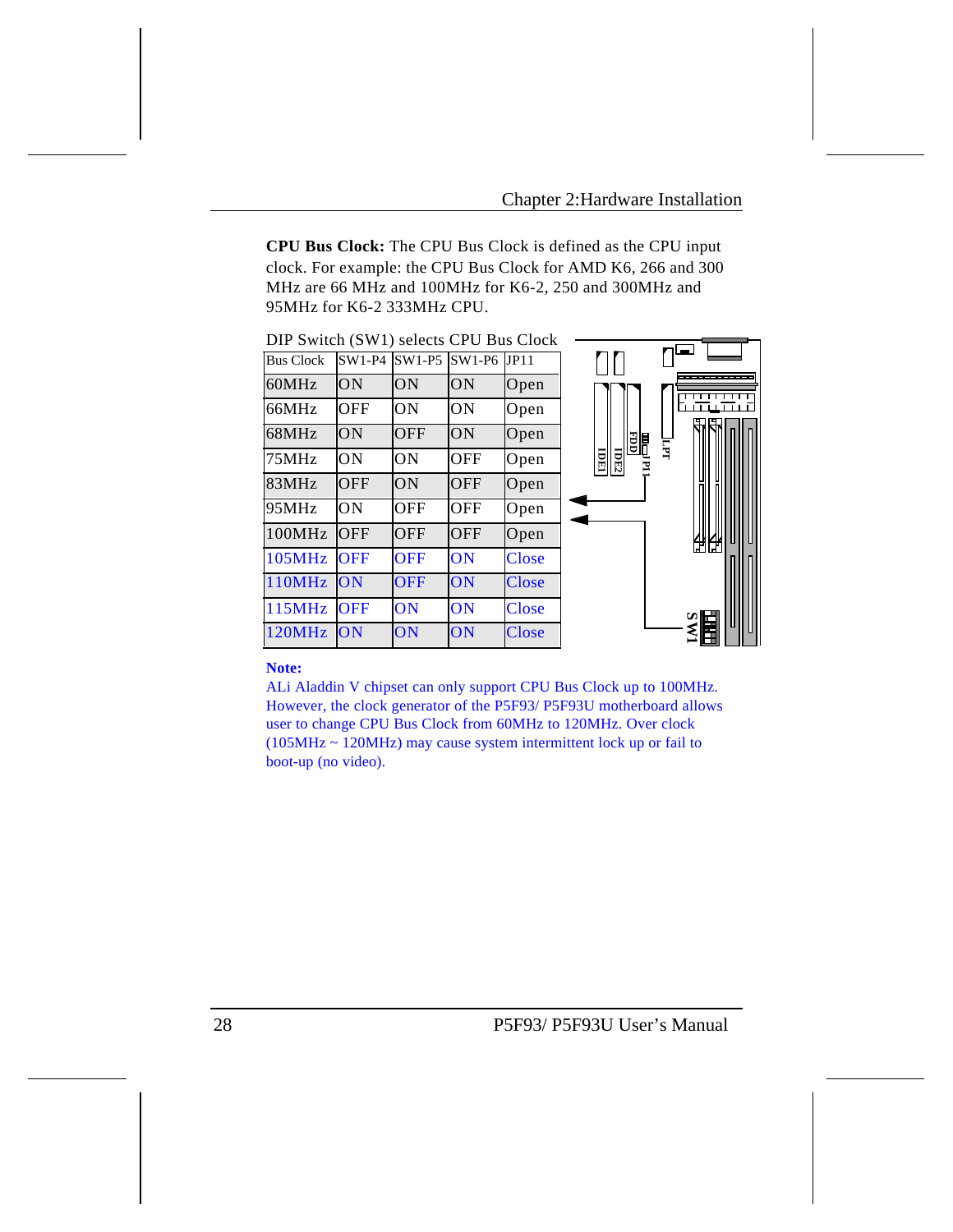**CPU Bus Clock:** The CPU Bus Clock is defined as the CPU input clock. For example: the CPU Bus Clock for AMD K6, 266 and 300 MHz are 66 MHz and 100MHz for K6-2, 250 and 300MHz and 95MHz for K6-2 333MHz CPU.

DIP Switch (SW1) selects CPU Bus Clock

| Bus Clock | SW1-P4 | SW1-P5 | SW1-P6 | JP11 |
|---|---|---|---|---|
| 60MHz | ON | ON | ON | Open |
| 66MHz | OFF | ON | ON | Open |
| 68MHz | ON | OFF | ON | Open |
| 75MHz | ON | ON | OFF | Open |
| 83MHz | OFF | ON | OFF | Open |
| 95MHz | ON | OFF | OFF | Open |
| 100MHz | OFF | OFF | OFF | Open |
| 105MHz | OFF | OFF | ON | Close |
| 110MHz | ON | OFF | ON | Close |
| 115MHz | OFF | ON | ON | Close |
| 120MHz | ON | ON | ON | Close |

IDE1 IDE2 FDD JP11 LPT SW1

**Note:**
ALi Aladdin V chipset can only support CPU Bus Clock up to 100MHz. However, the clock generator of the P5F93/ P5F93U motherboard allows user to change CPU Bus Clock from 60MHz to 120MHz. Over clock (105MHz ~ 120MHz) may cause system intermittent lock up or fail to boot-up (no video).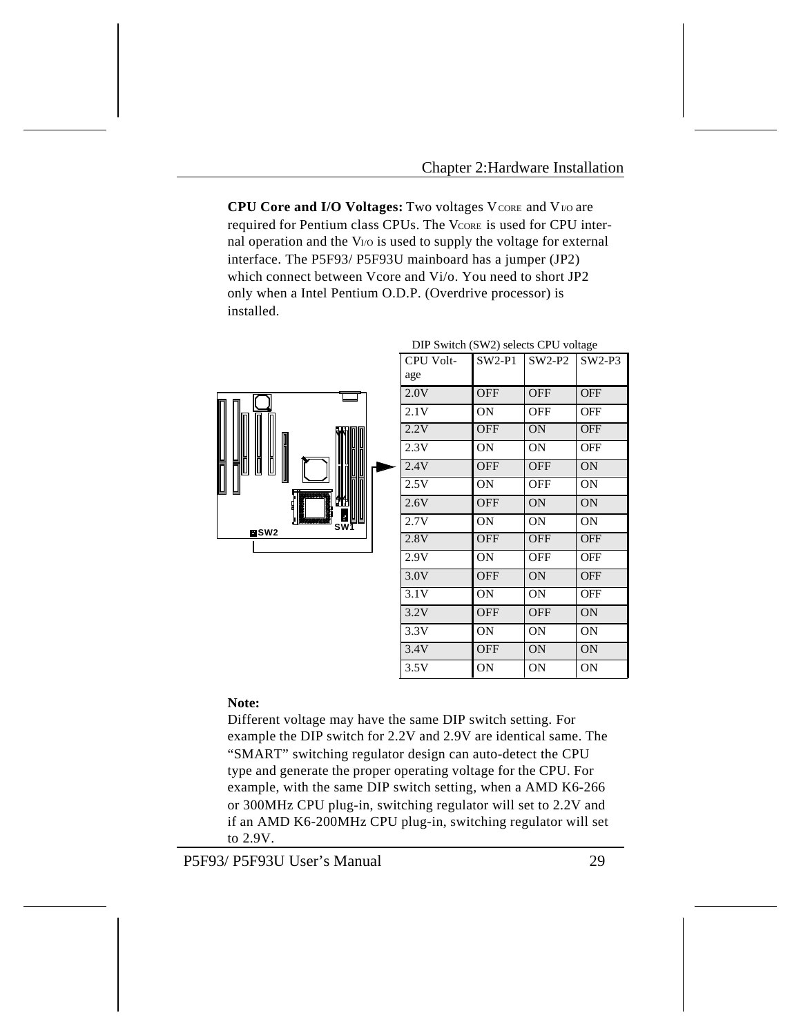**CPU Core and I/O Voltages:** Two voltages $V_{CORE}$ and $V_{I/O}$ are required for Pentium class CPUs. The $V_{CORE}$ is used for CPU internal operation and the $V_{I/O}$ is used to supply the voltage for external interface. The P5F93/ P5F93U mainboard has a jumper (JP2) which connect between Vcore and Vi/o. You need to short JP2 only when a Intel Pentium O.D.P. (Overdrive processor) is installed.

DIP Switch (SW2) selects CPU voltage

| CPU Voltage | SW2-P1 | SW2-P2 | SW2-P3 |
|---|---|---|---|
| 2.0V | OFF | OFF | OFF |
| 2.1V | ON | OFF | OFF |
| 2.2V | OFF | ON | OFF |
| 2.3V | ON | ON | OFF |
| 2.4V | OFF | OFF | ON |
| 2.5V | ON | OFF | ON |
| 2.6V | OFF | ON | ON |
| 2.7V | ON | ON | ON |
| 2.8V | OFF | OFF | OFF |
| 2.9V | ON | OFF | OFF |
| 3.0V | OFF | ON | OFF |
| 3.1V | ON | ON | OFF |
| 3.2V | OFF | OFF | ON |
| 3.3V | ON | ON | ON |
| 3.4V | OFF | ON | ON |
| 3.5V | ON | ON | ON |

SW2 SW1

**Note:**

Different voltage may have the same DIP switch setting. For example the DIP switch for 2.2V and 2.9V are identical same. The "SMART" switching regulator design can auto-detect the CPU type and generate the proper operating voltage for the CPU. For example, with the same DIP switch setting, when a AMD K6-266 or 300MHz CPU plug-in, switching regulator will set to 2.2V and if an AMD K6-200MHz CPU plug-in, switching regulator will set to 2.9V.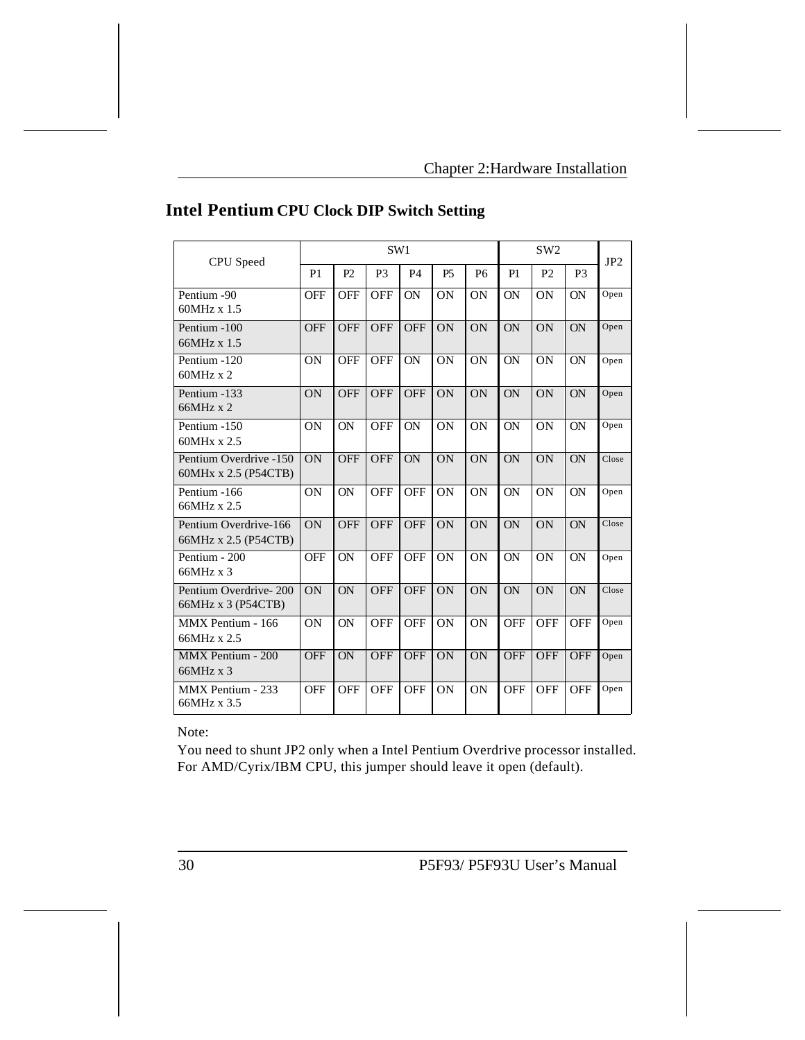## Intel Pentium CPU Clock DIP Switch Setting

| CPU Speed | SW1 | | | | | | SW2 | | | JP2 |
|---|---|---|---|---|---|---|---|---|---|---|
| | P1 | P2 | P3 | P4 | P5 | P6 | P1 | P2 | P3 | |
| Pentium -90<br>60MHz x 1.5 | OFF | OFF | OFF | ON | ON | ON | ON | ON | ON | Open |
| Pentium -100<br>66MHz x 1.5 | OFF | OFF | OFF | OFF | ON | ON | ON | ON | ON | Open |
| Pentium -120<br>60MHz x 2 | ON | OFF | OFF | ON | ON | ON | ON | ON | ON | Open |
| Pentium -133<br>66MHz x 2 | ON | OFF | OFF | OFF | ON | ON | ON | ON | ON | Open |
| Pentium -150<br>60MHx x 2.5 | ON | ON | OFF | ON | ON | ON | ON | ON | ON | Open |
| Pentium Overdrive -150<br>60MHx x 2.5 (P54CTB) | ON | OFF | OFF | ON | ON | ON | ON | ON | ON | Close |
| Pentium -166<br>66MHz x 2.5 | ON | ON | OFF | OFF | ON | ON | ON | ON | ON | Open |
| Pentium Overdrive-166<br>66MHz x 2.5 (P54CTB) | ON | OFF | OFF | OFF | ON | ON | ON | ON | ON | Close |
| Pentium - 200<br>66MHz x 3 | OFF | ON | OFF | OFF | ON | ON | ON | ON | ON | Open |
| Pentium Overdrive- 200<br>66MHz x 3 (P54CTB) | ON | ON | OFF | OFF | ON | ON | ON | ON | ON | Close |
| MMX Pentium - 166<br>66MHz x 2.5 | ON | ON | OFF | OFF | ON | ON | OFF | OFF | OFF | Open |
| MMX Pentium - 200<br>66MHz x 3 | OFF | ON | OFF | OFF | ON | ON | OFF | OFF | OFF | Open |
| MMX Pentium - 233<br>66MHz x 3.5 | OFF | OFF | OFF | OFF | ON | ON | OFF | OFF | OFF | Open |

Note:

You need to shunt JP2 only when a Intel Pentium Overdrive processor installed. For AMD/Cyrix/IBM CPU, this jumper should leave it open (default).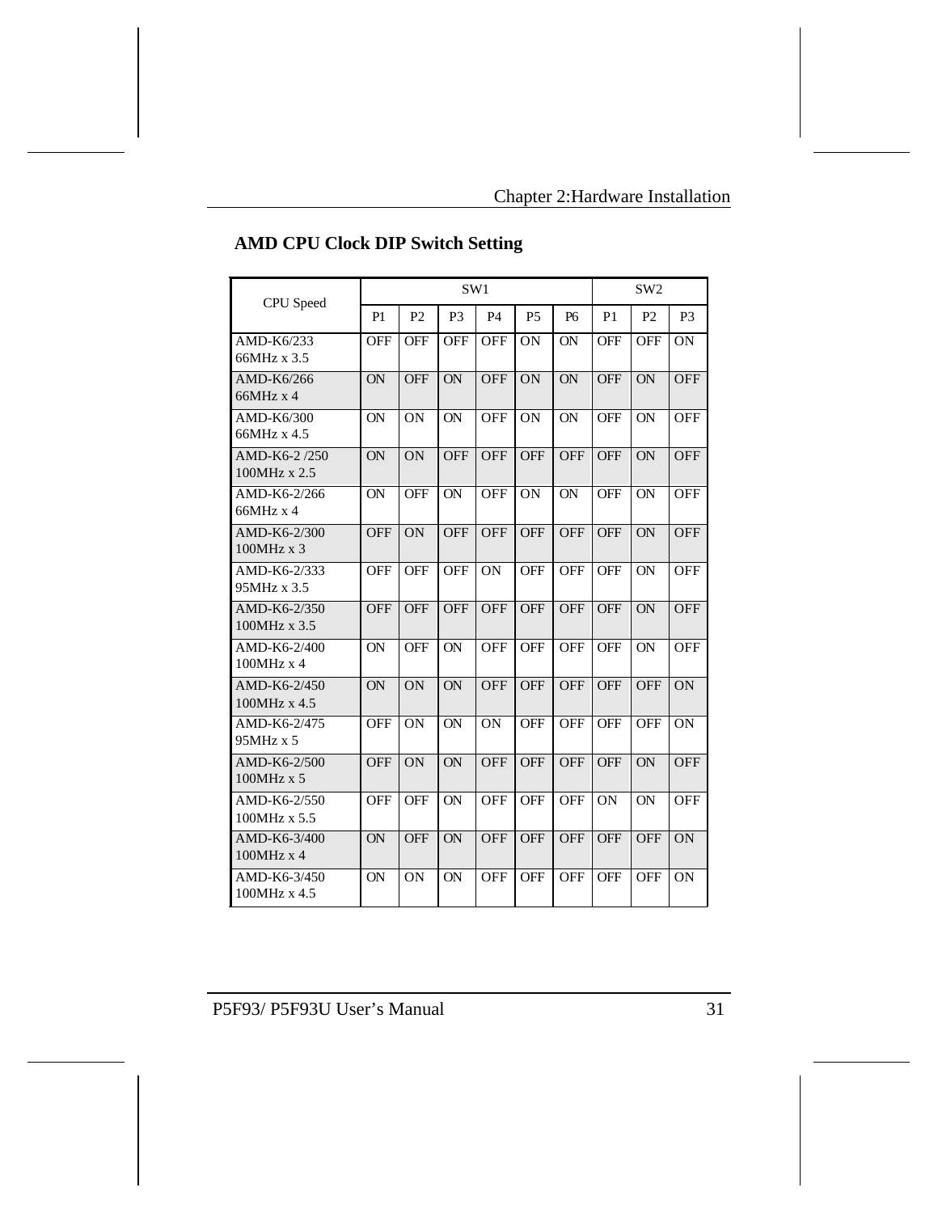## AMD CPU Clock DIP Switch Setting

| CPU Speed | SW1 | | | | | | SW2 | | |
|---|---|---|---|---|---|---|---|---|---|
| | P1 | P2 | P3 | P4 | P5 | P6 | P1 | P2 | P3 |
| AMD-K6/233 66MHz x 3.5 | OFF | OFF | OFF | OFF | ON | ON | OFF | OFF | ON |
| AMD-K6/266 66MHz x 4 | ON | OFF | ON | OFF | ON | ON | OFF | ON | OFF |
| AMD-K6/300 66MHz x 4.5 | ON | ON | ON | OFF | ON | ON | OFF | ON | OFF |
| AMD-K6-2 /250 100MHz x 2.5 | ON | ON | OFF | OFF | OFF | OFF | OFF | ON | OFF |
| AMD-K6-2/266 66MHz x 4 | ON | OFF | ON | OFF | ON | ON | OFF | ON | OFF |
| AMD-K6-2/300 100MHz x 3 | OFF | ON | OFF | OFF | OFF | OFF | OFF | ON | OFF |
| AMD-K6-2/333 95MHz x 3.5 | OFF | OFF | OFF | ON | OFF | OFF | OFF | ON | OFF |
| AMD-K6-2/350 100MHz x 3.5 | OFF | OFF | OFF | OFF | OFF | OFF | OFF | ON | OFF |
| AMD-K6-2/400 100MHz x 4 | ON | OFF | ON | OFF | OFF | OFF | OFF | ON | OFF |
| AMD-K6-2/450 100MHz x 4.5 | ON | ON | ON | OFF | OFF | OFF | OFF | OFF | ON |
| AMD-K6-2/475 95MHz x 5 | OFF | ON | ON | ON | OFF | OFF | OFF | OFF | ON |
| AMD-K6-2/500 100MHz x 5 | OFF | ON | ON | OFF | OFF | OFF | OFF | ON | OFF |
| AMD-K6-2/550 100MHz x 5.5 | OFF | OFF | ON | OFF | OFF | OFF | ON | ON | OFF |
| AMD-K6-3/400 100MHz x 4 | ON | OFF | ON | OFF | OFF | OFF | OFF | OFF | ON |
| AMD-K6-3/450 100MHz x 4.5 | ON | ON | ON | OFF | OFF | OFF | OFF | OFF | ON |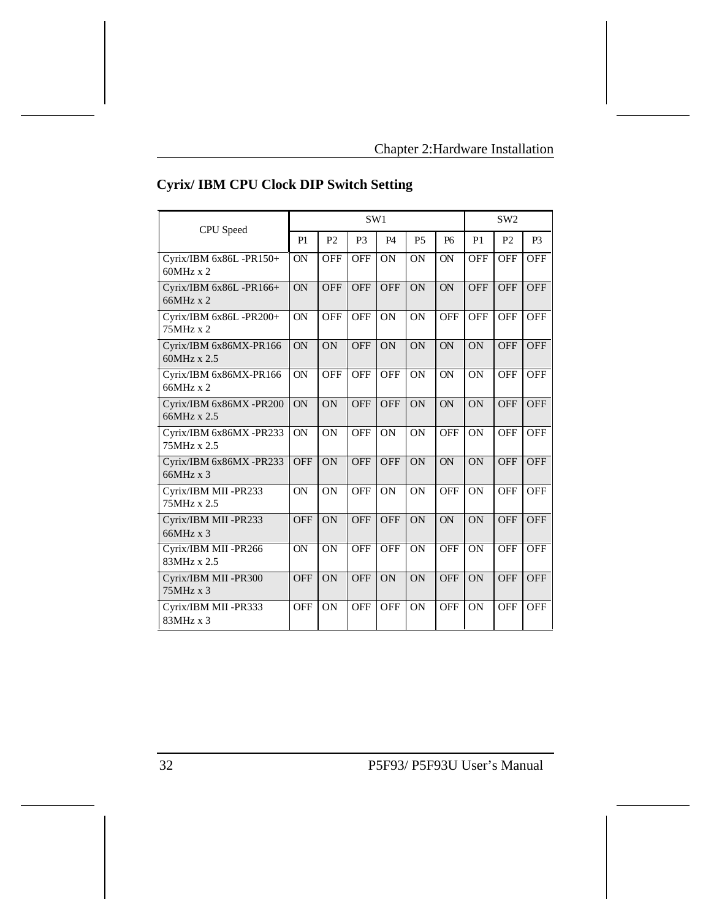## Cyrix/ IBM CPU Clock DIP Switch Setting

| CPU Speed | SW1 | | | | | | SW2 | | |
|---|---|---|---|---|---|---|---|---|---|
| | P1 | P2 | P3 | P4 | P5 | P6 | P1 | P2 | P3 |
| Cyrix/IBM 6x86L -PR150+ 60MHz x 2 | ON | OFF | OFF | ON | ON | ON | OFF | OFF | OFF |
| Cyrix/IBM 6x86L -PR166+ 66MHz x 2 | ON | OFF | OFF | OFF | ON | ON | OFF | OFF | OFF |
| Cyrix/IBM 6x86L -PR200+ 75MHz x 2 | ON | OFF | OFF | ON | ON | OFF | OFF | OFF | OFF |
| Cyrix/IBM 6x86MX-PR166 60MHz x 2.5 | ON | ON | OFF | ON | ON | ON | ON | OFF | OFF |
| Cyrix/IBM 6x86MX-PR166 66MHz x 2 | ON | OFF | OFF | OFF | ON | ON | ON | OFF | OFF |
| Cyrix/IBM 6x86MX -PR200 66MHz x 2.5 | ON | ON | OFF | OFF | ON | ON | ON | OFF | OFF |
| Cyrix/IBM 6x86MX -PR233 75MHz x 2.5 | ON | ON | OFF | ON | ON | OFF | ON | OFF | OFF |
| Cyrix/IBM 6x86MX -PR233 66MHz x 3 | OFF | ON | OFF | OFF | ON | ON | ON | OFF | OFF |
| Cyrix/IBM MII -PR233 75MHz x 2.5 | ON | ON | OFF | ON | ON | OFF | ON | OFF | OFF |
| Cyrix/IBM MII -PR233 66MHz x 3 | OFF | ON | OFF | OFF | ON | ON | ON | OFF | OFF |
| Cyrix/IBM MII -PR266 83MHz x 2.5 | ON | ON | OFF | OFF | ON | OFF | ON | OFF | OFF |
| Cyrix/IBM MII -PR300 75MHz x 3 | OFF | ON | OFF | ON | ON | OFF | ON | OFF | OFF |
| Cyrix/IBM MII -PR333 83MHz x 3 | OFF | ON | OFF | OFF | ON | OFF | ON | OFF | OFF |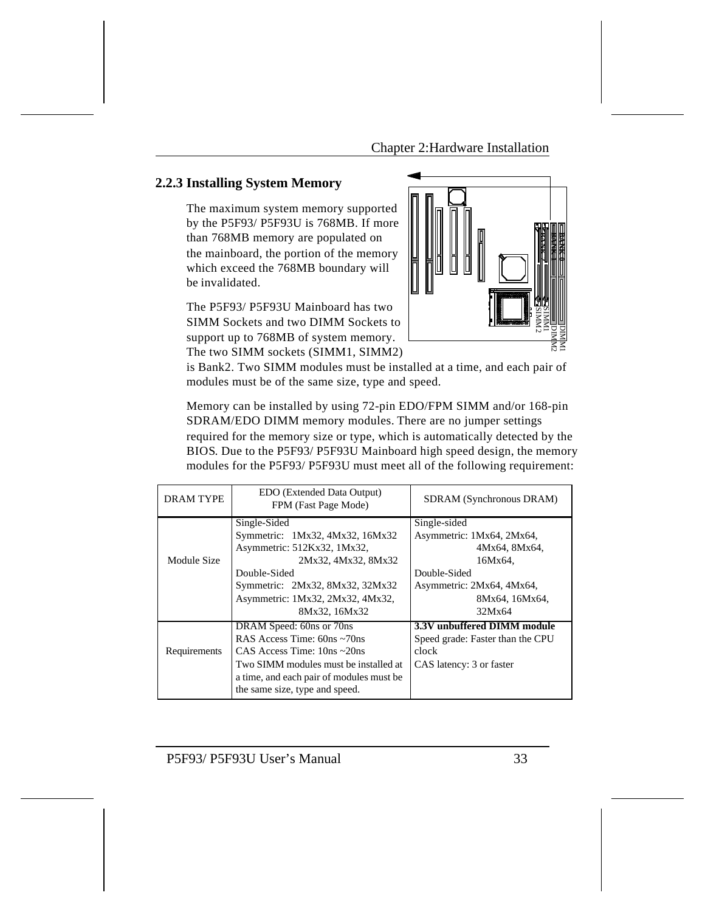### 2.2.3 Installing System Memory

The maximum system memory supported by the P5F93/ P5F93U is 768MB. If more than 768MB memory are populated on the mainboard, the portion of the memory which exceed the 768MB boundary will be invalidated.

The P5F93/ P5F93U Mainboard has two SIMM Sockets and two DIMM Sockets to support up to 768MB of system memory. The two SIMM sockets (SIMM1, SIMM2) is Bank2. Two SIMM modules must be installed at a time, and each pair of modules must be of the same size, type and speed.

Memory can be installed by using 72-pin EDO/FPM SIMM and/or 168-pin SDRAM/EDO DIMM memory modules. There are no jumper settings required for the memory size or type, which is automatically detected by the BIOS. Due to the P5F93/ P5F93U Mainboard high speed design, the memory modules for the P5F93/ P5F93U must meet all of the following requirement:

| DRAM TYPE | EDO (Extended Data Output)<br>FPM (Fast Page Mode) | SDRAM (Synchronous DRAM) |
|---|---|---|
| Module Size | Single-Sided<br>Symmetric: 1Mx32, 4Mx32, 16Mx32<br>Asymmetric: 512Kx32, 1Mx32, 2Mx32, 4Mx32, 8Mx32<br>Double-Sided<br>Symmetric: 2Mx32, 8Mx32, 32Mx32<br>Asymmetric: 1Mx32, 2Mx32, 4Mx32, 8Mx32, 16Mx32 | Single-sided<br>Asymmetric: 1Mx64, 2Mx64, 4Mx64, 8Mx64, 16Mx64,<br>Double-Sided<br>Asymmetric: 2Mx64, 4Mx64, 8Mx64, 16Mx64, 32Mx64 |
| Requirements | DRAM Speed: 60ns or 70ns<br>RAS Access Time: 60ns ~70ns<br>CAS Access Time: 10ns ~20ns<br>Two SIMM modules must be installed at a time, and each pair of modules must be the same size, type and speed. | **3.3V unbuffered DIMM module**<br>Speed grade: Faster than the CPU clock<br>CAS latency: 3 or faster |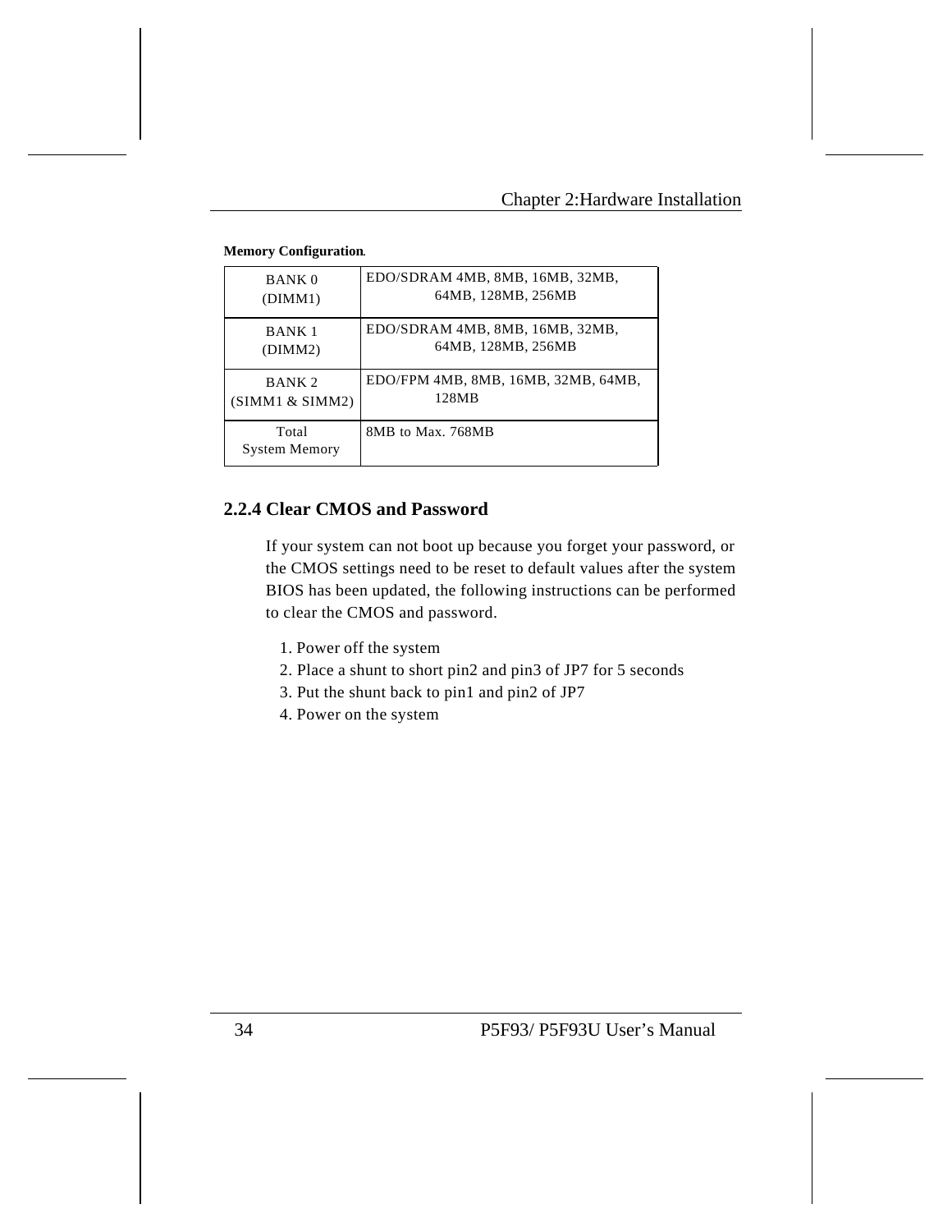**Memory Configuration**.

| BANK 0 (DIMM1) | EDO/SDRAM 4MB, 8MB, 16MB, 32MB, 64MB, 128MB, 256MB |
|---|---|
| BANK 1 (DIMM2) | EDO/SDRAM 4MB, 8MB, 16MB, 32MB, 64MB, 128MB, 256MB |
| BANK 2 (SIMM1 & SIMM2) | EDO/FPM 4MB, 8MB, 16MB, 32MB, 64MB, 128MB |
| Total System Memory | 8MB to Max. 768MB |

## 2.2.4 Clear CMOS and Password

If your system can not boot up because you forget your password, or the CMOS settings need to be reset to default values after the system BIOS has been updated, the following instructions can be performed to clear the CMOS and password.

1. Power off the system
2. Place a shunt to short pin2 and pin3 of JP7 for 5 seconds
3. Put the shunt back to pin1 and pin2 of JP7
4. Power on the system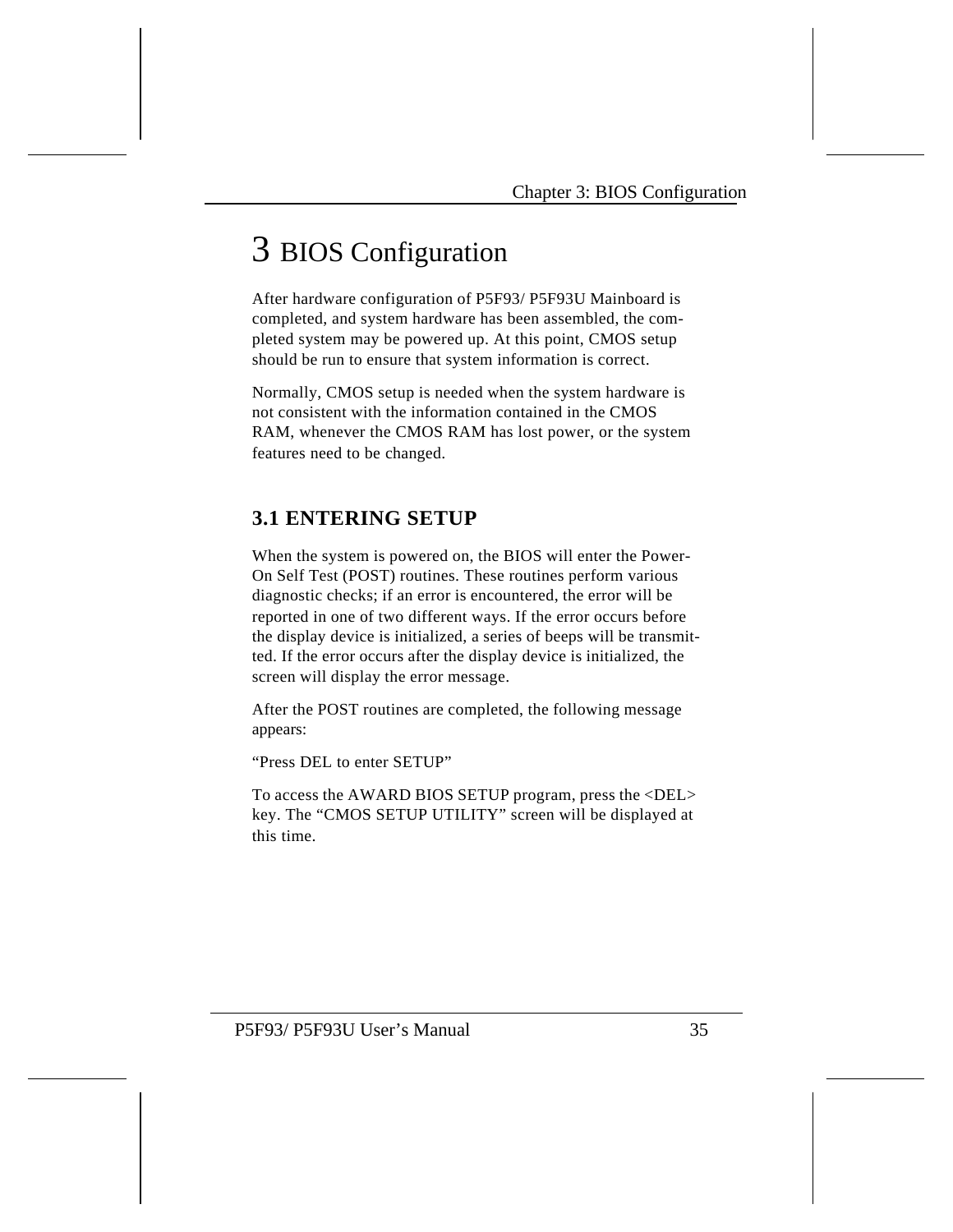# 3 BIOS Configuration

After hardware configuration of P5F93/ P5F93U Mainboard is completed, and system hardware has been assembled, the completed system may be powered up. At this point, CMOS setup should be run to ensure that system information is correct.

Normally, CMOS setup is needed when the system hardware is not consistent with the information contained in the CMOS RAM, whenever the CMOS RAM has lost power, or the system features need to be changed.

## 3.1 ENTERING SETUP

When the system is powered on, the BIOS will enter the Power-On Self Test (POST) routines. These routines perform various diagnostic checks; if an error is encountered, the error will be reported in one of two different ways. If the error occurs before the display device is initialized, a series of beeps will be transmitted. If the error occurs after the display device is initialized, the screen will display the error message.

After the POST routines are completed, the following message appears:

“Press DEL to enter SETUP”

To access the AWARD BIOS SETUP program, press the <DEL> key. The “CMOS SETUP UTILITY” screen will be displayed at this time.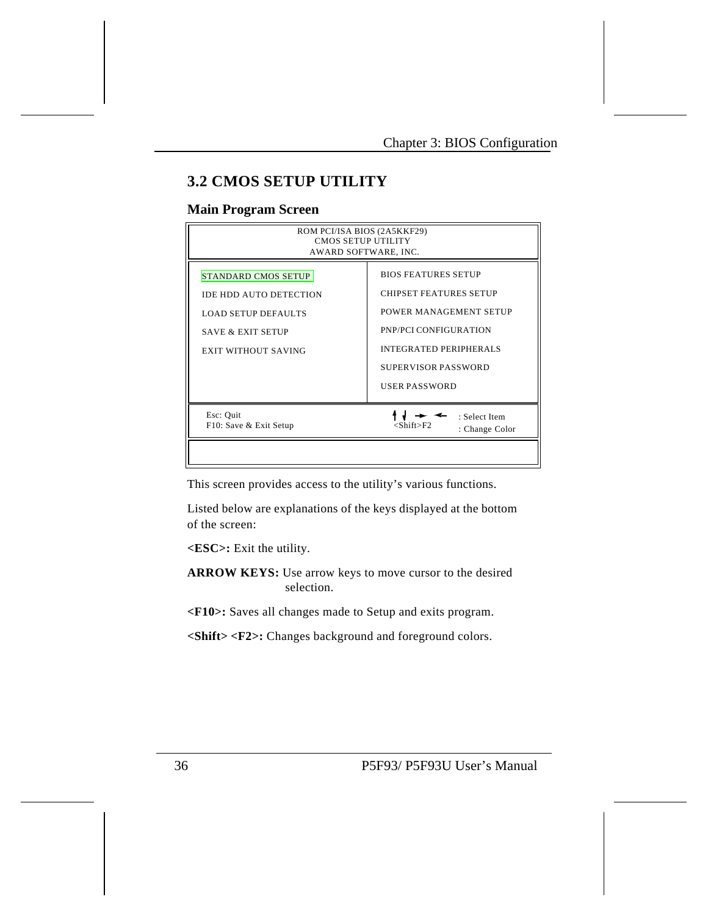## 3.2 CMOS SETUP UTILITY

### Main Program Screen

```
                    ROM PCI/ISA BIOS (2A5KKF29)
                        CMOS SETUP UTILITY
                      AWARD SOFTWARE, INC.

STANDARD CMOS SETUP              BIOS FEATURES SETUP
IDE HDD AUTO DETECTION           CHIPSET FEATURES SETUP
LOAD SETUP DEFAULTS              POWER MANAGEMENT SETUP
SAVE & EXIT SETUP                PNP/PCI CONFIGURATION
EXIT WITHOUT SAVING              INTEGRATED PERIPHERALS
                                 SUPERVISOR PASSWORD
                                 USER PASSWORD

Esc: Quit                        ↑ ↓ → ←     : Select Item
F10: Save & Exit Setup           <Shift>F2   : Change Color
```

This screen provides access to the utility's various functions.

Listed below are explanations of the keys displayed at the bottom of the screen:

**<ESC>:** Exit the utility.

**ARROW KEYS:** Use arrow keys to move cursor to the desired selection.

**<F10>:** Saves all changes made to Setup and exits program.

**<Shift> <F2>:** Changes background and foreground colors.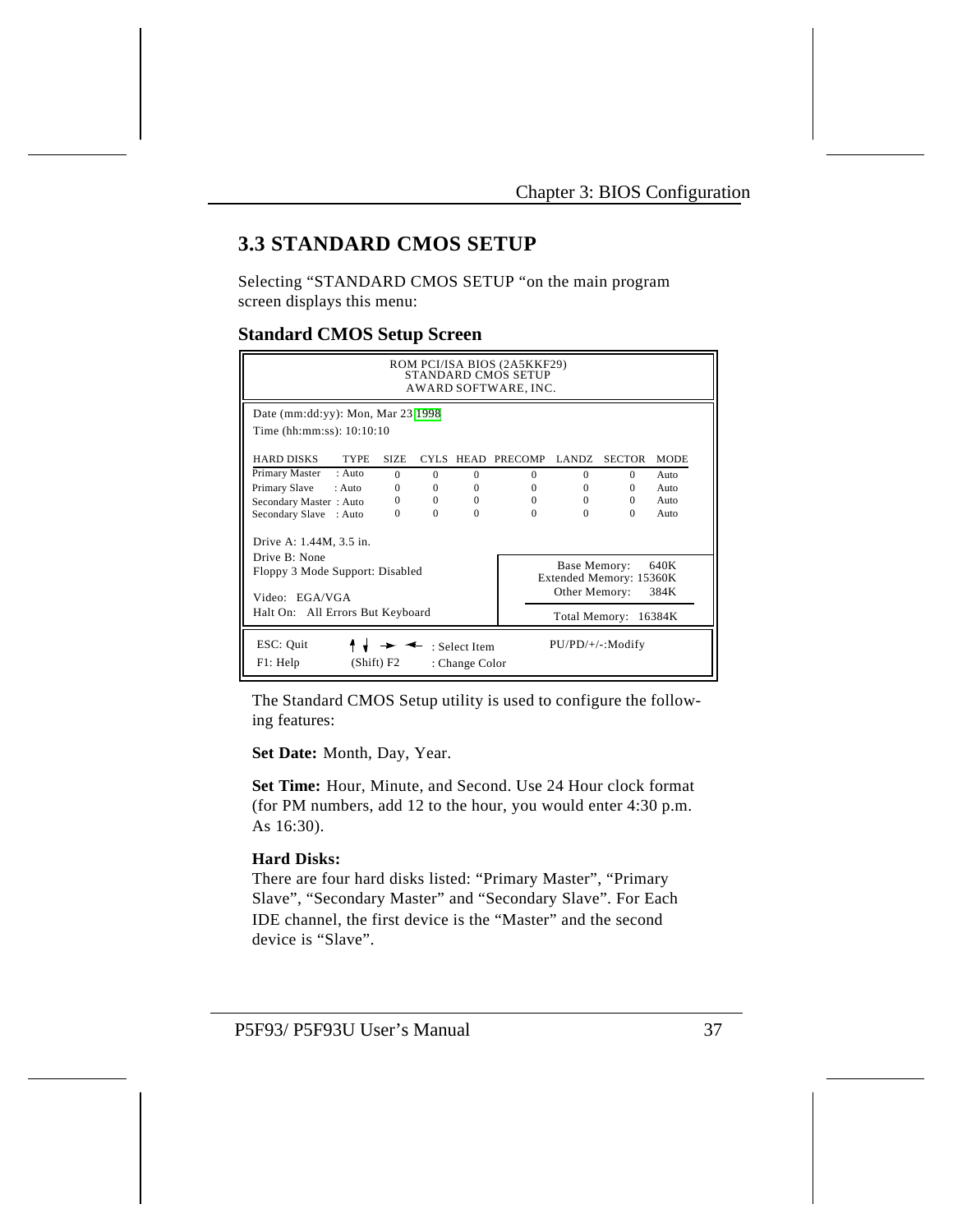## 3.3 STANDARD CMOS SETUP

Selecting "STANDARD CMOS SETUP "on the main program screen displays this menu:

### Standard CMOS Setup Screen

```
                    ROM PCI/ISA BIOS (2A5KKF29)
                       STANDARD CMOS SETUP
                      AWARD SOFTWARE, INC.

 Date (mm:dd:yy): Mon, Mar 23 1998
 Time (hh:mm:ss): 10:10:10

 HARD DISKS       TYPE   SIZE  CYLS  HEAD  PRECOMP  LANDZ  SECTOR  MODE
 Primary Master   : Auto   0     0     0      0       0       0    Auto
 Primary Slave    : Auto   0     0     0      0       0       0    Auto
 Secondary Master : Auto   0     0     0      0       0       0    Auto
 Secondary Slave  : Auto   0     0     0      0       0       0    Auto

 Drive A: 1.44M, 3.5 in.
 Drive B: None                             Base Memory:     640K
 Floppy 3 Mode Support: Disabled       Extended Memory: 15360K
                                           Other Memory:    384K
 Video:  EGA/VGA
 Halt On:  All Errors But Keyboard          Total Memory:  16384K

 ESC: Quit      ↑ ↓ → ← : Select Item        PU/PD/+/-:Modify
 F1: Help       (Shift) F2 : Change Color
```

The Standard CMOS Setup utility is used to configure the following features:

**Set Date:** Month, Day, Year.

**Set Time:** Hour, Minute, and Second. Use 24 Hour clock format (for PM numbers, add 12 to the hour, you would enter 4:30 p.m. As 16:30).

**Hard Disks:**

There are four hard disks listed: "Primary Master", "Primary Slave", "Secondary Master" and "Secondary Slave". For Each IDE channel, the first device is the "Master" and the second device is "Slave".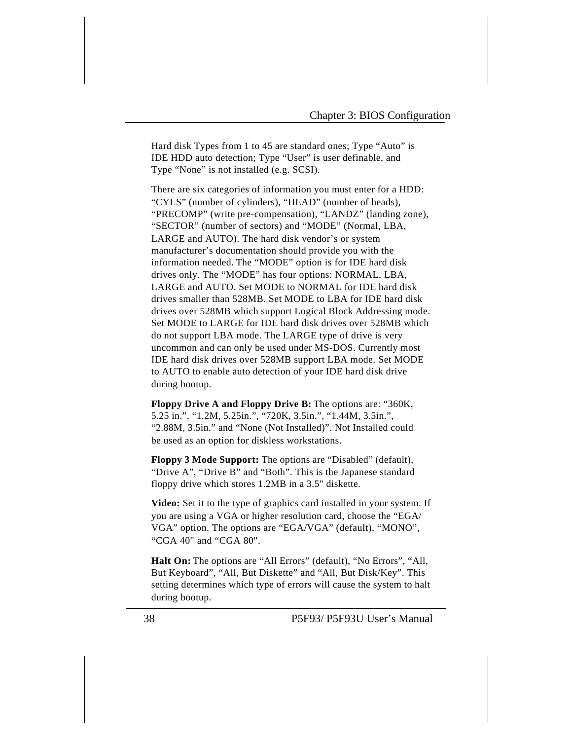Hard disk Types from 1 to 45 are standard ones; Type "Auto" is IDE HDD auto detection; Type "User" is user definable, and Type "None" is not installed (e.g. SCSI).

There are six categories of information you must enter for a HDD: "CYLS" (number of cylinders), "HEAD" (number of heads), "PRECOMP" (write pre-compensation), "LANDZ" (landing zone), "SECTOR" (number of sectors) and "MODE" (Normal, LBA, LARGE and AUTO). The hard disk vendor's or system manufacturer's documentation should provide you with the information needed. The "MODE" option is for IDE hard disk drives only. The "MODE" has four options: NORMAL, LBA, LARGE and AUTO. Set MODE to NORMAL for IDE hard disk drives smaller than 528MB. Set MODE to LBA for IDE hard disk drives over 528MB which support Logical Block Addressing mode. Set MODE to LARGE for IDE hard disk drives over 528MB which do not support LBA mode. The LARGE type of drive is very uncommon and can only be used under MS-DOS. Currently most IDE hard disk drives over 528MB support LBA mode. Set MODE to AUTO to enable auto detection of your IDE hard disk drive during bootup.

**Floppy Drive A and Floppy Drive B:** The options are: "360K, 5.25 in.", "1.2M, 5.25in.", "720K, 3.5in.", "1.44M, 3.5in.", "2.88M, 3.5in." and "None (Not Installed)". Not Installed could be used as an option for diskless workstations.

**Floppy 3 Mode Support:** The options are "Disabled" (default), "Drive A", "Drive B" and "Both". This is the Japanese standard floppy drive which stores 1.2MB in a 3.5" diskette.

**Video:** Set it to the type of graphics card installed in your system. If you are using a VGA or higher resolution card, choose the "EGA/VGA" option. The options are "EGA/VGA" (default), "MONO", "CGA 40" and "CGA 80".

**Halt On:** The options are "All Errors" (default), "No Errors", "All, But Keyboard", "All, But Diskette" and "All, But Disk/Key". This setting determines which type of errors will cause the system to halt during bootup.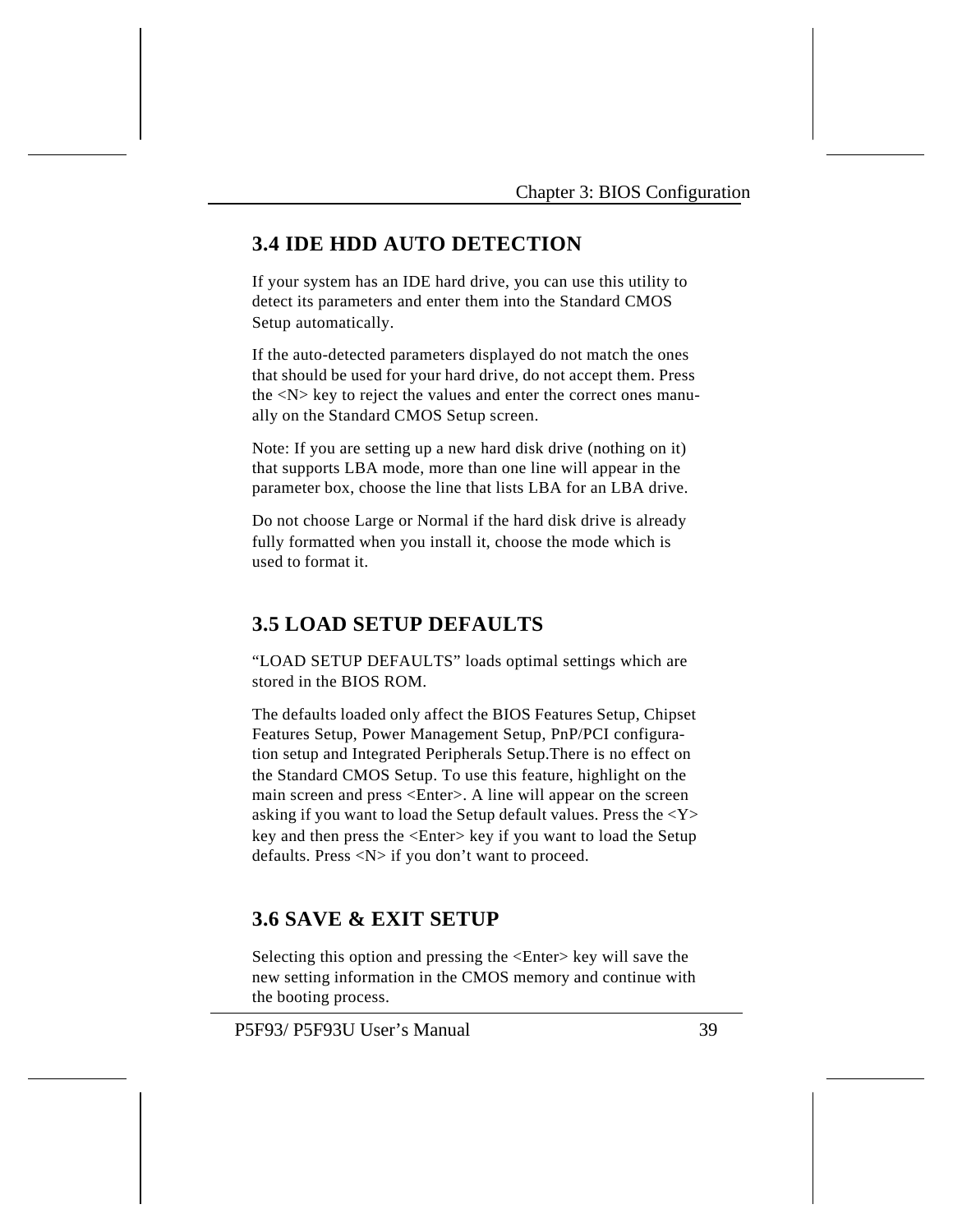## 3.4 IDE HDD AUTO DETECTION

If your system has an IDE hard drive, you can use this utility to detect its parameters and enter them into the Standard CMOS Setup automatically.

If the auto-detected parameters displayed do not match the ones that should be used for your hard drive, do not accept them. Press the <N> key to reject the values and enter the correct ones manually on the Standard CMOS Setup screen.

Note: If you are setting up a new hard disk drive (nothing on it) that supports LBA mode, more than one line will appear in the parameter box, choose the line that lists LBA for an LBA drive.

Do not choose Large or Normal if the hard disk drive is already fully formatted when you install it, choose the mode which is used to format it.

## 3.5 LOAD SETUP DEFAULTS

"LOAD SETUP DEFAULTS" loads optimal settings which are stored in the BIOS ROM.

The defaults loaded only affect the BIOS Features Setup, Chipset Features Setup, Power Management Setup, PnP/PCI configuration setup and Integrated Peripherals Setup.There is no effect on the Standard CMOS Setup. To use this feature, highlight on the main screen and press <Enter>. A line will appear on the screen asking if you want to load the Setup default values. Press the <Y> key and then press the <Enter> key if you want to load the Setup defaults. Press <N> if you don't want to proceed.

## 3.6 SAVE & EXIT SETUP

Selecting this option and pressing the <Enter> key will save the new setting information in the CMOS memory and continue with the booting process.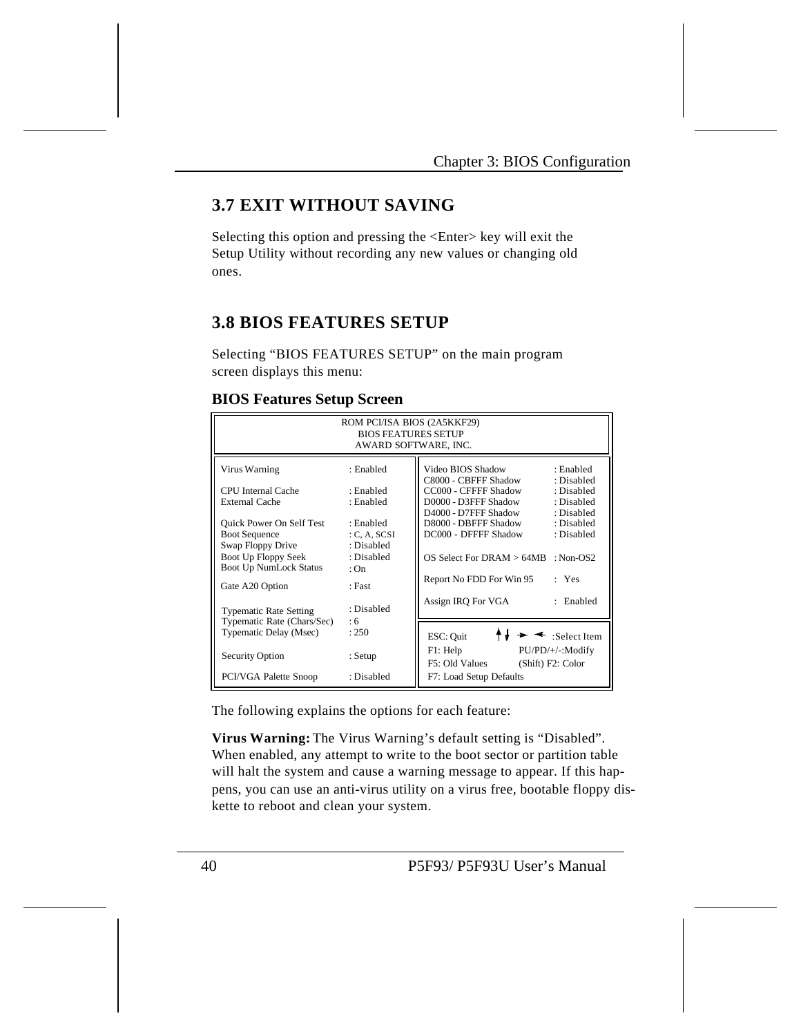## 3.7 EXIT WITHOUT SAVING

Selecting this option and pressing the <Enter> key will exit the Setup Utility without recording any new values or changing old ones.

## 3.8 BIOS FEATURES SETUP

Selecting "BIOS FEATURES SETUP" on the main program screen displays this menu:

### BIOS Features Setup Screen

```
                    ROM PCI/ISA BIOS (2A5KKF29)
                       BIOS FEATURES SETUP
                      AWARD SOFTWARE, INC.

Virus Warning              : Enabled      Video BIOS Shadow           : Enabled
                                          C8000 - CBFFF Shadow        : Disabled
CPU Internal Cache         : Enabled      CC000 - CFFFF Shadow        : Disabled
External Cache             : Enabled      D0000 - D3FFF Shadow        : Disabled
                                          D4000 - D7FFF Shadow        : Disabled
Quick Power On Self Test   : Enabled      D8000 - DBFFF Shadow        : Disabled
Boot Sequence              : C, A, SCSI   DC000 - DFFFF Shadow        : Disabled
Swap Floppy Drive          : Disabled
Boot Up Floppy Seek        : Disabled     OS Select For DRAM > 64MB   : Non-OS2
Boot Up NumLock Status     : On
                                          Report No FDD For Win 95    : Yes
Gate A20 Option            : Fast
                                          Assign IRQ For VGA          : Enabled
Typematic Rate Setting     : Disabled
Typematic Rate (Chars/Sec) : 6
Typematic Delay (Msec)     : 250          ESC: Quit      ↑↓ → ← :Select Item
                                          F1: Help          PU/PD/+/-:Modify
Security Option            : Setup        F5: Old Values    (Shift) F2: Color
                                          F7: Load Setup Defaults
PCI/VGA Palette Snoop      : Disabled
```

The following explains the options for each feature:

**Virus Warning:** The Virus Warning's default setting is "Disabled". When enabled, any attempt to write to the boot sector or partition table will halt the system and cause a warning message to appear. If this happens, you can use an anti-virus utility on a virus free, bootable floppy diskette to reboot and clean your system.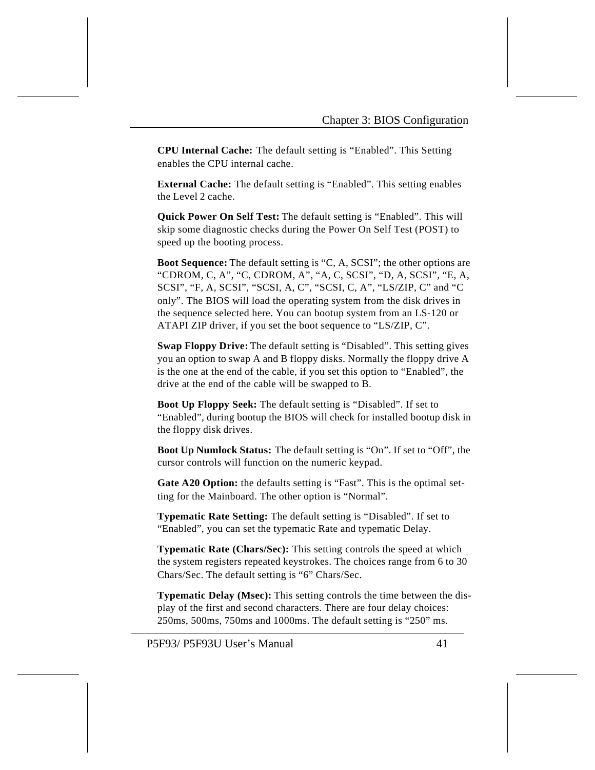**CPU Internal Cache:** The default setting is “Enabled”. This Setting enables the CPU internal cache.

**External Cache:** The default setting is “Enabled”. This setting enables the Level 2 cache.

**Quick Power On Self Test:** The default setting is “Enabled”. This will skip some diagnostic checks during the Power On Self Test (POST) to speed up the booting process.

**Boot Sequence:** The default setting is “C, A, SCSI”; the other options are “CDROM, C, A”, “C, CDROM, A”, “A, C, SCSI”, “D, A, SCSI”, “E, A, SCSI”, “F, A, SCSI”, “SCSI, A, C”, “SCSI, C, A”, “LS/ZIP, C” and “C only”. The BIOS will load the operating system from the disk drives in the sequence selected here. You can bootup system from an LS-120 or ATAPI ZIP driver, if you set the boot sequence to “LS/ZIP, C”.

**Swap Floppy Drive:** The default setting is “Disabled”. This setting gives you an option to swap A and B floppy disks. Normally the floppy drive A is the one at the end of the cable, if you set this option to “Enabled”, the drive at the end of the cable will be swapped to B.

**Boot Up Floppy Seek:** The default setting is “Disabled”. If set to “Enabled”, during bootup the BIOS will check for installed bootup disk in the floppy disk drives.

**Boot Up Numlock Status:** The default setting is “On”. If set to “Off”, the cursor controls will function on the numeric keypad.

**Gate A20 Option:** the defaults setting is “Fast”. This is the optimal setting for the Mainboard. The other option is “Normal”.

**Typematic Rate Setting:** The default setting is “Disabled”. If set to “Enabled”, you can set the typematic Rate and typematic Delay.

**Typematic Rate (Chars/Sec):** This setting controls the speed at which the system registers repeated keystrokes. The choices range from 6 to 30 Chars/Sec. The default setting is “6” Chars/Sec.

**Typematic Delay (Msec):** This setting controls the time between the display of the first and second characters. There are four delay choices: 250ms, 500ms, 750ms and 1000ms. The default setting is “250” ms.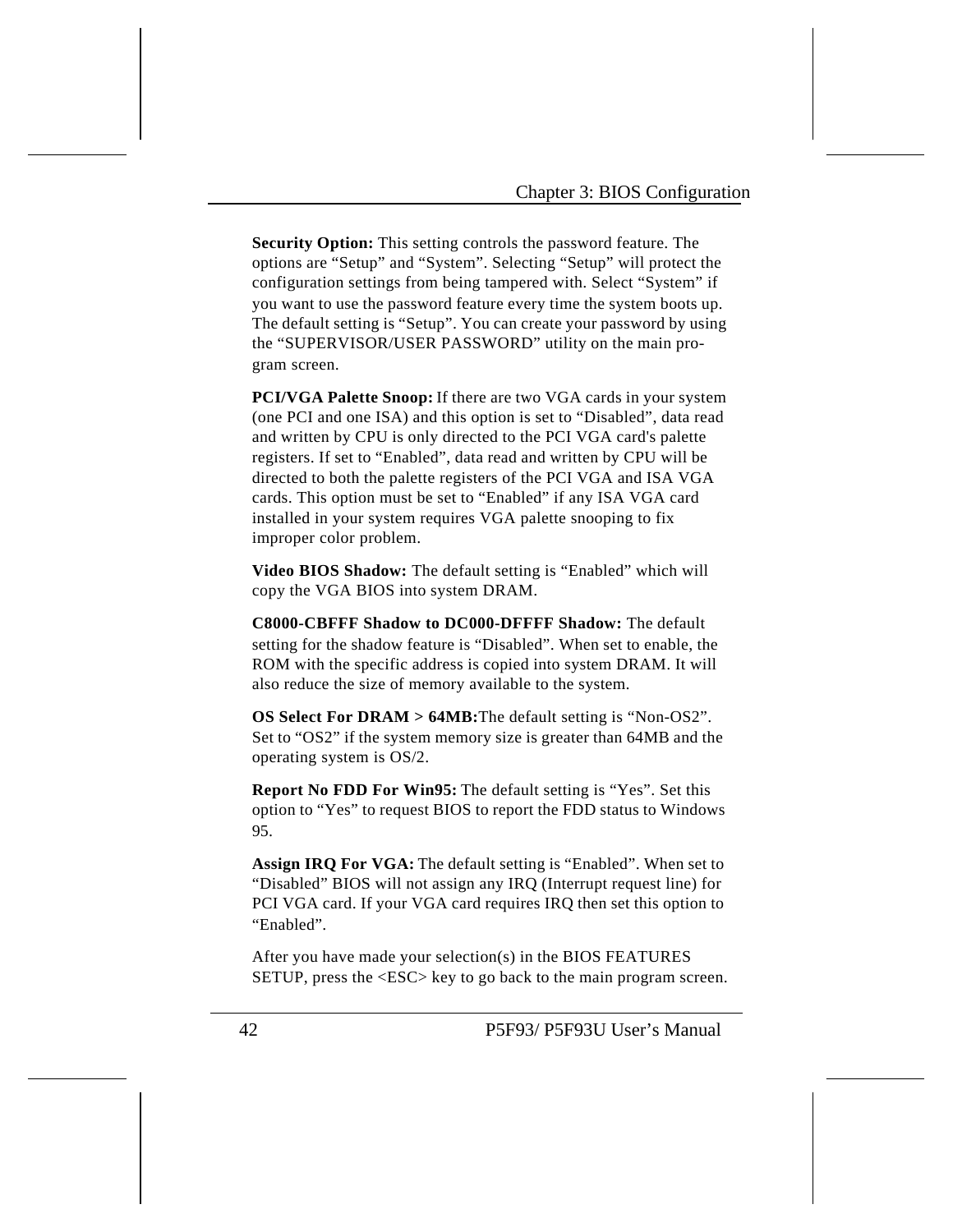**Security Option:** This setting controls the password feature. The options are “Setup” and “System”. Selecting “Setup” will protect the configuration settings from being tampered with. Select “System” if you want to use the password feature every time the system boots up. The default setting is “Setup”. You can create your password by using the “SUPERVISOR/USER PASSWORD” utility on the main program screen.

**PCI/VGA Palette Snoop:** If there are two VGA cards in your system (one PCI and one ISA) and this option is set to “Disabled”, data read and written by CPU is only directed to the PCI VGA card's palette registers. If set to “Enabled”, data read and written by CPU will be directed to both the palette registers of the PCI VGA and ISA VGA cards. This option must be set to “Enabled” if any ISA VGA card installed in your system requires VGA palette snooping to fix improper color problem.

**Video BIOS Shadow:** The default setting is “Enabled” which will copy the VGA BIOS into system DRAM.

**C8000-CBFFF Shadow to DC000-DFFFF Shadow:** The default setting for the shadow feature is “Disabled”. When set to enable, the ROM with the specific address is copied into system DRAM. It will also reduce the size of memory available to the system.

**OS Select For DRAM > 64MB:** The default setting is “Non-OS2”. Set to “OS2” if the system memory size is greater than 64MB and the operating system is OS/2.

**Report No FDD For Win95:** The default setting is “Yes”. Set this option to “Yes” to request BIOS to report the FDD status to Windows 95.

**Assign IRQ For VGA:** The default setting is “Enabled”. When set to “Disabled” BIOS will not assign any IRQ (Interrupt request line) for PCI VGA card. If your VGA card requires IRQ then set this option to “Enabled”.

After you have made your selection(s) in the BIOS FEATURES SETUP, press the <ESC> key to go back to the main program screen.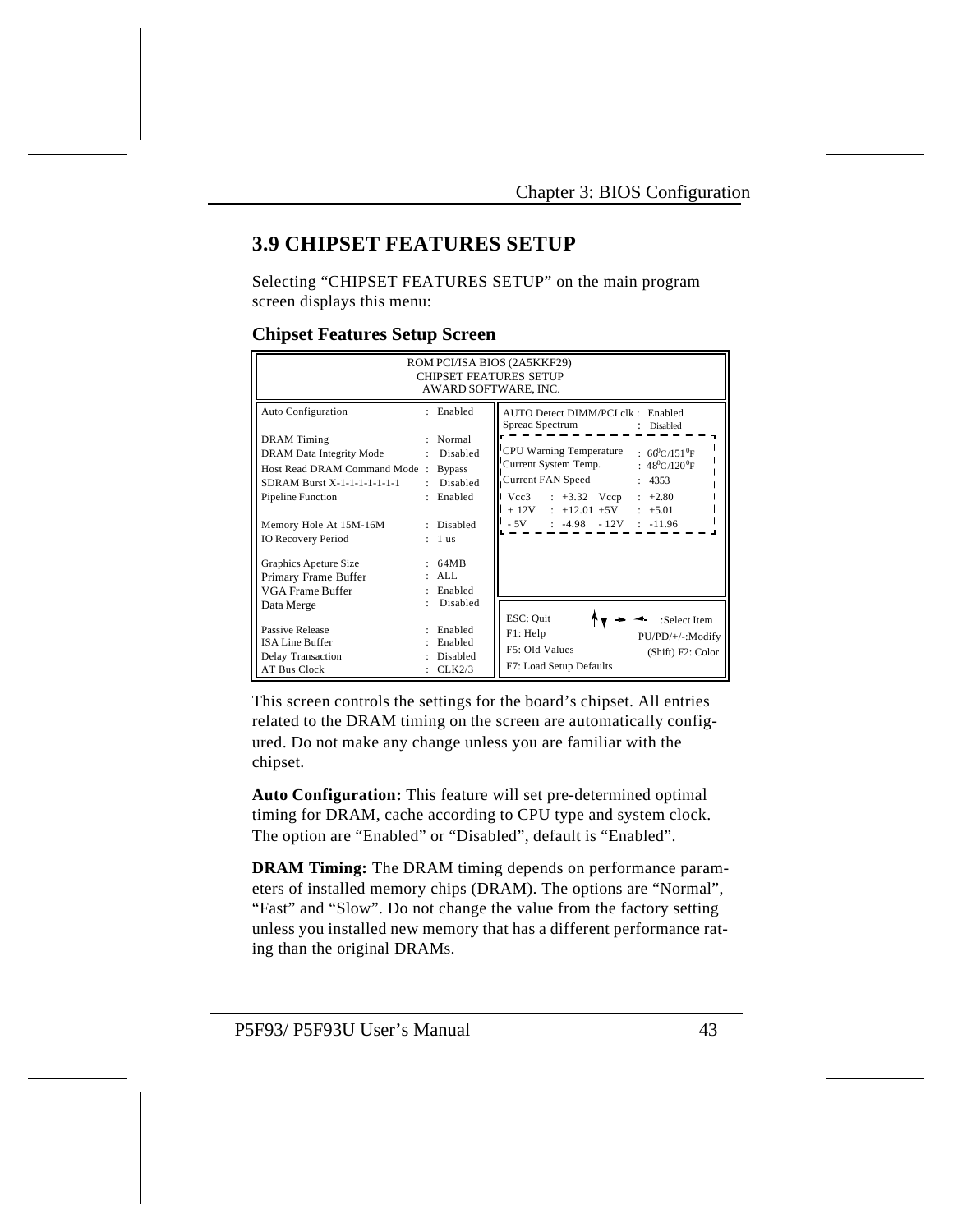## 3.9 CHIPSET FEATURES SETUP

Selecting "CHIPSET FEATURES SETUP" on the main program screen displays this menu:

### Chipset Features Setup Screen

```
                    ROM PCI/ISA BIOS (2A5KKF29)
                      CHIPSET FEATURES SETUP
                       AWARD SOFTWARE, INC.

Auto Configuration            : Enabled     AUTO Detect DIMM/PCI clk : Enabled
                                            Spread Spectrum          : Disabled
DRAM Timing                   : Normal
DRAM Data Integrity Mode      : Disabled    CPU Warning Temperature  : 66°C/151°F
Host Read DRAM Command Mode   : Bypass      Current System Temp.     : 48°C/120°F
SDRAM Burst X-1-1-1-1-1-1-1   : Disabled    Current FAN Speed        : 4353
Pipeline Function             : Enabled     Vcc3  : +3.32   Vccp     : +2.80
                                            + 12V : +12.01  +5V      : +5.01
Memory Hole At 15M-16M        : Disabled    - 5V  : -4.98   - 12V    : -11.96
IO Recovery Period            : 1 us

Graphics Apeture Size         : 64MB
Primary Frame Buffer          : ALL
VGA Frame Buffer              : Enabled
Data Merge                    : Disabled    ESC: Quit      ↑↓→←     :Select Item
                                            F1: Help           PU/PD/+/-:Modify
Passive Release               : Enabled     F5: Old Values    (Shift) F2: Color
ISA Line Buffer               : Enabled     F7: Load Setup Defaults
Delay Transaction             : Disabled
AT Bus Clock                  : CLK2/3
```

This screen controls the settings for the board's chipset. All entries related to the DRAM timing on the screen are automatically configured. Do not make any change unless you are familiar with the chipset.

**Auto Configuration:** This feature will set pre-determined optimal timing for DRAM, cache according to CPU type and system clock. The option are "Enabled" or "Disabled", default is "Enabled".

**DRAM Timing:** The DRAM timing depends on performance parameters of installed memory chips (DRAM). The options are "Normal", "Fast" and "Slow". Do not change the value from the factory setting unless you installed new memory that has a different performance rating than the original DRAMs.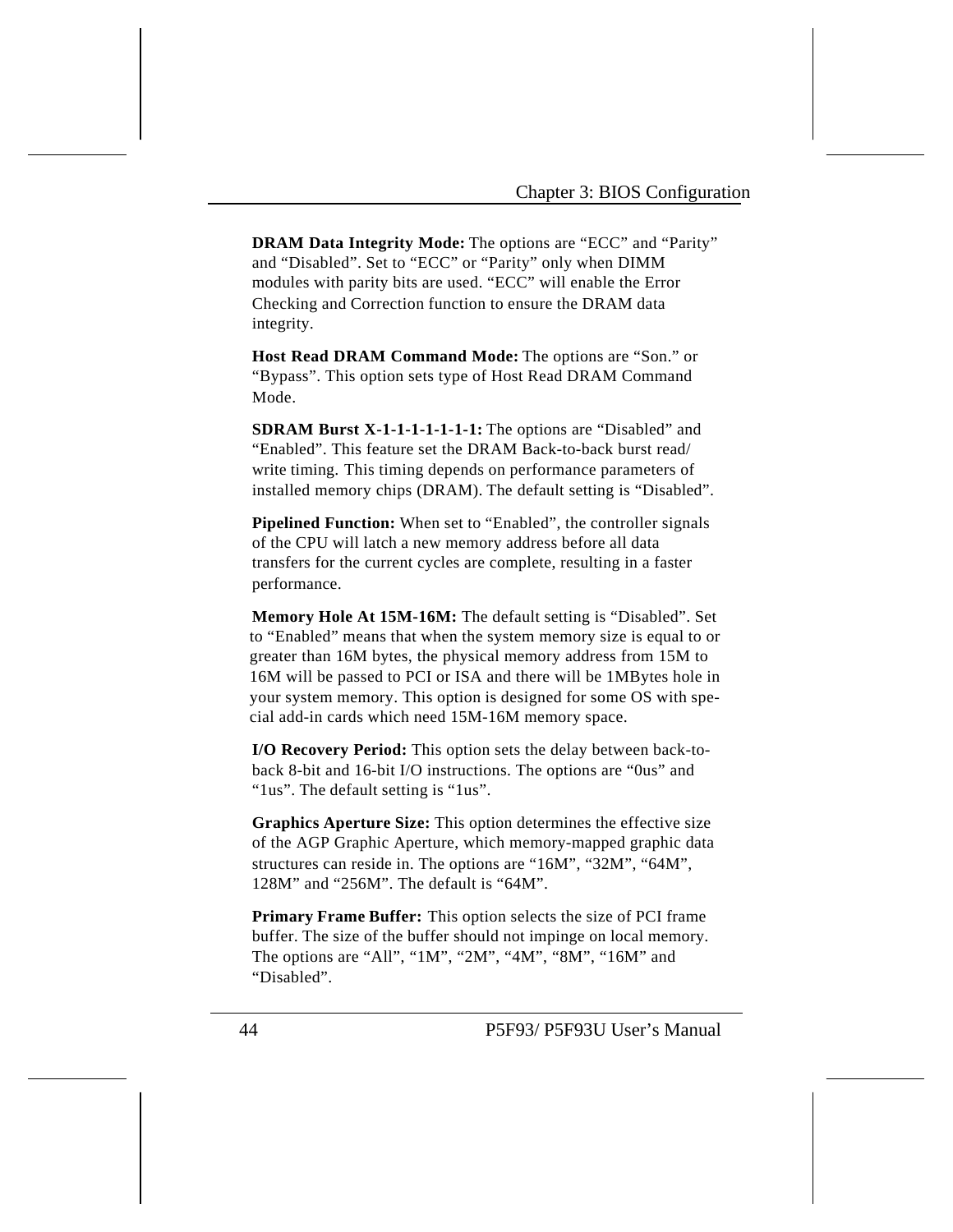**DRAM Data Integrity Mode:** The options are “ECC” and “Parity” and “Disabled”. Set to “ECC” or “Parity” only when DIMM modules with parity bits are used. “ECC” will enable the Error Checking and Correction function to ensure the DRAM data integrity.

**Host Read DRAM Command Mode:** The options are “Son.” or “Bypass”. This option sets type of Host Read DRAM Command Mode.

**SDRAM Burst X-1-1-1-1-1-1-1:** The options are “Disabled” and “Enabled”. This feature set the DRAM Back-to-back burst read/ write timing. This timing depends on performance parameters of installed memory chips (DRAM). The default setting is “Disabled”.

**Pipelined Function:** When set to “Enabled”, the controller signals of the CPU will latch a new memory address before all data transfers for the current cycles are complete, resulting in a faster performance.

**Memory Hole At 15M-16M:** The default setting is “Disabled”. Set to “Enabled” means that when the system memory size is equal to or greater than 16M bytes, the physical memory address from 15M to 16M will be passed to PCI or ISA and there will be 1MBytes hole in your system memory. This option is designed for some OS with special add-in cards which need 15M-16M memory space.

**I/O Recovery Period:** This option sets the delay between back-to-back 8-bit and 16-bit I/O instructions. The options are “0us” and “1us”. The default setting is “1us”.

**Graphics Aperture Size:** This option determines the effective size of the AGP Graphic Aperture, which memory-mapped graphic data structures can reside in. The options are “16M”, “32M”, “64M”, 128M” and “256M”. The default is “64M”.

**Primary Frame Buffer:** This option selects the size of PCI frame buffer. The size of the buffer should not impinge on local memory. The options are “All”, “1M”, “2M”, “4M”, “8M”, “16M” and “Disabled”.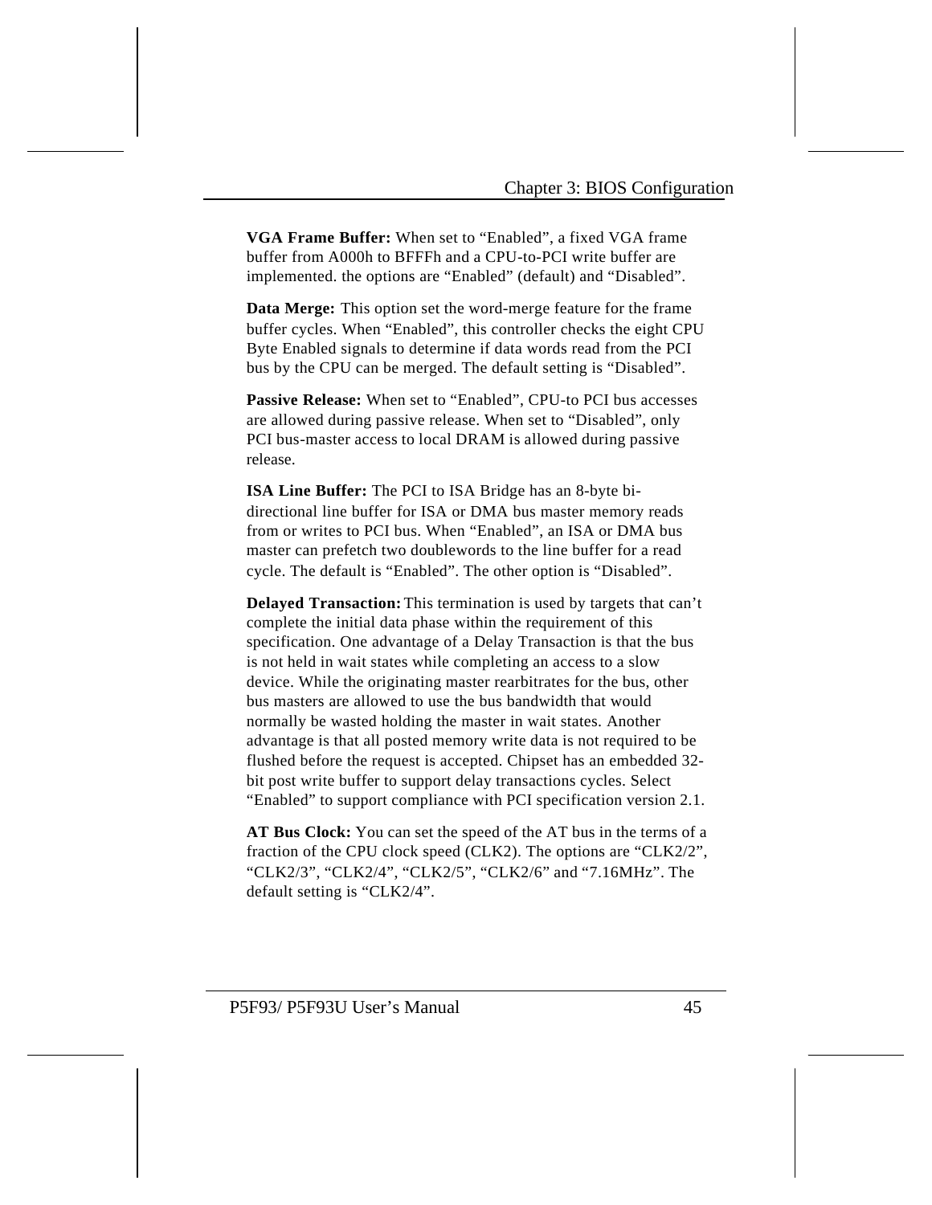**VGA Frame Buffer:** When set to “Enabled”, a fixed VGA frame buffer from A000h to BFFFh and a CPU-to-PCI write buffer are implemented. the options are “Enabled” (default) and “Disabled”.

**Data Merge:** This option set the word-merge feature for the frame buffer cycles. When “Enabled”, this controller checks the eight CPU Byte Enabled signals to determine if data words read from the PCI bus by the CPU can be merged. The default setting is “Disabled”.

**Passive Release:** When set to “Enabled”, CPU-to PCI bus accesses are allowed during passive release. When set to “Disabled”, only PCI bus-master access to local DRAM is allowed during passive release.

**ISA Line Buffer:** The PCI to ISA Bridge has an 8-byte bi-directional line buffer for ISA or DMA bus master memory reads from or writes to PCI bus. When “Enabled”, an ISA or DMA bus master can prefetch two doublewords to the line buffer for a read cycle. The default is “Enabled”. The other option is “Disabled”.

**Delayed Transaction:** This termination is used by targets that can’t complete the initial data phase within the requirement of this specification. One advantage of a Delay Transaction is that the bus is not held in wait states while completing an access to a slow device. While the originating master rearbitrates for the bus, other bus masters are allowed to use the bus bandwidth that would normally be wasted holding the master in wait states. Another advantage is that all posted memory write data is not required to be flushed before the request is accepted. Chipset has an embedded 32-bit post write buffer to support delay transactions cycles. Select “Enabled” to support compliance with PCI specification version 2.1.

**AT Bus Clock:** You can set the speed of the AT bus in the terms of a fraction of the CPU clock speed (CLK2). The options are “CLK2/2”, “CLK2/3”, “CLK2/4”, “CLK2/5”, “CLK2/6” and “7.16MHz”. The default setting is “CLK2/4”.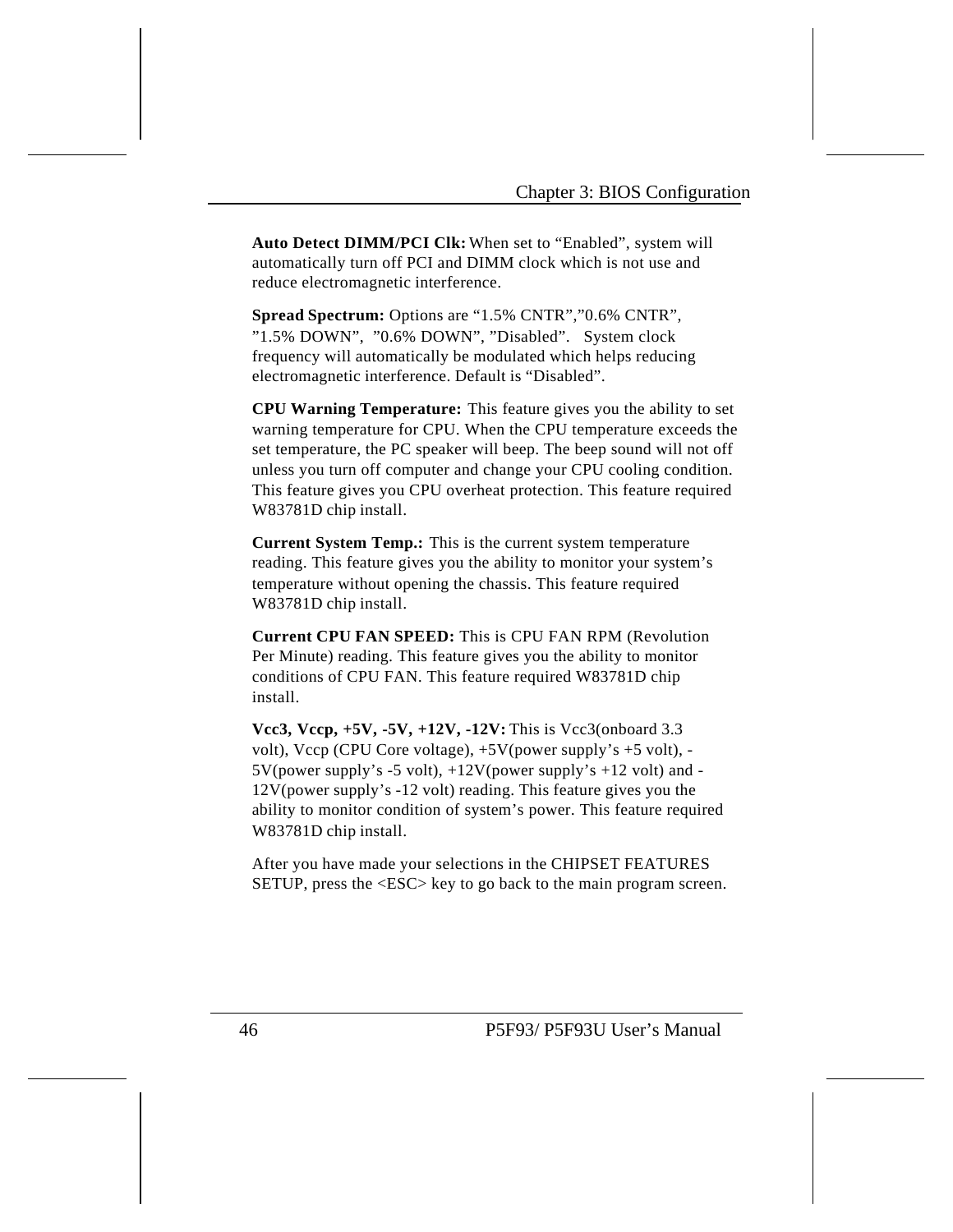**Auto Detect DIMM/PCI Clk:** When set to “Enabled”, system will automatically turn off PCI and DIMM clock which is not use and reduce electromagnetic interference.

**Spread Spectrum:** Options are “1.5% CNTR”,”0.6% CNTR”, ”1.5% DOWN”, ”0.6% DOWN”, ”Disabled”. System clock frequency will automatically be modulated which helps reducing electromagnetic interference. Default is “Disabled”.

**CPU Warning Temperature:** This feature gives you the ability to set warning temperature for CPU. When the CPU temperature exceeds the set temperature, the PC speaker will beep. The beep sound will not off unless you turn off computer and change your CPU cooling condition. This feature gives you CPU overheat protection. This feature required W83781D chip install.

**Current System Temp.:** This is the current system temperature reading. This feature gives you the ability to monitor your system’s temperature without opening the chassis. This feature required W83781D chip install.

**Current CPU FAN SPEED:** This is CPU FAN RPM (Revolution Per Minute) reading. This feature gives you the ability to monitor conditions of CPU FAN. This feature required W83781D chip install.

**Vcc3, Vccp, +5V, -5V, +12V, -12V:** This is Vcc3(onboard 3.3 volt), Vccp (CPU Core voltage), +5V(power supply’s +5 volt), -5V(power supply’s -5 volt), +12V(power supply’s +12 volt) and -12V(power supply’s -12 volt) reading. This feature gives you the ability to monitor condition of system’s power. This feature required W83781D chip install.

After you have made your selections in the CHIPSET FEATURES SETUP, press the <ESC> key to go back to the main program screen.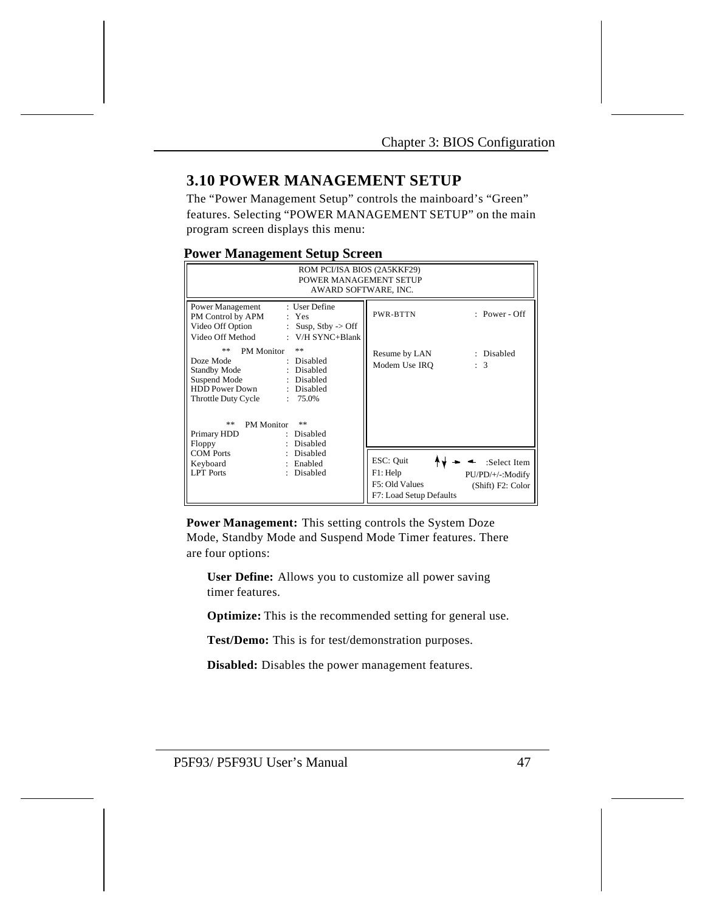## 3.10 POWER MANAGEMENT SETUP

The “Power Management Setup” controls the mainboard’s “Green” features. Selecting “POWER MANAGEMENT SETUP” on the main program screen displays this menu:

**Power Management Setup Screen**

```
                    ROM PCI/ISA BIOS (2A5KKF29)
                      POWER MANAGEMENT SETUP
                       AWARD SOFTWARE, INC.

Power Management      : User Define        PWR-BTTN          : Power - Off
PM Control by APM     : Yes
Video Off Option      : Susp, Stby -> Off
Video Off Method      : V/H SYNC+Blank
                                           Resume by LAN     : Disabled
   **  PM Monitor  **                      Modem Use IRQ     : 3
Doze Mode             : Disabled
Standby Mode          : Disabled
Suspend Mode          : Disabled
HDD Power Down        : Disabled
Throttle Duty Cycle   : 75.0%

   **  PM Monitor  **
Primary HDD           : Disabled
Floppy                : Disabled
COM Ports             : Disabled           ESC: Quit      ↑↓→←  :Select Item
Keyboard              : Enabled            F1: Help       PU/PD/+/-:Modify
LPT Ports             : Disabled           F5: Old Values   (Shift) F2: Color
                                           F7: Load Setup Defaults
```

**Power Management:** This setting controls the System Doze Mode, Standby Mode and Suspend Mode Timer features. There are four options:

**User Define:** Allows you to customize all power saving timer features.

**Optimize:** This is the recommended setting for general use.

**Test/Demo:** This is for test/demonstration purposes.

**Disabled:** Disables the power management features.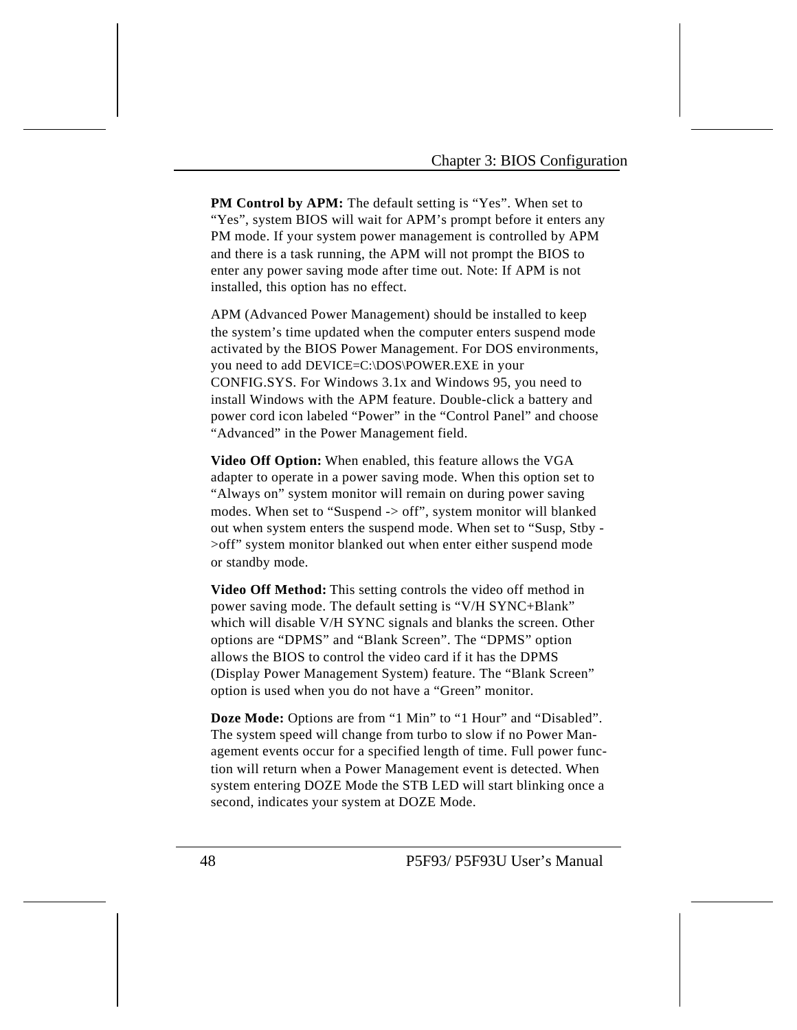**PM Control by APM:** The default setting is “Yes”. When set to “Yes”, system BIOS will wait for APM’s prompt before it enters any PM mode. If your system power management is controlled by APM and there is a task running, the APM will not prompt the BIOS to enter any power saving mode after time out. Note: If APM is not installed, this option has no effect.

APM (Advanced Power Management) should be installed to keep the system’s time updated when the computer enters suspend mode activated by the BIOS Power Management. For DOS environments, you need to add DEVICE=C:\DOS\POWER.EXE in your CONFIG.SYS. For Windows 3.1x and Windows 95, you need to install Windows with the APM feature. Double-click a battery and power cord icon labeled “Power” in the “Control Panel” and choose “Advanced” in the Power Management field.

**Video Off Option:** When enabled, this feature allows the VGA adapter to operate in a power saving mode. When this option set to “Always on” system monitor will remain on during power saving modes. When set to “Suspend -> off”, system monitor will blanked out when system enters the suspend mode. When set to “Susp, Stby ->off” system monitor blanked out when enter either suspend mode or standby mode.

**Video Off Method:** This setting controls the video off method in power saving mode. The default setting is “V/H SYNC+Blank” which will disable V/H SYNC signals and blanks the screen. Other options are “DPMS” and “Blank Screen”. The “DPMS” option allows the BIOS to control the video card if it has the DPMS (Display Power Management System) feature. The “Blank Screen” option is used when you do not have a “Green” monitor.

**Doze Mode:** Options are from “1 Min” to “1 Hour” and “Disabled”. The system speed will change from turbo to slow if no Power Management events occur for a specified length of time. Full power function will return when a Power Management event is detected. When system entering DOZE Mode the STB LED will start blinking once a second, indicates your system at DOZE Mode.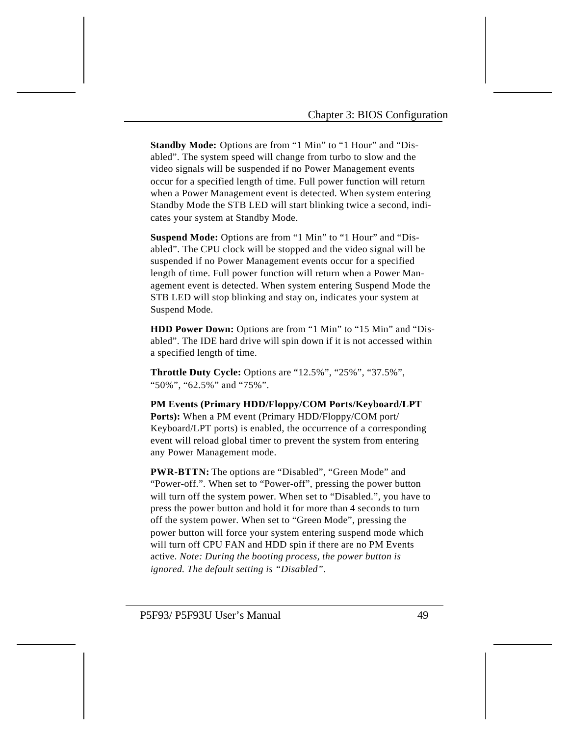**Standby Mode:** Options are from “1 Min” to “1 Hour” and “Disabled”. The system speed will change from turbo to slow and the video signals will be suspended if no Power Management events occur for a specified length of time. Full power function will return when a Power Management event is detected. When system entering Standby Mode the STB LED will start blinking twice a second, indicates your system at Standby Mode.

**Suspend Mode:** Options are from “1 Min” to “1 Hour” and “Disabled”. The CPU clock will be stopped and the video signal will be suspended if no Power Management events occur for a specified length of time. Full power function will return when a Power Management event is detected. When system entering Suspend Mode the STB LED will stop blinking and stay on, indicates your system at Suspend Mode.

**HDD Power Down:** Options are from “1 Min” to “15 Min” and “Disabled”. The IDE hard drive will spin down if it is not accessed within a specified length of time.

**Throttle Duty Cycle:** Options are “12.5%”, “25%”, “37.5%”, “50%”, “62.5%” and “75%”.

**PM Events (Primary HDD/Floppy/COM Ports/Keyboard/LPT Ports):** When a PM event (Primary HDD/Floppy/COM port/ Keyboard/LPT ports) is enabled, the occurrence of a corresponding event will reload global timer to prevent the system from entering any Power Management mode.

**PWR-BTTN:** The options are “Disabled”, “Green Mode” and “Power-off.”. When set to “Power-off”, pressing the power button will turn off the system power. When set to “Disabled.”, you have to press the power button and hold it for more than 4 seconds to turn off the system power. When set to “Green Mode”, pressing the power button will force your system entering suspend mode which will turn off CPU FAN and HDD spin if there are no PM Events active. *Note: During the booting process, the power button is ignored. The default setting is “Disabled”.*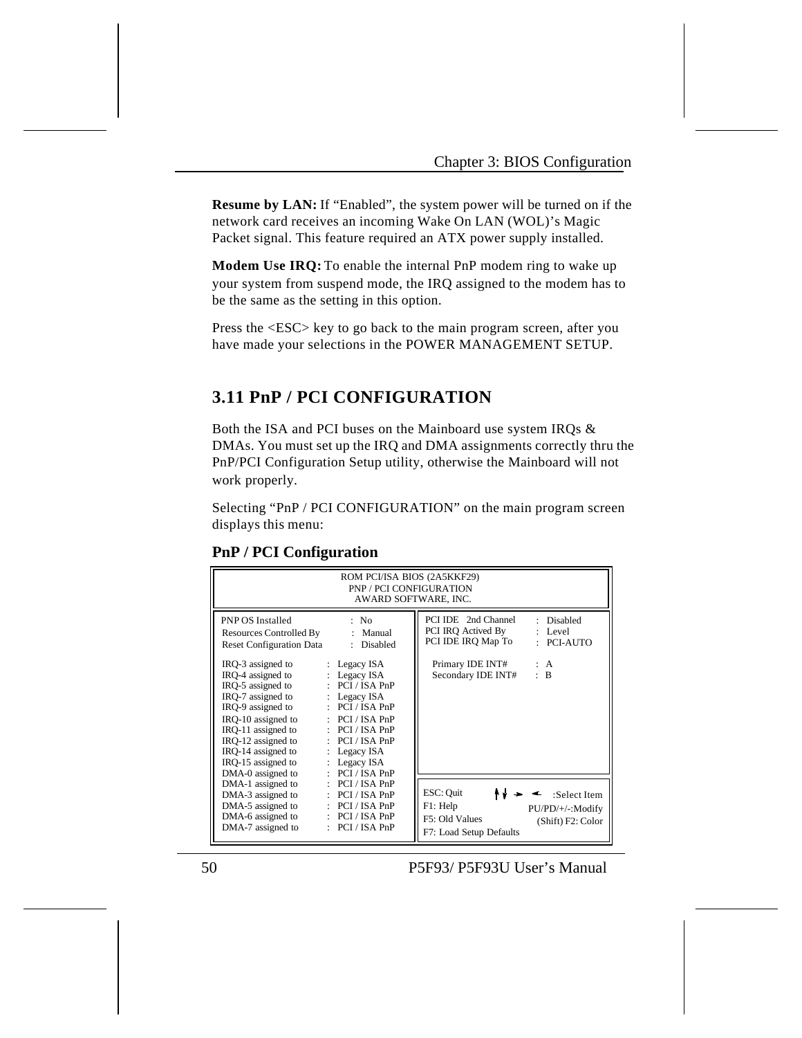**Resume by LAN:** If “Enabled”, the system power will be turned on if the network card receives an incoming Wake On LAN (WOL)’s Magic Packet signal. This feature required an ATX power supply installed.

**Modem Use IRQ:** To enable the internal PnP modem ring to wake up your system from suspend mode, the IRQ assigned to the modem has to be the same as the setting in this option.

Press the <ESC> key to go back to the main program screen, after you have made your selections in the POWER MANAGEMENT SETUP.

## 3.11 PnP / PCI CONFIGURATION

Both the ISA and PCI buses on the Mainboard use system IRQs & DMAs. You must set up the IRQ and DMA assignments correctly thru the PnP/PCI Configuration Setup utility, otherwise the Mainboard will not work properly.

Selecting “PnP / PCI CONFIGURATION” on the main program screen displays this menu:

### PnP / PCI Configuration

```
                         ROM PCI/ISA BIOS (2A5KKF29)
                           PNP / PCI CONFIGURATION
                           AWARD SOFTWARE, INC.

PNP OS Installed          : No              PCI IDE  2nd Channel  : Disabled
Resources Controlled By   : Manual          PCI IRQ Actived By    : Level
Reset Configuration Data  : Disabled        PCI IDE IRQ Map To    : PCI-AUTO

IRQ-3 assigned to    : Legacy ISA           Primary IDE INT#      : A
IRQ-4 assigned to    : Legacy ISA           Secondary IDE INT#    : B
IRQ-5 assigned to    : PCI / ISA PnP
IRQ-7 assigned to    : Legacy ISA
IRQ-9 assigned to    : PCI / ISA PnP
IRQ-10 assigned to   : PCI / ISA PnP
IRQ-11 assigned to   : PCI / ISA PnP
IRQ-12 assigned to   : PCI / ISA PnP
IRQ-14 assigned to   : Legacy ISA
IRQ-15 assigned to   : Legacy ISA
DMA-0 assigned to    : PCI / ISA PnP
DMA-1 assigned to    : PCI / ISA PnP        ESC: Quit      ↑↓→←  :Select Item
DMA-3 assigned to    : PCI / ISA PnP        F1: Help       PU/PD/+/-:Modify
DMA-5 assigned to    : PCI / ISA PnP        F5: Old Values   (Shift) F2: Color
DMA-6 assigned to    : PCI / ISA PnP        F7: Load Setup Defaults
DMA-7 assigned to    : PCI / ISA PnP
```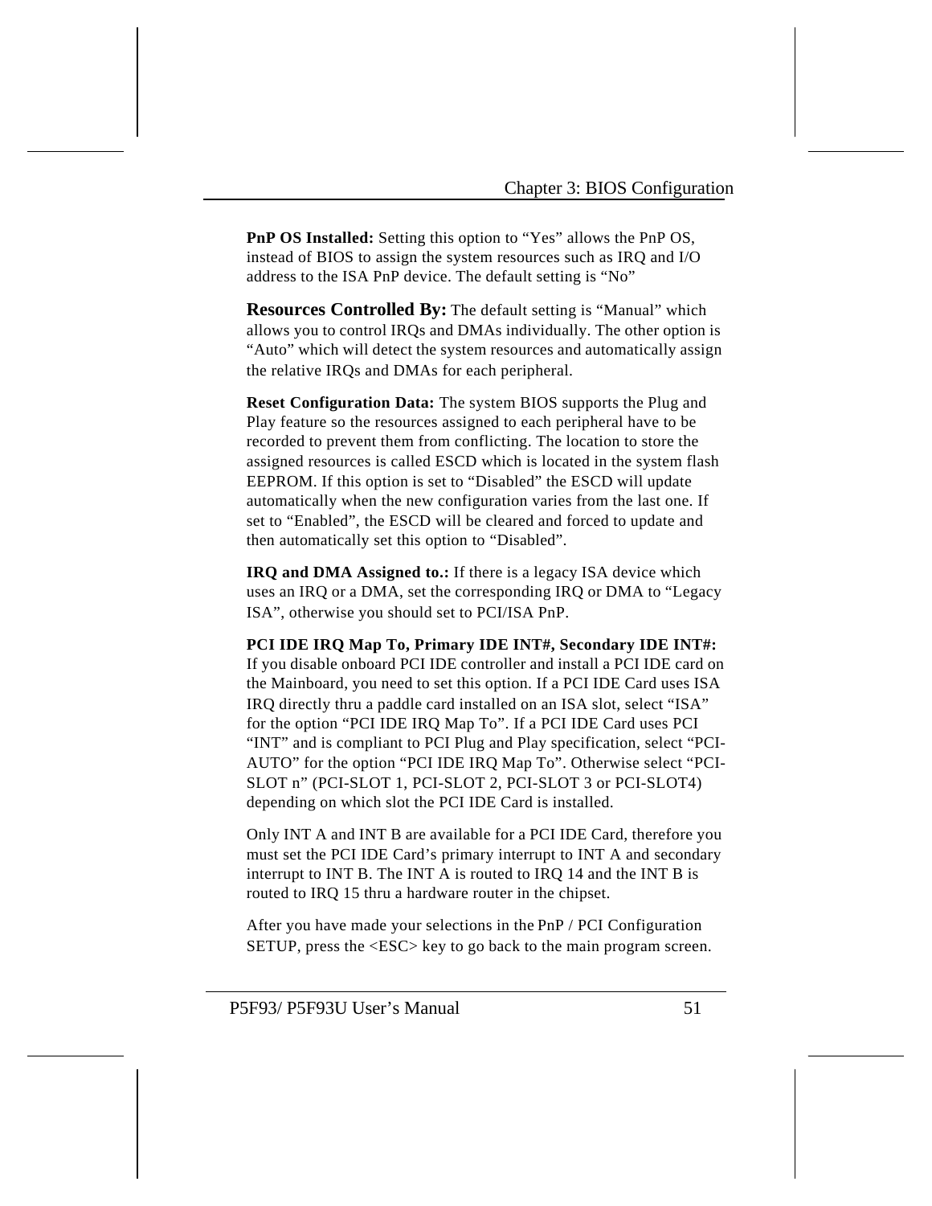**PnP OS Installed:** Setting this option to "Yes" allows the PnP OS, instead of BIOS to assign the system resources such as IRQ and I/O address to the ISA PnP device. The default setting is "No"

**Resources Controlled By:** The default setting is "Manual" which allows you to control IRQs and DMAs individually. The other option is "Auto" which will detect the system resources and automatically assign the relative IRQs and DMAs for each peripheral.

**Reset Configuration Data:** The system BIOS supports the Plug and Play feature so the resources assigned to each peripheral have to be recorded to prevent them from conflicting. The location to store the assigned resources is called ESCD which is located in the system flash EEPROM. If this option is set to "Disabled" the ESCD will update automatically when the new configuration varies from the last one. If set to "Enabled", the ESCD will be cleared and forced to update and then automatically set this option to "Disabled".

**IRQ and DMA Assigned to.:** If there is a legacy ISA device which uses an IRQ or a DMA, set the corresponding IRQ or DMA to "Legacy ISA", otherwise you should set to PCI/ISA PnP.

**PCI IDE IRQ Map To, Primary IDE INT#, Secondary IDE INT#:** If you disable onboard PCI IDE controller and install a PCI IDE card on the Mainboard, you need to set this option. If a PCI IDE Card uses ISA IRQ directly thru a paddle card installed on an ISA slot, select "ISA" for the option "PCI IDE IRQ Map To". If a PCI IDE Card uses PCI "INT" and is compliant to PCI Plug and Play specification, select "PCI-AUTO" for the option "PCI IDE IRQ Map To". Otherwise select "PCI-SLOT n" (PCI-SLOT 1, PCI-SLOT 2, PCI-SLOT 3 or PCI-SLOT4) depending on which slot the PCI IDE Card is installed.

Only INT A and INT B are available for a PCI IDE Card, therefore you must set the PCI IDE Card's primary interrupt to INT A and secondary interrupt to INT B. The INT A is routed to IRQ 14 and the INT B is routed to IRQ 15 thru a hardware router in the chipset.

After you have made your selections in the PnP / PCI Configuration SETUP, press the <ESC> key to go back to the main program screen.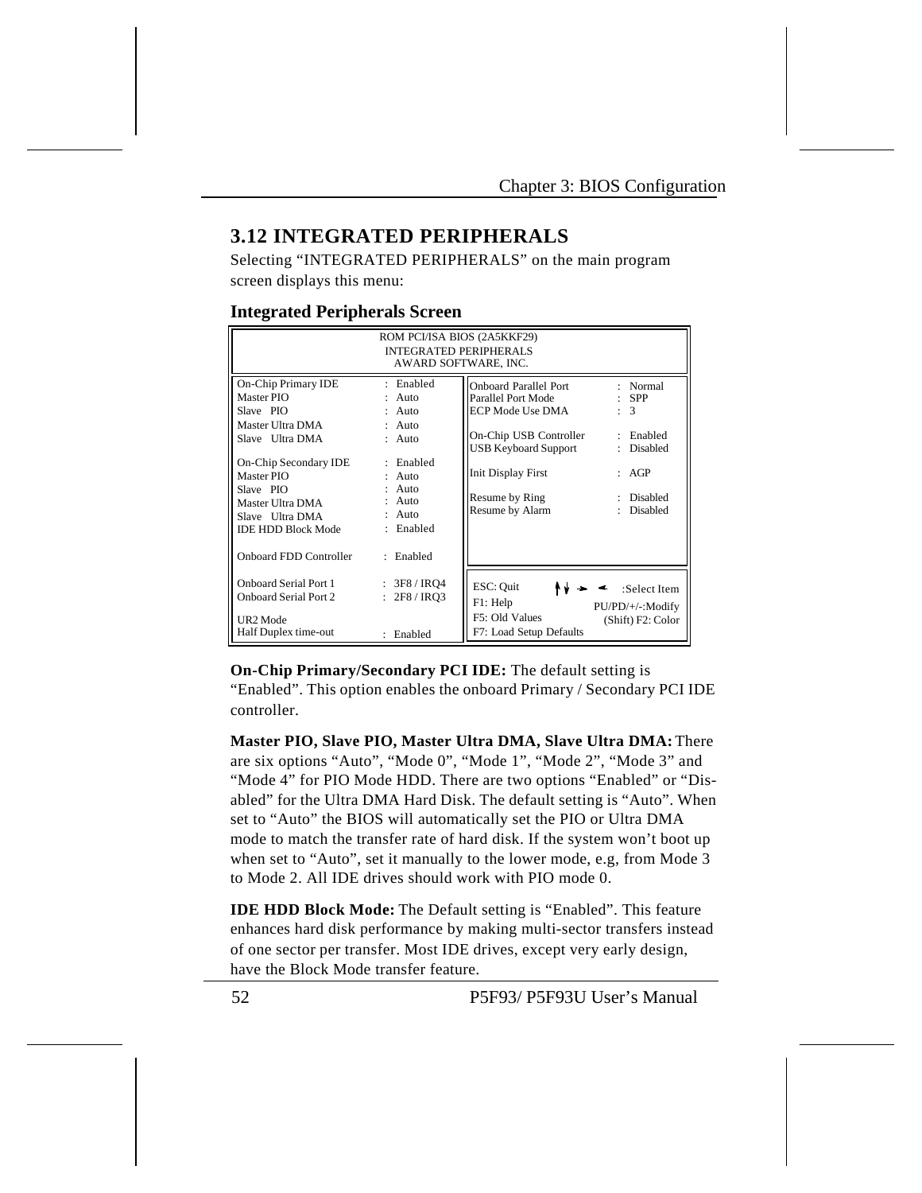## 3.12 INTEGRATED PERIPHERALS

Selecting "INTEGRATED PERIPHERALS" on the main program screen displays this menu:

### Integrated Peripherals Screen

```
                        ROM PCI/ISA BIOS (2A5KKF29)
                          INTEGRATED PERIPHERALS
                           AWARD SOFTWARE, INC.

On-Chip Primary IDE      : Enabled     | Onboard Parallel Port    : Normal
Master PIO               : Auto        | Parallel Port Mode       : SPP
Slave  PIO               : Auto        | ECP Mode Use DMA         : 3
Master Ultra DMA         : Auto        |
Slave  Ultra DMA         : Auto        | On-Chip USB Controller   : Enabled
                                       | USB Keyboard Support     : Disabled
On-Chip Secondary IDE    : Enabled     |
Master PIO               : Auto        | Init Display First       : AGP
Slave  PIO               : Auto        |
Master Ultra DMA         : Auto        | Resume by Ring           : Disabled
Slave  Ultra DMA         : Auto        | Resume by Alarm          : Disabled
IDE HDD Block Mode       : Enabled     |

Onboard FDD Controller   : Enabled

Onboard Serial Port 1    : 3F8 / IRQ4  | ESC: Quit       ↑↓→←   :Select Item
Onboard Serial Port 2    : 2F8 / IRQ3  | F1: Help        PU/PD/+/-:Modify
                                       | F5: Old Values  (Shift) F2: Color
UR2 Mode                               | F7: Load Setup Defaults
Half Duplex time-out     : Enabled     |
```

**On-Chip Primary/Secondary PCI IDE:** The default setting is "Enabled". This option enables the onboard Primary / Secondary PCI IDE controller.

**Master PIO, Slave PIO, Master Ultra DMA, Slave Ultra DMA:** There are six options "Auto", "Mode 0", "Mode 1", "Mode 2", "Mode 3" and "Mode 4" for PIO Mode HDD. There are two options "Enabled" or "Disabled" for the Ultra DMA Hard Disk. The default setting is "Auto". When set to "Auto" the BIOS will automatically set the PIO or Ultra DMA mode to match the transfer rate of hard disk. If the system won't boot up when set to "Auto", set it manually to the lower mode, e.g, from Mode 3 to Mode 2. All IDE drives should work with PIO mode 0.

**IDE HDD Block Mode:** The Default setting is "Enabled". This feature enhances hard disk performance by making multi-sector transfers instead of one sector per transfer. Most IDE drives, except very early design, have the Block Mode transfer feature.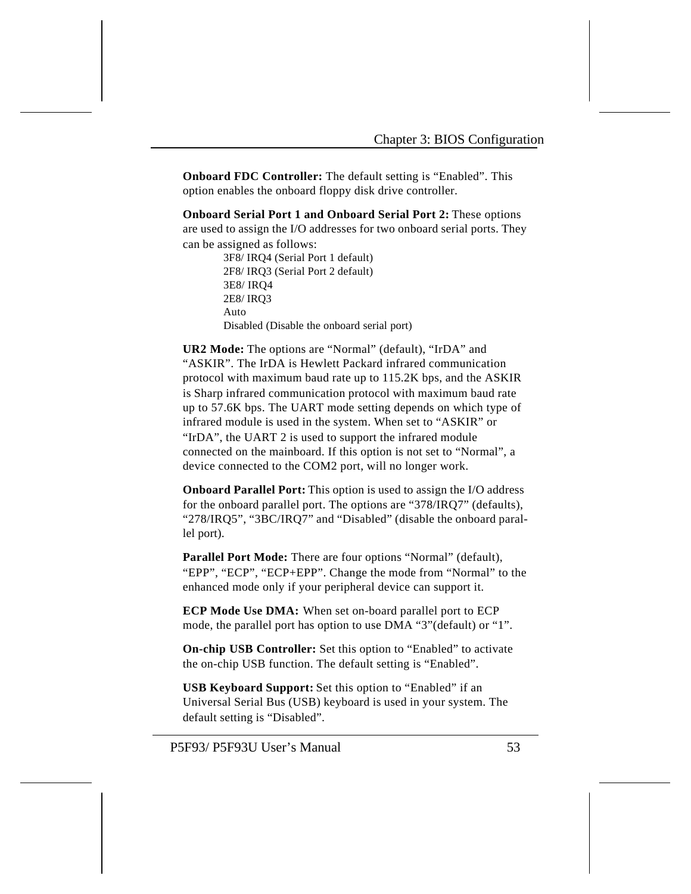**Onboard FDC Controller:** The default setting is “Enabled”. This option enables the onboard floppy disk drive controller.

**Onboard Serial Port 1 and Onboard Serial Port 2:** These options are used to assign the I/O addresses for two onboard serial ports. They can be assigned as follows:

- 3F8/ IRQ4 (Serial Port 1 default)
- 2F8/ IRQ3 (Serial Port 2 default)
- 3E8/ IRQ4
- 2E8/ IRQ3
- Auto
- Disabled (Disable the onboard serial port)

**UR2 Mode:** The options are “Normal” (default), “IrDA” and “ASKIR”. The IrDA is Hewlett Packard infrared communication protocol with maximum baud rate up to 115.2K bps, and the ASKIR is Sharp infrared communication protocol with maximum baud rate up to 57.6K bps. The UART mode setting depends on which type of infrared module is used in the system. When set to “ASKIR” or “IrDA”, the UART 2 is used to support the infrared module connected on the mainboard. If this option is not set to “Normal”, a device connected to the COM2 port, will no longer work.

**Onboard Parallel Port:** This option is used to assign the I/O address for the onboard parallel port. The options are “378/IRQ7” (defaults), “278/IRQ5”, “3BC/IRQ7” and “Disabled” (disable the onboard parallel port).

**Parallel Port Mode:** There are four options “Normal” (default), “EPP”, “ECP”, “ECP+EPP”. Change the mode from “Normal” to the enhanced mode only if your peripheral device can support it.

**ECP Mode Use DMA:** When set on-board parallel port to ECP mode, the parallel port has option to use DMA “3”(default) or “1”.

**On-chip USB Controller:** Set this option to “Enabled” to activate the on-chip USB function. The default setting is “Enabled”.

**USB Keyboard Support:** Set this option to “Enabled” if an Universal Serial Bus (USB) keyboard is used in your system. The default setting is “Disabled”.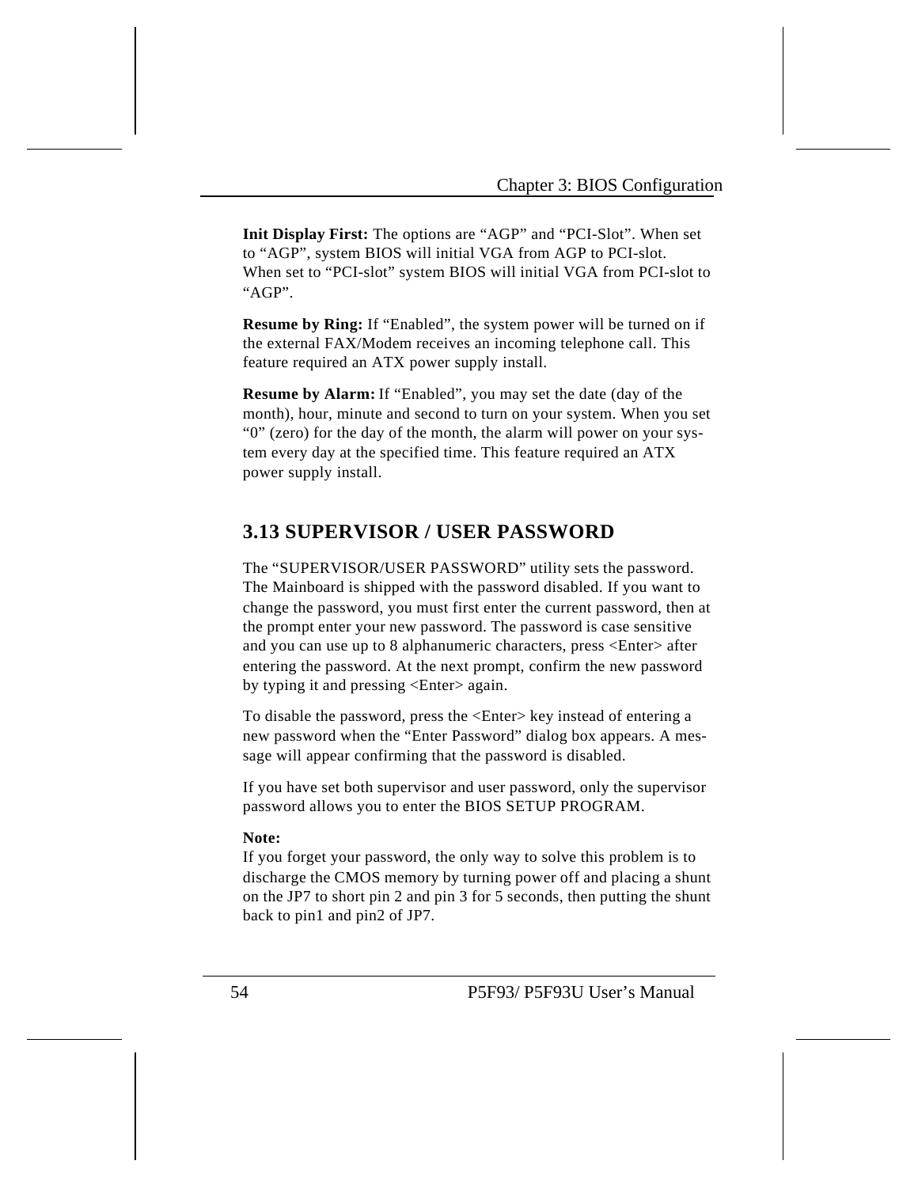**Init Display First:** The options are “AGP” and “PCI-Slot”. When set to “AGP”, system BIOS will initial VGA from AGP to PCI-slot. When set to “PCI-slot” system BIOS will initial VGA from PCI-slot to “AGP”.

**Resume by Ring:** If “Enabled”, the system power will be turned on if the external FAX/Modem receives an incoming telephone call. This feature required an ATX power supply install.

**Resume by Alarm:** If “Enabled”, you may set the date (day of the month), hour, minute and second to turn on your system. When you set “0” (zero) for the day of the month, the alarm will power on your system every day at the specified time. This feature required an ATX power supply install.

## 3.13 SUPERVISOR / USER PASSWORD

The “SUPERVISOR/USER PASSWORD” utility sets the password. The Mainboard is shipped with the password disabled. If you want to change the password, you must first enter the current password, then at the prompt enter your new password. The password is case sensitive and you can use up to 8 alphanumeric characters, press <Enter> after entering the password. At the next prompt, confirm the new password by typing it and pressing <Enter> again.

To disable the password, press the <Enter> key instead of entering a new password when the “Enter Password” dialog box appears. A message will appear confirming that the password is disabled.

If you have set both supervisor and user password, only the supervisor password allows you to enter the BIOS SETUP PROGRAM.

**Note:**
If you forget your password, the only way to solve this problem is to discharge the CMOS memory by turning power off and placing a shunt on the JP7 to short pin 2 and pin 3 for 5 seconds, then putting the shunt back to pin1 and pin2 of JP7.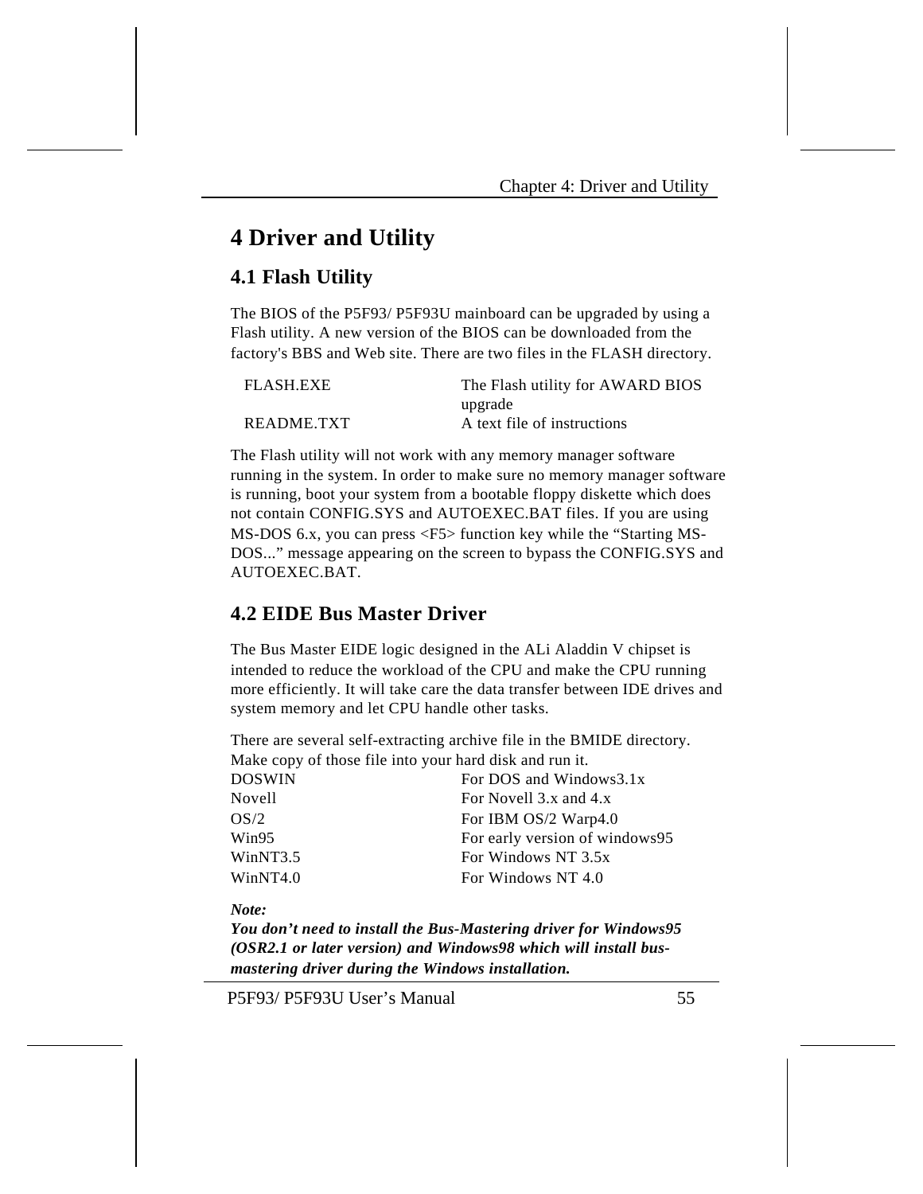# 4 Driver and Utility

## 4.1 Flash Utility

The BIOS of the P5F93/ P5F93U mainboard can be upgraded by using a Flash utility. A new version of the BIOS can be downloaded from the factory's BBS and Web site. There are two files in the FLASH directory.

| | |
|---|---|
| FLASH.EXE | The Flash utility for AWARD BIOS upgrade |
| README.TXT | A text file of instructions |

The Flash utility will not work with any memory manager software running in the system. In order to make sure no memory manager software is running, boot your system from a bootable floppy diskette which does not contain CONFIG.SYS and AUTOEXEC.BAT files. If you are using MS-DOS 6.x, you can press <F5> function key while the "Starting MS-DOS..." message appearing on the screen to bypass the CONFIG.SYS and AUTOEXEC.BAT.

## 4.2 EIDE Bus Master Driver

The Bus Master EIDE logic designed in the ALi Aladdin V chipset is intended to reduce the workload of the CPU and make the CPU running more efficiently. It will take care the data transfer between IDE drives and system memory and let CPU handle other tasks.

There are several self-extracting archive file in the BMIDE directory. Make copy of those file into your hard disk and run it.

| | |
|---|---|
| DOSWIN | For DOS and Windows3.1x |
| Novell | For Novell 3.x and 4.x |
| OS/2 | For IBM OS/2 Warp4.0 |
| Win95 | For early version of windows95 |
| WinNT3.5 | For Windows NT 3.5x |
| WinNT4.0 | For Windows NT 4.0 |

***Note:***
***You don't need to install the Bus-Mastering driver for Windows95 (OSR2.1 or later version) and Windows98 which will install bus-mastering driver during the Windows installation.***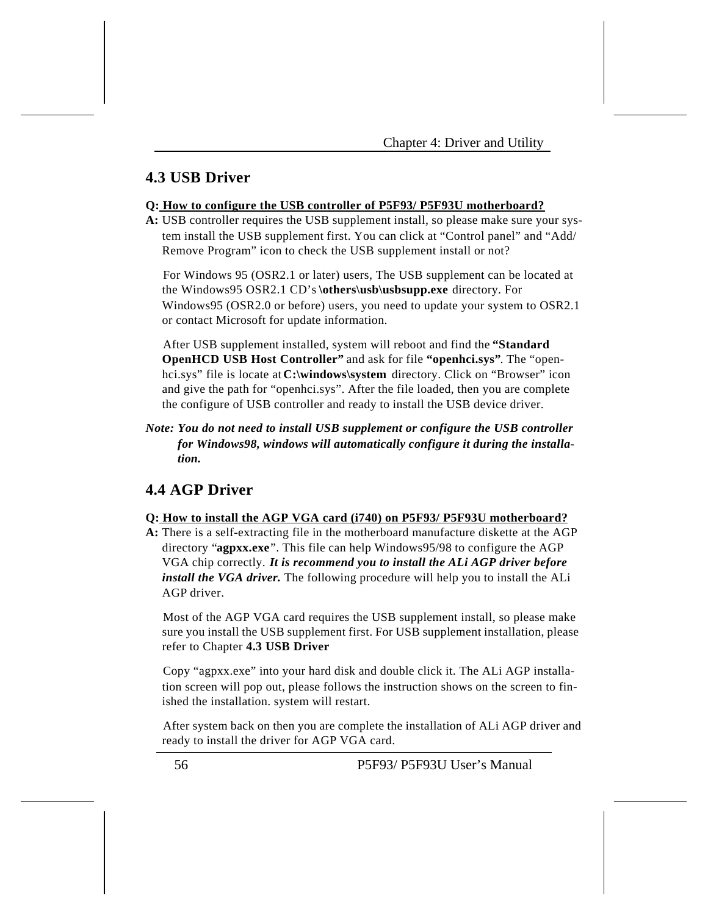## 4.3 USB Driver

**Q: How to configure the USB controller of P5F93/ P5F93U motherboard?**

**A:** USB controller requires the USB supplement install, so please make sure your system install the USB supplement first. You can click at “Control panel” and “Add/ Remove Program” icon to check the USB supplement install or not?

For Windows 95 (OSR2.1 or later) users, The USB supplement can be located at the Windows95 OSR2.1 CD’s **\others\usb\usbsupp.exe** directory. For Windows95 (OSR2.0 or before) users, you need to update your system to OSR2.1 or contact Microsoft for update information.

After USB supplement installed, system will reboot and find the **“Standard OpenHCD USB Host Controller”** and ask for file **“openhci.sys”**. The “openhci.sys” file is locate at **C:\windows\system** directory. Click on “Browser” icon and give the path for “openhci.sys”. After the file loaded, then you are complete the configure of USB controller and ready to install the USB device driver.

***Note: You do not need to install USB supplement or configure the USB controller for Windows98, windows will automatically configure it during the installation.***

## 4.4 AGP Driver

**Q: How to install the AGP VGA card (i740) on P5F93/ P5F93U motherboard?**

**A:** There is a self-extracting file in the motherboard manufacture diskette at the AGP directory “**agpxx.exe**”. This file can help Windows95/98 to configure the AGP VGA chip correctly. ***It is recommend you to install the ALi AGP driver before install the VGA driver.*** The following procedure will help you to install the ALi AGP driver.

Most of the AGP VGA card requires the USB supplement install, so please make sure you install the USB supplement first. For USB supplement installation, please refer to Chapter **4.3 USB Driver**

Copy “agpxx.exe” into your hard disk and double click it. The ALi AGP installation screen will pop out, please follows the instruction shows on the screen to finished the installation. system will restart.

After system back on then you are complete the installation of ALi AGP driver and ready to install the driver for AGP VGA card.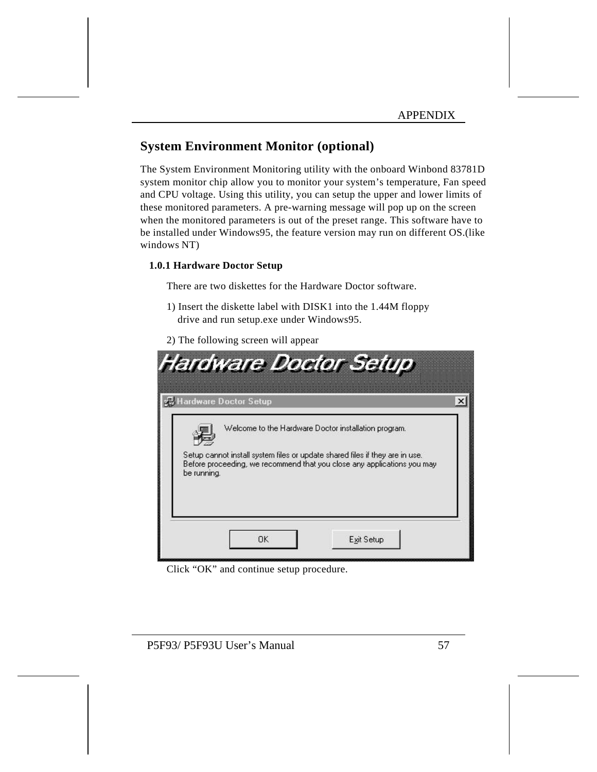## System Environment Monitor (optional)

The System Environment Monitoring utility with the onboard Winbond 83781D system monitor chip allow you to monitor your system's temperature, Fan speed and CPU voltage. Using this utility, you can setup the upper and lower limits of these monitored parameters. A pre-warning message will pop up on the screen when the monitored parameters is out of the preset range. This software have to be installed under Windows95, the feature version may run on different OS.(like windows NT)

### 1.0.1 Hardware Doctor Setup

There are two diskettes for the Hardware Doctor software.

1) Insert the diskette label with DISK1 into the 1.44M floppy drive and run setup.exe under Windows95.

2) The following screen will appear

Click "OK" and continue setup procedure.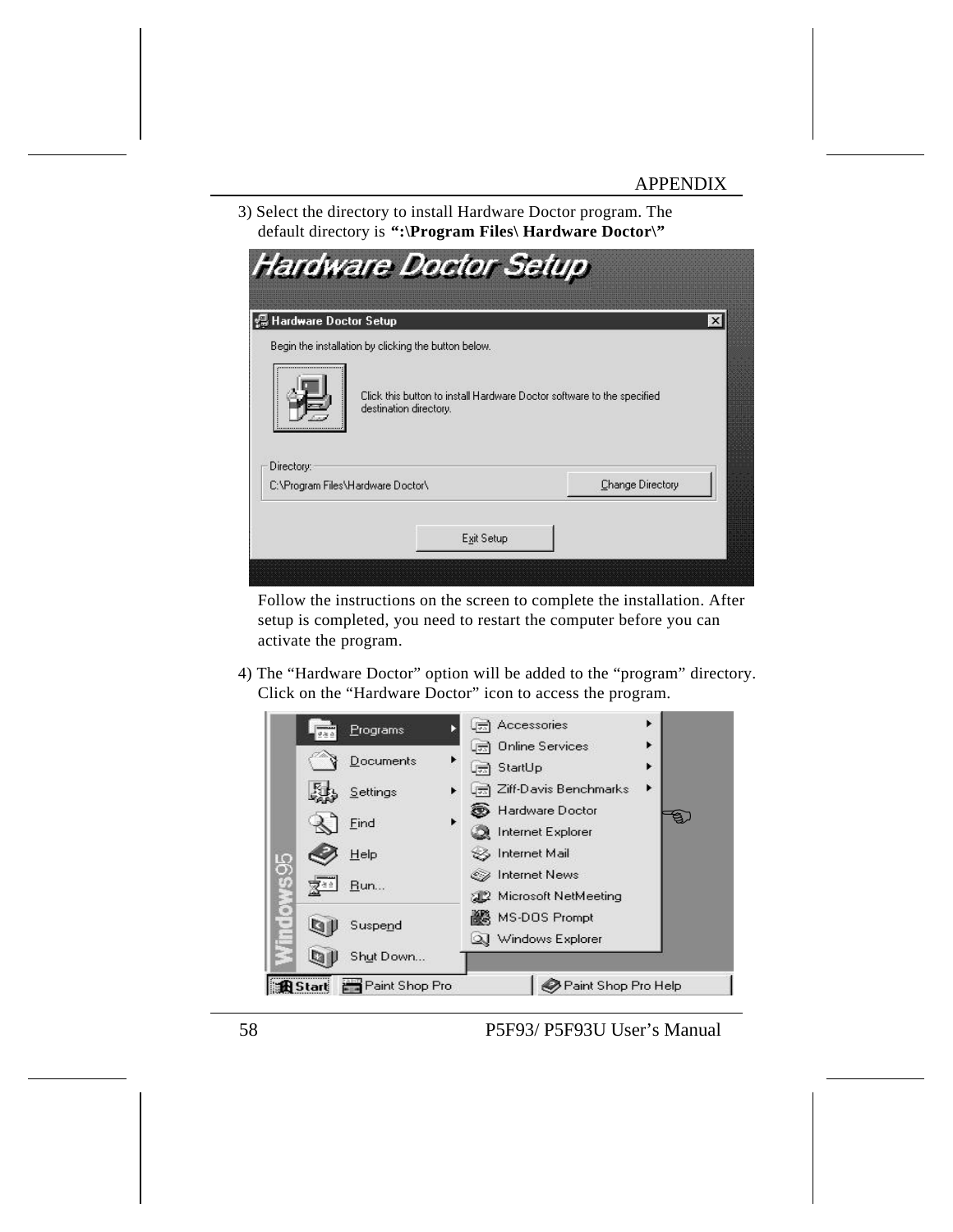3) Select the directory to install Hardware Doctor program. The default directory is **“:\Program Files\ Hardware Doctor\”**

Follow the instructions on the screen to complete the installation. After setup is completed, you need to restart the computer before you can activate the program.

4) The “Hardware Doctor” option will be added to the “program” directory. Click on the “Hardware Doctor” icon to access the program.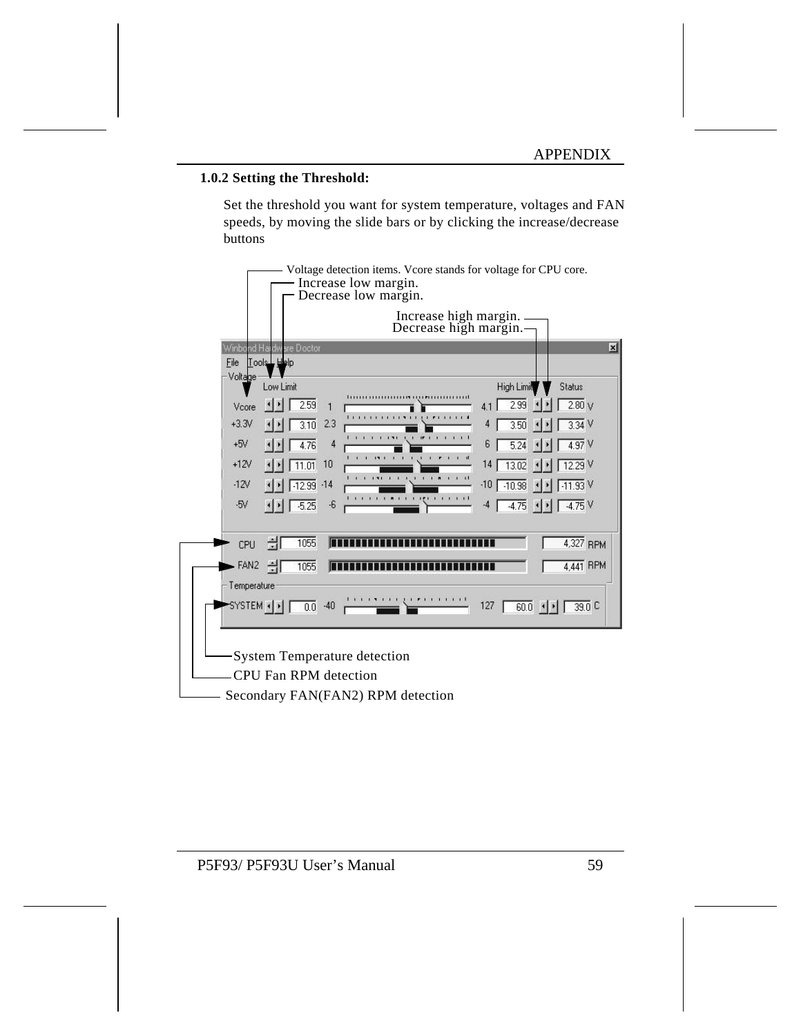### 1.0.2 Setting the Threshold:

Set the threshold you want for system temperature, voltages and FAN speeds, by moving the slide bars or by clicking the increase/decrease buttons

Voltage detection items. Vcore stands for voltage for CPU core.

Increase low margin.

Decrease low margin.

Increase high margin.

Decrease high margin.

System Temperature detection

CPU Fan RPM detection

Secondary FAN(FAN2) RPM detection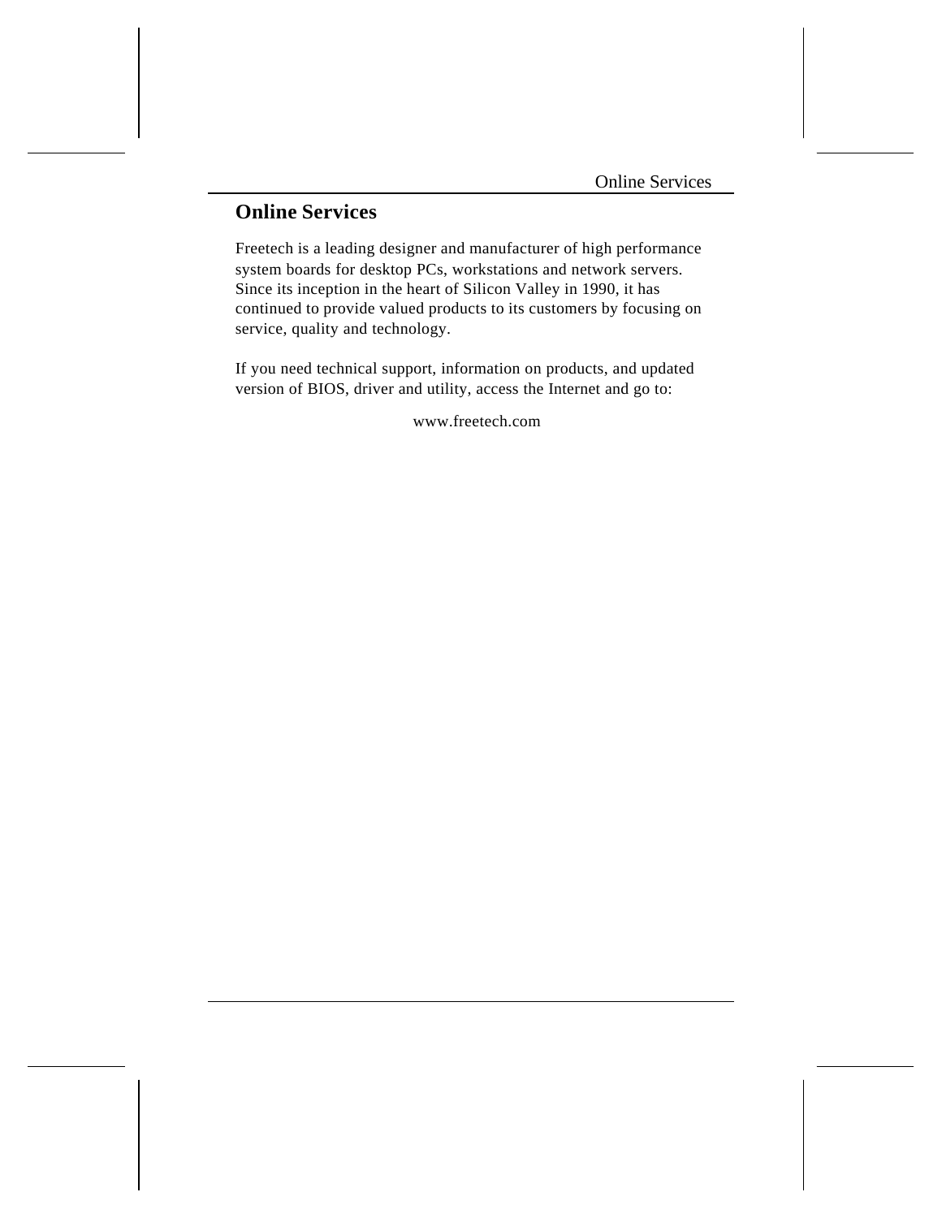## Online Services

Freetech is a leading designer and manufacturer of high performance system boards for desktop PCs, workstations and network servers. Since its inception in the heart of Silicon Valley in 1990, it has continued to provide valued products to its customers by focusing on service, quality and technology.

If you need technical support, information on products, and updated version of BIOS, driver and utility, access the Internet and go to:

www.freetech.com